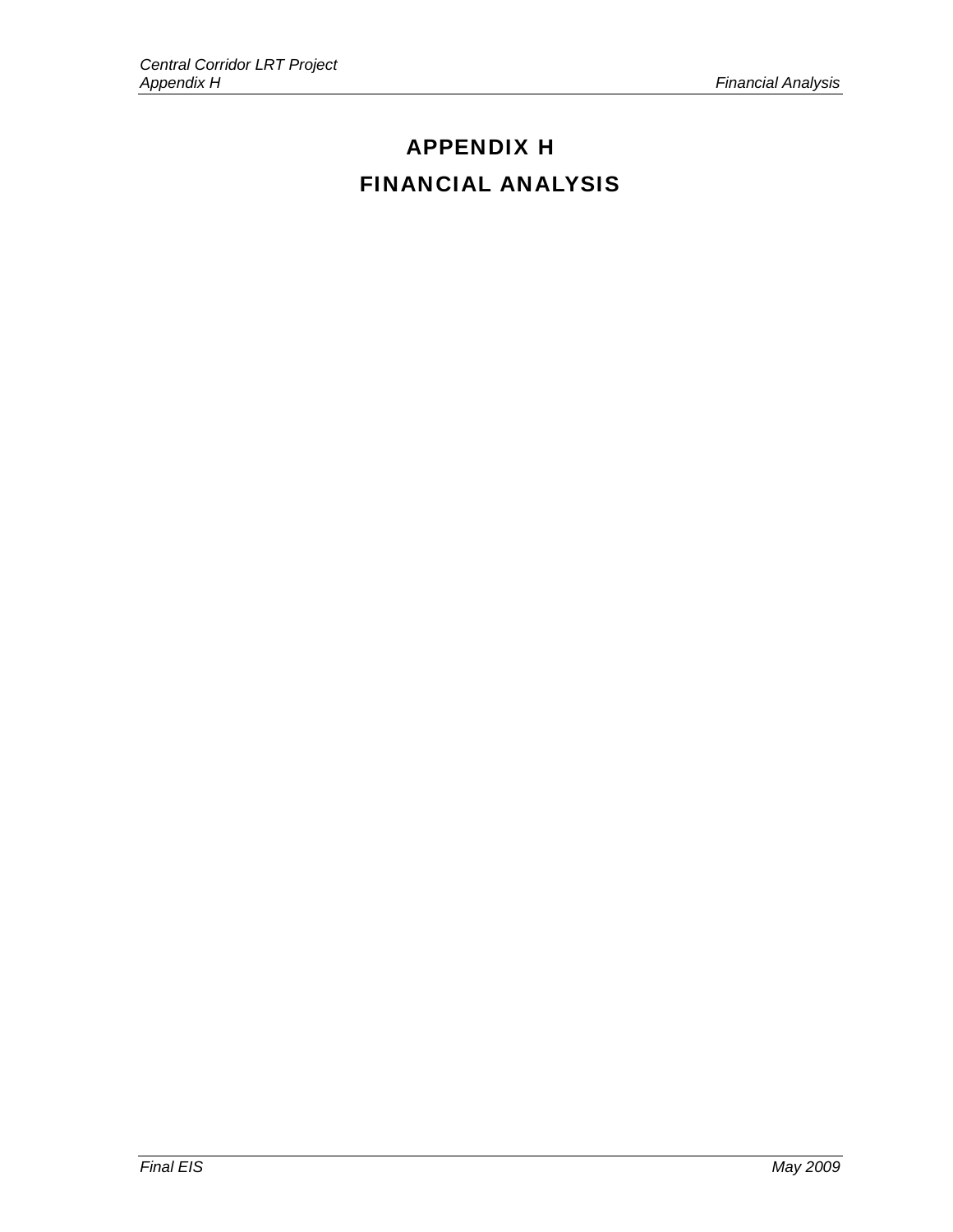# APPENDIX H

# FINANCIAL ANALYSIS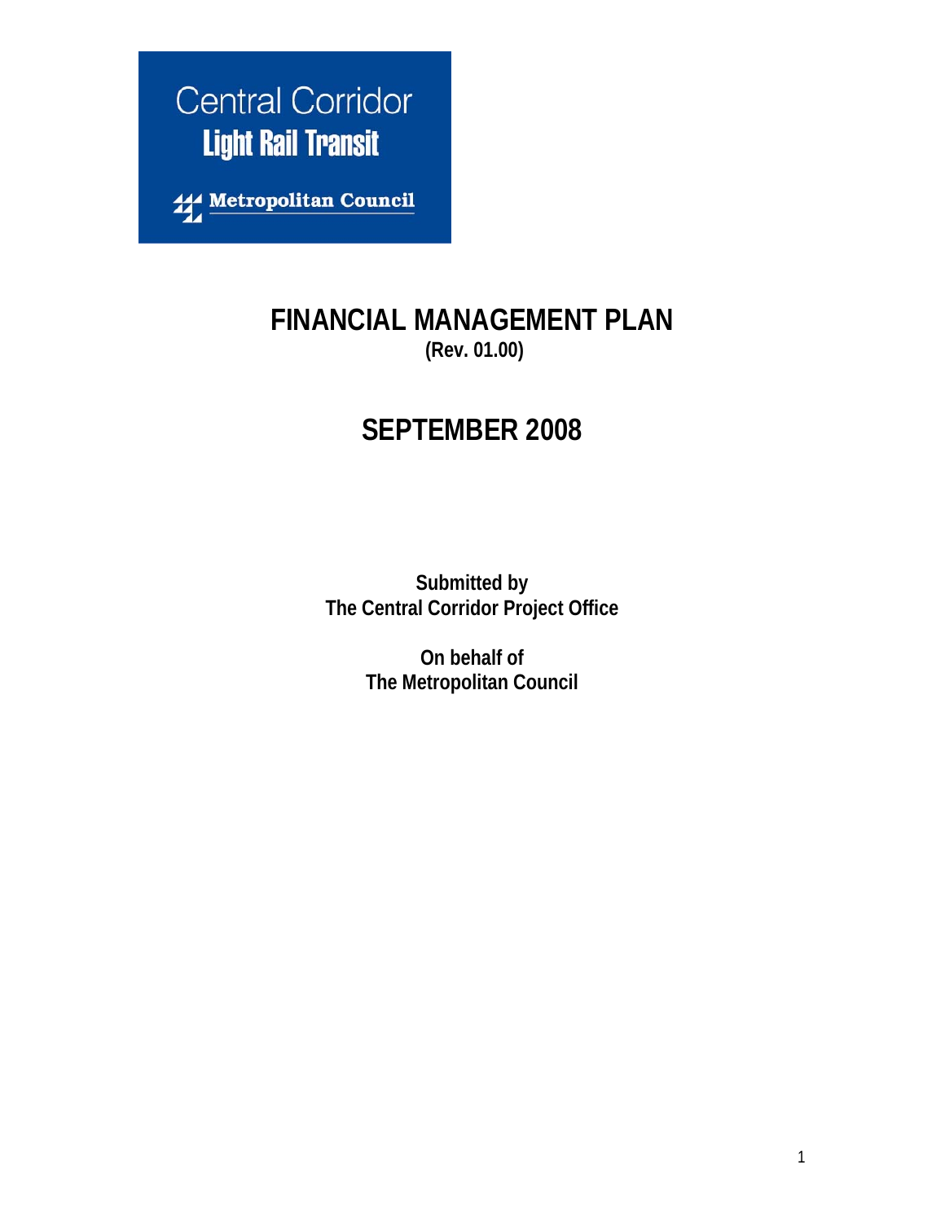Central Corridor

**Light Rail Transit**

**Metropolitan Council**

# FINANCIAL MANAGEMENT PLAN

**(Rev. 01.00)**

## SEPTEMBER 2008

**Submitted by**
**The Central Corridor Project Office**

**On behalf of**
**The Metropolitan Council**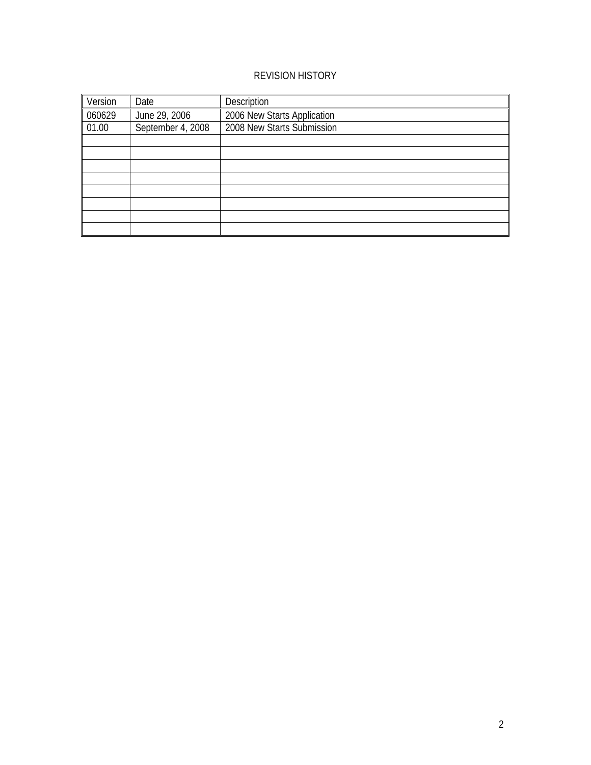# REVISION HISTORY

| Version | Date | Description |
|---|---|---|
| 060629 | June 29, 2006 | 2006 New Starts Application |
| 01.00 | September 4, 2008 | 2008 New Starts Submission |
| | | |
| | | |
| | | |
| | | |
| | | |
| | | |
| | | |
| | | |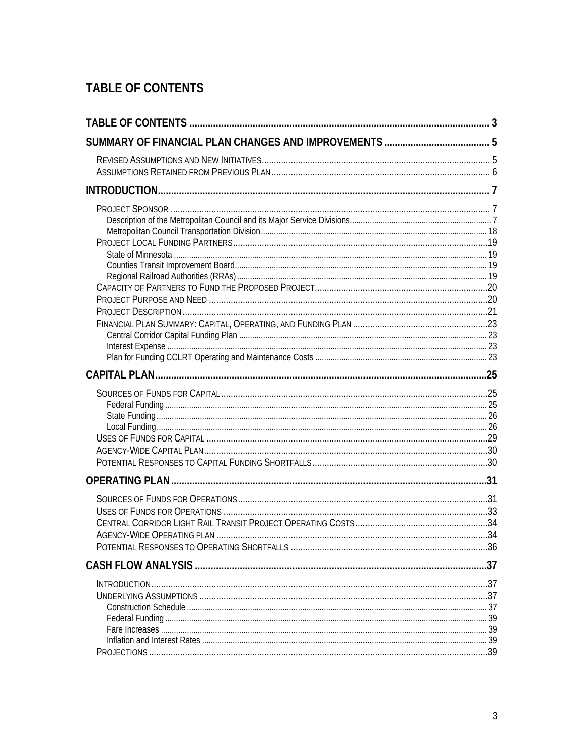# TABLE OF CONTENTS

TABLE OF CONTENTS ..... 3

SUMMARY OF FINANCIAL PLAN CHANGES AND IMPROVEMENTS ..... 5

- Revised Assumptions and New Initiatives ..... 5
- Assumptions Retained from Previous Plan ..... 6

INTRODUCTION ..... 7

- Project Sponsor ..... 7
  - Description of the Metropolitan Council and its Major Service Divisions ..... 7
  - Metropolitan Council Transportation Division ..... 18
- Project Local Funding Partners ..... 19
  - State of Minnesota ..... 19
  - Counties Transit Improvement Board ..... 19
  - Regional Railroad Authorities (RRAs) ..... 19
- Capacity of Partners to Fund the Proposed Project ..... 20
- Project Purpose and Need ..... 20
- Project Description ..... 21
- Financial Plan Summary: Capital, Operating, and Funding Plan ..... 23
  - Central Corridor Capital Funding Plan ..... 23
  - Interest Expense ..... 23
  - Plan for Funding CCLRT Operating and Maintenance Costs ..... 23

CAPITAL PLAN ..... 25

- Sources of Funds for Capital ..... 25
  - Federal Funding ..... 25
  - State Funding ..... 26
  - Local Funding ..... 26
- Uses of Funds for Capital ..... 29
- Agency-Wide Capital Plan ..... 30
- Potential Responses to Capital Funding Shortfalls ..... 30

OPERATING PLAN ..... 31

- Sources of Funds for Operations ..... 31
- Uses of Funds for Operations ..... 33
- Central Corridor Light Rail Transit Project Operating Costs ..... 34
- Agency-Wide Operating plan ..... 34
- Potential Responses to Operating Shortfalls ..... 36

CASH FLOW ANALYSIS ..... 37

- Introduction ..... 37
- Underlying Assumptions ..... 37
  - Construction Schedule ..... 37
  - Federal Funding ..... 39
  - Fare Increases ..... 39
  - Inflation and Interest Rates ..... 39
- Projections ..... 39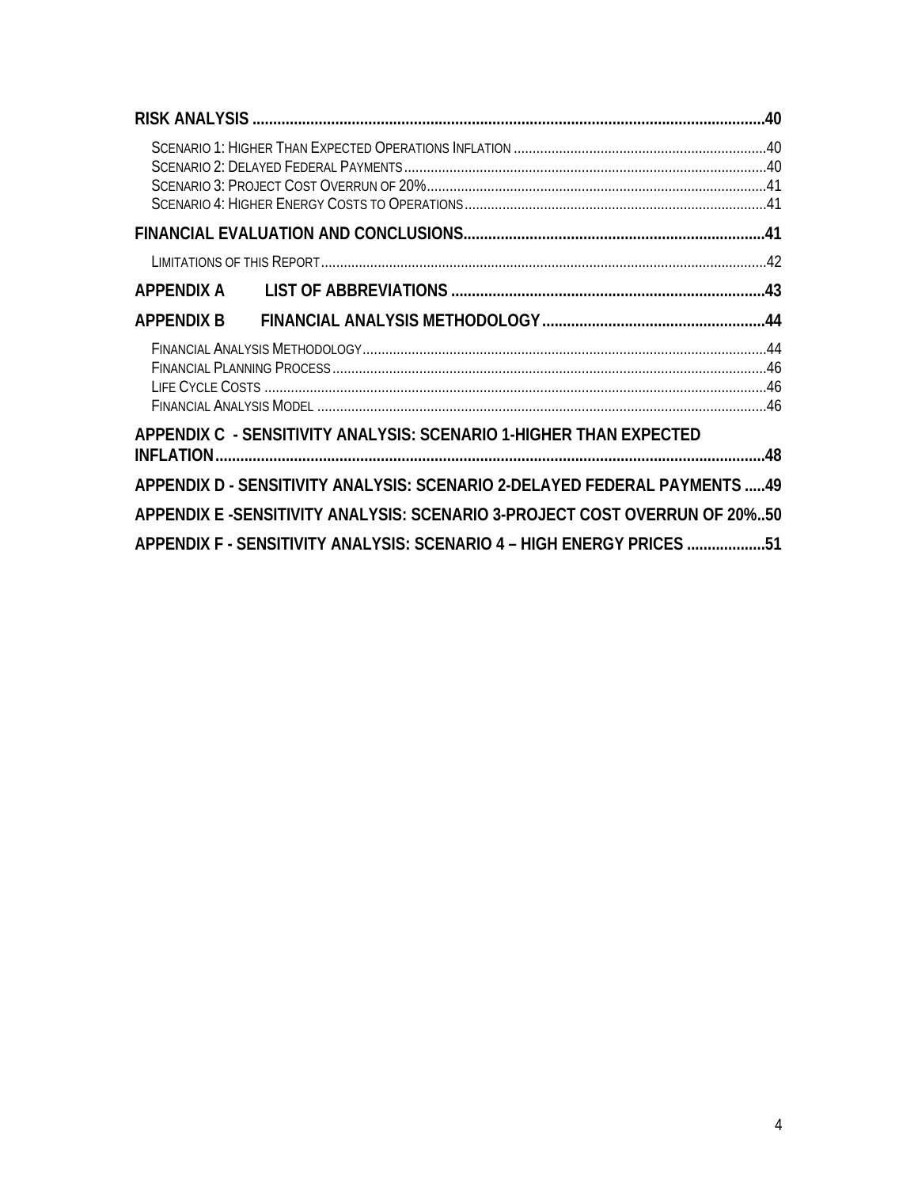RISK ANALYSIS .......................................................................................................................40

- SCENARIO 1: HIGHER THAN EXPECTED OPERATIONS INFLATION ...........................................................40
- SCENARIO 2: DELAYED FEDERAL PAYMENTS.............................................................................................40
- SCENARIO 3: PROJECT COST OVERRUN OF 20%........................................................................................41
- SCENARIO 4: HIGHER ENERGY COSTS TO OPERATIONS...............................................................................41

FINANCIAL EVALUATION AND CONCLUSIONS........................................................................41

- LIMITATIONS OF THIS REPORT...................................................................................................................42

APPENDIX A LIST OF ABBREVIATIONS ...........................................................................43

APPENDIX B FINANCIAL ANALYSIS METHODOLOGY .....................................................44

- FINANCIAL ANALYSIS METHODOLOGY.........................................................................................................44
- FINANCIAL PLANNING PROCESS.................................................................................................................46
- LIFE CYCLE COSTS ...................................................................................................................................46
- FINANCIAL ANALYSIS MODEL .....................................................................................................................46

APPENDIX C - SENSITIVITY ANALYSIS: SCENARIO 1-HIGHER THAN EXPECTED INFLATION..................................................................................................................................48

APPENDIX D - SENSITIVITY ANALYSIS: SCENARIO 2-DELAYED FEDERAL PAYMENTS .....49

APPENDIX E -SENSITIVITY ANALYSIS: SCENARIO 3-PROJECT COST OVERRUN OF 20%..50

APPENDIX F - SENSITIVITY ANALYSIS: SCENARIO 4 – HIGH ENERGY PRICES ...................51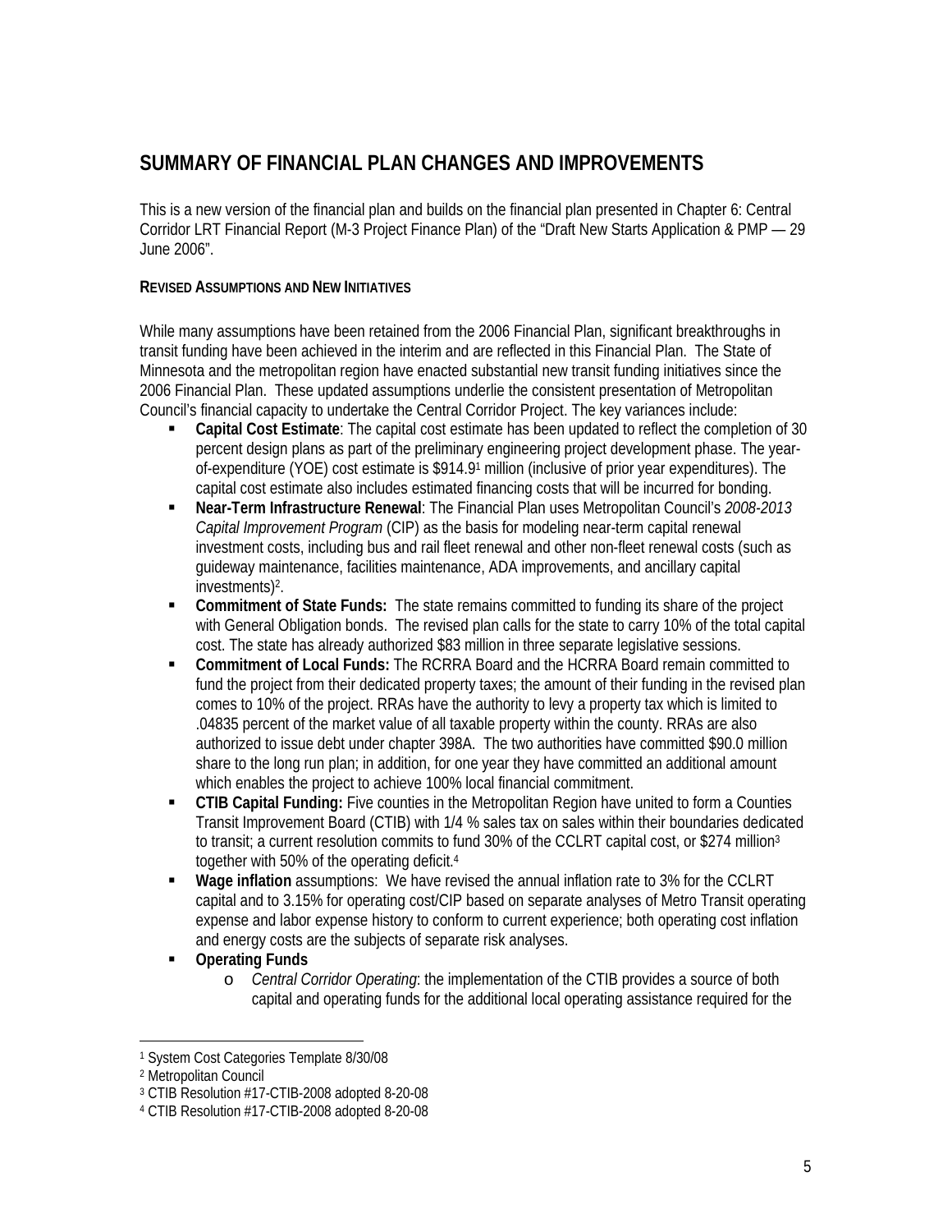## SUMMARY OF FINANCIAL PLAN CHANGES AND IMPROVEMENTS

This is a new version of the financial plan and builds on the financial plan presented in Chapter 6: Central Corridor LRT Financial Report (M-3 Project Finance Plan) of the "Draft New Starts Application & PMP — 29 June 2006".

**REVISED ASSUMPTIONS AND NEW INITIATIVES**

While many assumptions have been retained from the 2006 Financial Plan, significant breakthroughs in transit funding have been achieved in the interim and are reflected in this Financial Plan. The State of Minnesota and the metropolitan region have enacted substantial new transit funding initiatives since the 2006 Financial Plan. These updated assumptions underlie the consistent presentation of Metropolitan Council's financial capacity to undertake the Central Corridor Project. The key variances include:

- **Capital Cost Estimate**: The capital cost estimate has been updated to reflect the completion of 30 percent design plans as part of the preliminary engineering project development phase. The year-of-expenditure (YOE) cost estimate is $914.9[1] million (inclusive of prior year expenditures). The capital cost estimate also includes estimated financing costs that will be incurred for bonding.
- **Near-Term Infrastructure Renewal**: The Financial Plan uses Metropolitan Council's *2008-2013 Capital Improvement Program* (CIP) as the basis for modeling near-term capital renewal investment costs, including bus and rail fleet renewal and other non-fleet renewal costs (such as guideway maintenance, facilities maintenance, ADA improvements, and ancillary capital investments)[2].
- **Commitment of State Funds:** The state remains committed to funding its share of the project with General Obligation bonds. The revised plan calls for the state to carry 10% of the total capital cost. The state has already authorized $83 million in three separate legislative sessions.
- **Commitment of Local Funds:** The RCRRA Board and the HCRRA Board remain committed to fund the project from their dedicated property taxes; the amount of their funding in the revised plan comes to 10% of the project. RRAs have the authority to levy a property tax which is limited to .04835 percent of the market value of all taxable property within the county. RRAs are also authorized to issue debt under chapter 398A. The two authorities have committed $90.0 million share to the long run plan; in addition, for one year they have committed an additional amount which enables the project to achieve 100% local financial commitment.
- **CTIB Capital Funding:** Five counties in the Metropolitan Region have united to form a Counties Transit Improvement Board (CTIB) with 1/4 % sales tax on sales within their boundaries dedicated to transit; a current resolution commits to fund 30% of the CCLRT capital cost, or $274 million[3] together with 50% of the operating deficit.[4]
- **Wage inflation** assumptions: We have revised the annual inflation rate to 3% for the CCLRT capital and to 3.15% for operating cost/CIP based on separate analyses of Metro Transit operating expense and labor expense history to conform to current experience; both operating cost inflation and energy costs are the subjects of separate risk analyses.
- **Operating Funds**
  - *Central Corridor Operating*: the implementation of the CTIB provides a source of both capital and operating funds for the additional local operating assistance required for the

---

[1] System Cost Categories Template 8/30/08

[2] Metropolitan Council

[3] CTIB Resolution #17-CTIB-2008 adopted 8-20-08

[4] CTIB Resolution #17-CTIB-2008 adopted 8-20-08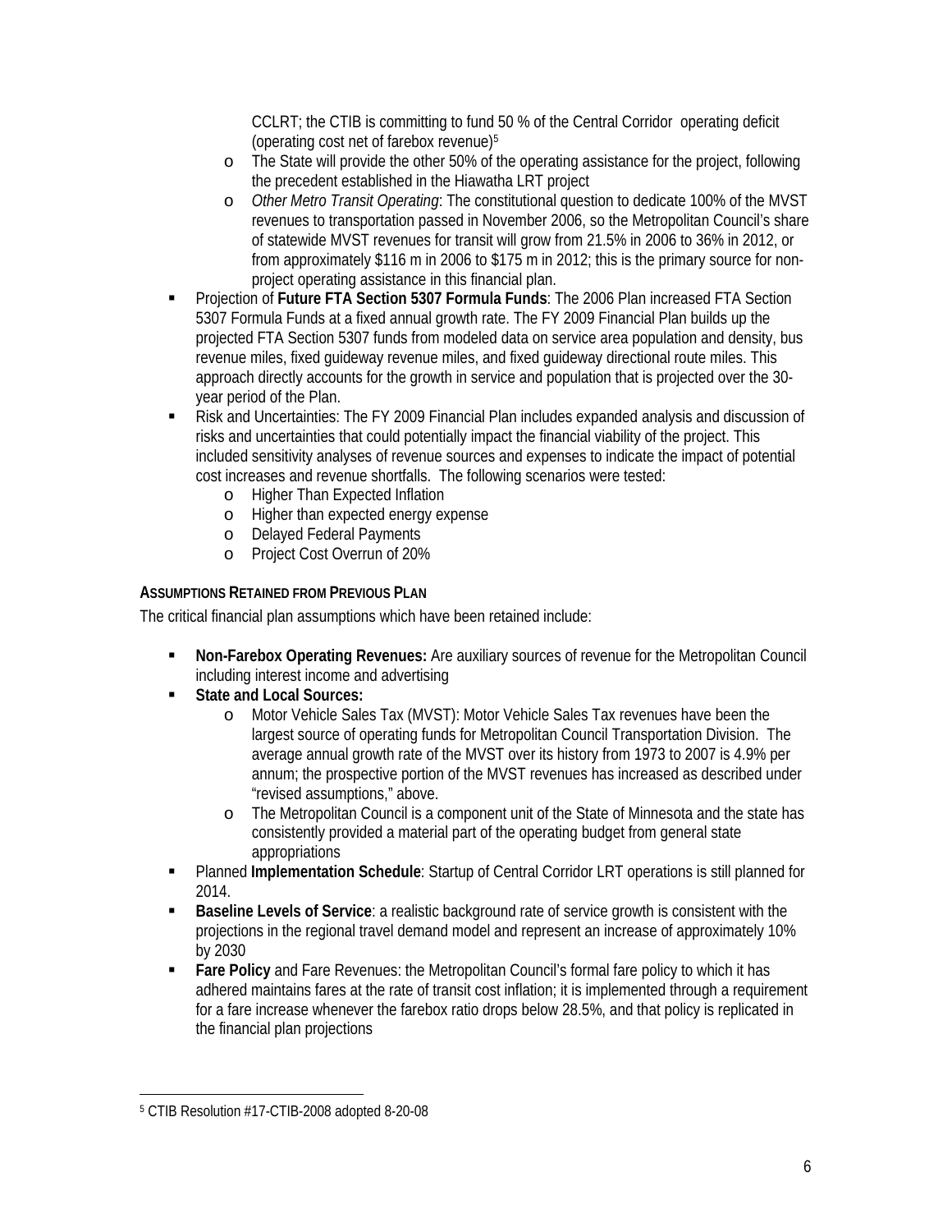CCLRT; the CTIB is committing to fund 50 % of the Central Corridor operating deficit (operating cost net of farebox revenue)[5]

- The State will provide the other 50% of the operating assistance for the project, following the precedent established in the Hiawatha LRT project
- *Other Metro Transit Operating*: The constitutional question to dedicate 100% of the MVST revenues to transportation passed in November 2006, so the Metropolitan Council's share of statewide MVST revenues for transit will grow from 21.5% in 2006 to 36% in 2012, or from approximately $116 m in 2006 to $175 m in 2012; this is the primary source for non-project operating assistance in this financial plan.

- Projection of **Future FTA Section 5307 Formula Funds**: The 2006 Plan increased FTA Section 5307 Formula Funds at a fixed annual growth rate. The FY 2009 Financial Plan builds up the projected FTA Section 5307 funds from modeled data on service area population and density, bus revenue miles, fixed guideway revenue miles, and fixed guideway directional route miles. This approach directly accounts for the growth in service and population that is projected over the 30-year period of the Plan.
- Risk and Uncertainties: The FY 2009 Financial Plan includes expanded analysis and discussion of risks and uncertainties that could potentially impact the financial viability of the project. This included sensitivity analyses of revenue sources and expenses to indicate the impact of potential cost increases and revenue shortfalls. The following scenarios were tested:
  - Higher Than Expected Inflation
  - Higher than expected energy expense
  - Delayed Federal Payments
  - Project Cost Overrun of 20%

### ASSUMPTIONS RETAINED FROM PREVIOUS PLAN

The critical financial plan assumptions which have been retained include:

- **Non-Farebox Operating Revenues:** Are auxiliary sources of revenue for the Metropolitan Council including interest income and advertising
- **State and Local Sources:**
  - Motor Vehicle Sales Tax (MVST): Motor Vehicle Sales Tax revenues have been the largest source of operating funds for Metropolitan Council Transportation Division. The average annual growth rate of the MVST over its history from 1973 to 2007 is 4.9% per annum; the prospective portion of the MVST revenues has increased as described under "revised assumptions," above.
  - The Metropolitan Council is a component unit of the State of Minnesota and the state has consistently provided a material part of the operating budget from general state appropriations
- Planned **Implementation Schedule**: Startup of Central Corridor LRT operations is still planned for 2014.
- **Baseline Levels of Service**: a realistic background rate of service growth is consistent with the projections in the regional travel demand model and represent an increase of approximately 10% by 2030
- **Fare Policy** and Fare Revenues: the Metropolitan Council's formal fare policy to which it has adhered maintains fares at the rate of transit cost inflation; it is implemented through a requirement for a fare increase whenever the farebox ratio drops below 28.5%, and that policy is replicated in the financial plan projections

---

[5] CTIB Resolution #17-CTIB-2008 adopted 8-20-08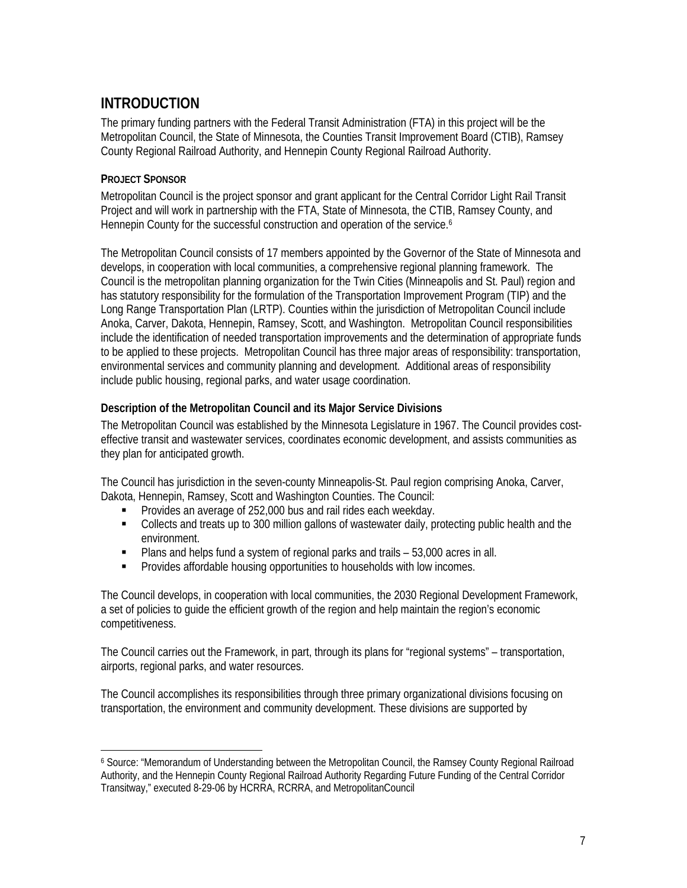## INTRODUCTION

The primary funding partners with the Federal Transit Administration (FTA) in this project will be the Metropolitan Council, the State of Minnesota, the Counties Transit Improvement Board (CTIB), Ramsey County Regional Railroad Authority, and Hennepin County Regional Railroad Authority.

### PROJECT SPONSOR

Metropolitan Council is the project sponsor and grant applicant for the Central Corridor Light Rail Transit Project and will work in partnership with the FTA, State of Minnesota, the CTIB, Ramsey County, and Hennepin County for the successful construction and operation of the service.[6]

The Metropolitan Council consists of 17 members appointed by the Governor of the State of Minnesota and develops, in cooperation with local communities, a comprehensive regional planning framework. The Council is the metropolitan planning organization for the Twin Cities (Minneapolis and St. Paul) region and has statutory responsibility for the formulation of the Transportation Improvement Program (TIP) and the Long Range Transportation Plan (LRTP). Counties within the jurisdiction of Metropolitan Council include Anoka, Carver, Dakota, Hennepin, Ramsey, Scott, and Washington. Metropolitan Council responsibilities include the identification of needed transportation improvements and the determination of appropriate funds to be applied to these projects. Metropolitan Council has three major areas of responsibility: transportation, environmental services and community planning and development. Additional areas of responsibility include public housing, regional parks, and water usage coordination.

### Description of the Metropolitan Council and its Major Service Divisions

The Metropolitan Council was established by the Minnesota Legislature in 1967. The Council provides cost-effective transit and wastewater services, coordinates economic development, and assists communities as they plan for anticipated growth.

The Council has jurisdiction in the seven-county Minneapolis-St. Paul region comprising Anoka, Carver, Dakota, Hennepin, Ramsey, Scott and Washington Counties. The Council:

- Provides an average of 252,000 bus and rail rides each weekday.
- Collects and treats up to 300 million gallons of wastewater daily, protecting public health and the environment.
- Plans and helps fund a system of regional parks and trails – 53,000 acres in all.
- Provides affordable housing opportunities to households with low incomes.

The Council develops, in cooperation with local communities, the 2030 Regional Development Framework, a set of policies to guide the efficient growth of the region and help maintain the region's economic competitiveness.

The Council carries out the Framework, in part, through its plans for "regional systems" – transportation, airports, regional parks, and water resources.

The Council accomplishes its responsibilities through three primary organizational divisions focusing on transportation, the environment and community development. These divisions are supported by

---

[6] Source: "Memorandum of Understanding between the Metropolitan Council, the Ramsey County Regional Railroad Authority, and the Hennepin County Regional Railroad Authority Regarding Future Funding of the Central Corridor Transitway," executed 8-29-06 by HCRRA, RCRRA, and MetropolitanCouncil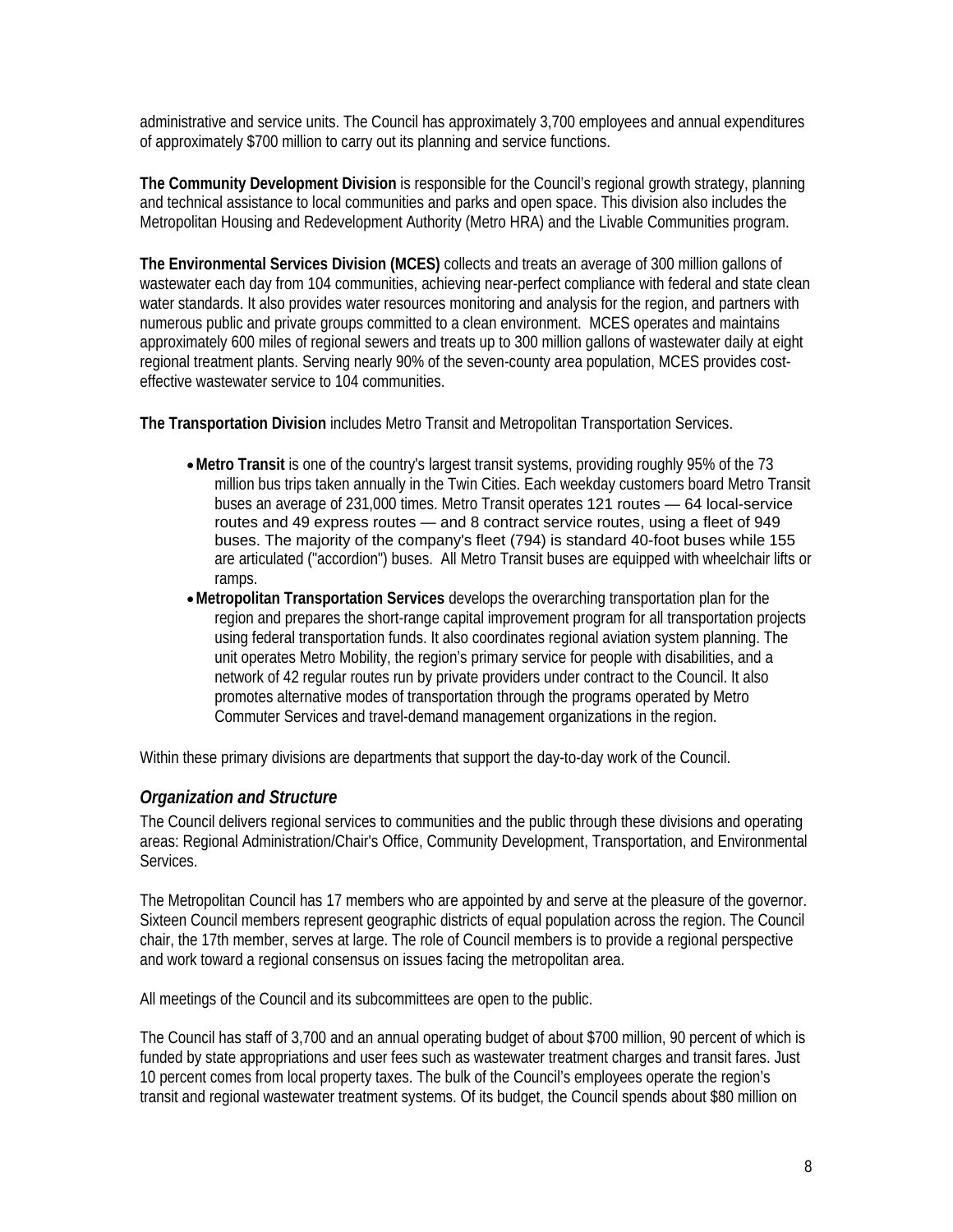administrative and service units. The Council has approximately 3,700 employees and annual expenditures of approximately $700 million to carry out its planning and service functions.

**The Community Development Division** is responsible for the Council's regional growth strategy, planning and technical assistance to local communities and parks and open space. This division also includes the Metropolitan Housing and Redevelopment Authority (Metro HRA) and the Livable Communities program.

**The Environmental Services Division (MCES)** collects and treats an average of 300 million gallons of wastewater each day from 104 communities, achieving near-perfect compliance with federal and state clean water standards. It also provides water resources monitoring and analysis for the region, and partners with numerous public and private groups committed to a clean environment. MCES operates and maintains approximately 600 miles of regional sewers and treats up to 300 million gallons of wastewater daily at eight regional treatment plants. Serving nearly 90% of the seven-county area population, MCES provides cost-effective wastewater service to 104 communities.

**The Transportation Division** includes Metro Transit and Metropolitan Transportation Services.

- **Metro Transit** is one of the country's largest transit systems, providing roughly 95% of the 73 million bus trips taken annually in the Twin Cities. Each weekday customers board Metro Transit buses an average of 231,000 times. Metro Transit operates 121 routes — 64 local-service routes and 49 express routes — and 8 contract service routes, using a fleet of 949 buses. The majority of the company's fleet (794) is standard 40-foot buses while 155 are articulated ("accordion") buses. All Metro Transit buses are equipped with wheelchair lifts or ramps.
- **Metropolitan Transportation Services** develops the overarching transportation plan for the region and prepares the short-range capital improvement program for all transportation projects using federal transportation funds. It also coordinates regional aviation system planning. The unit operates Metro Mobility, the region's primary service for people with disabilities, and a network of 42 regular routes run by private providers under contract to the Council. It also promotes alternative modes of transportation through the programs operated by Metro Commuter Services and travel-demand management organizations in the region.

Within these primary divisions are departments that support the day-to-day work of the Council.

### *Organization and Structure*

The Council delivers regional services to communities and the public through these divisions and operating areas: Regional Administration/Chair's Office, Community Development, Transportation, and Environmental Services.

The Metropolitan Council has 17 members who are appointed by and serve at the pleasure of the governor. Sixteen Council members represent geographic districts of equal population across the region. The Council chair, the 17th member, serves at large. The role of Council members is to provide a regional perspective and work toward a regional consensus on issues facing the metropolitan area.

All meetings of the Council and its subcommittees are open to the public.

The Council has staff of 3,700 and an annual operating budget of about $700 million, 90 percent of which is funded by state appropriations and user fees such as wastewater treatment charges and transit fares. Just 10 percent comes from local property taxes. The bulk of the Council's employees operate the region's transit and regional wastewater treatment systems. Of its budget, the Council spends about $80 million on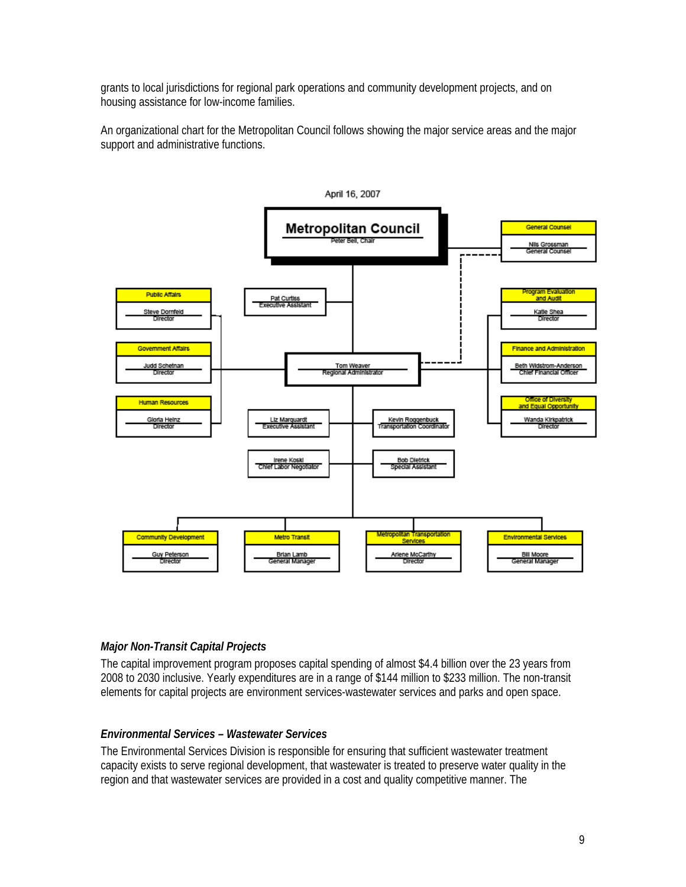grants to local jurisdictions for regional park operations and community development projects, and on housing assistance for low-income families.

An organizational chart for the Metropolitan Council follows showing the major service areas and the major support and administrative functions.

April 16, 2007

**Metropolitan Council**
Peter Bell, Chair

- General Counsel — Nils Grossman, General Counsel
- Tom Weaver, Regional Administrator
  - Pat Curtiss, Executive Assistant
  - Liz Marquardt, Executive Assistant
  - Kevin Roggenbuck, Transportation Coordinator
  - Irene Koski, Chief Labor Negotiator
  - Bob Dietrick, Special Assistant
  - Public Affairs — Steve Dornfeld, Director
  - Government Affairs — Judd Schetnan, Director
  - Human Resources — Gloria Heinz, Director
  - Program Evaluation and Audit — Katie Shea, Director
  - Finance and Administration — Beth Widstrom-Anderson, Chief Financial Officer
  - Office of Diversity and Equal Opportunity — Wanda Kirkpatrick, Director
  - Community Development — Guy Peterson, Director
  - Metro Transit — Brian Lamb, General Manager
  - Metropolitan Transportation Services — Arlene McCarthy, Director
  - Environmental Services — Bill Moore, General Manager

### *Major Non-Transit Capital Projects*

The capital improvement program proposes capital spending of almost $4.4 billion over the 23 years from 2008 to 2030 inclusive. Yearly expenditures are in a range of $144 million to $233 million. The non-transit elements for capital projects are environment services-wastewater services and parks and open space.

### *Environmental Services – Wastewater Services*

The Environmental Services Division is responsible for ensuring that sufficient wastewater treatment capacity exists to serve regional development, that wastewater is treated to preserve water quality in the region and that wastewater services are provided in a cost and quality competitive manner. The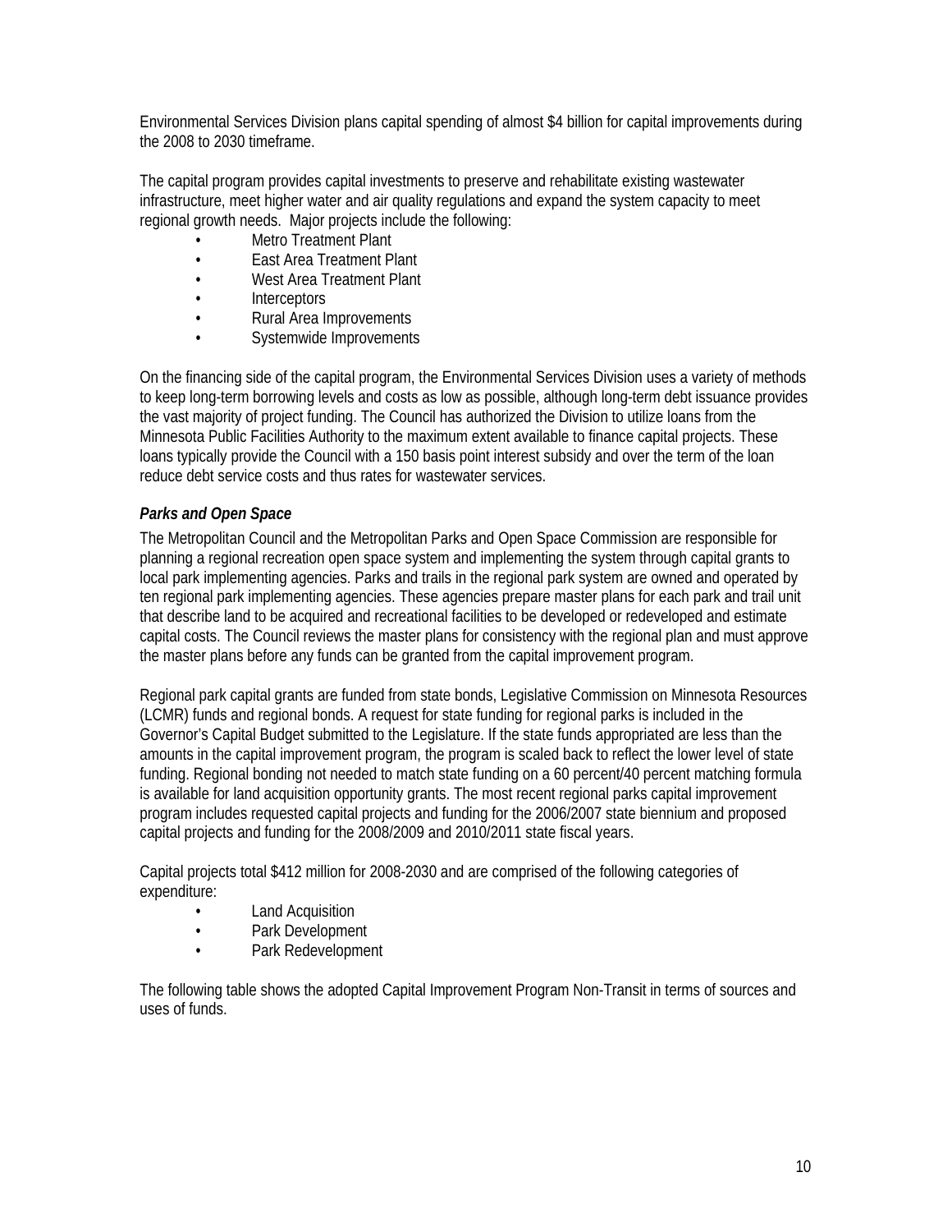Environmental Services Division plans capital spending of almost $4 billion for capital improvements during the 2008 to 2030 timeframe.

The capital program provides capital investments to preserve and rehabilitate existing wastewater infrastructure, meet higher water and air quality regulations and expand the system capacity to meet regional growth needs. Major projects include the following:

- Metro Treatment Plant
- East Area Treatment Plant
- West Area Treatment Plant
- Interceptors
- Rural Area Improvements
- Systemwide Improvements

On the financing side of the capital program, the Environmental Services Division uses a variety of methods to keep long-term borrowing levels and costs as low as possible, although long-term debt issuance provides the vast majority of project funding. The Council has authorized the Division to utilize loans from the Minnesota Public Facilities Authority to the maximum extent available to finance capital projects. These loans typically provide the Council with a 150 basis point interest subsidy and over the term of the loan reduce debt service costs and thus rates for wastewater services.

***Parks and Open Space***

The Metropolitan Council and the Metropolitan Parks and Open Space Commission are responsible for planning a regional recreation open space system and implementing the system through capital grants to local park implementing agencies. Parks and trails in the regional park system are owned and operated by ten regional park implementing agencies. These agencies prepare master plans for each park and trail unit that describe land to be acquired and recreational facilities to be developed or redeveloped and estimate capital costs. The Council reviews the master plans for consistency with the regional plan and must approve the master plans before any funds can be granted from the capital improvement program.

Regional park capital grants are funded from state bonds, Legislative Commission on Minnesota Resources (LCMR) funds and regional bonds. A request for state funding for regional parks is included in the Governor's Capital Budget submitted to the Legislature. If the state funds appropriated are less than the amounts in the capital improvement program, the program is scaled back to reflect the lower level of state funding. Regional bonding not needed to match state funding on a 60 percent/40 percent matching formula is available for land acquisition opportunity grants. The most recent regional parks capital improvement program includes requested capital projects and funding for the 2006/2007 state biennium and proposed capital projects and funding for the 2008/2009 and 2010/2011 state fiscal years.

Capital projects total $412 million for 2008-2030 and are comprised of the following categories of expenditure:

- Land Acquisition
- Park Development
- Park Redevelopment

The following table shows the adopted Capital Improvement Program Non-Transit in terms of sources and uses of funds.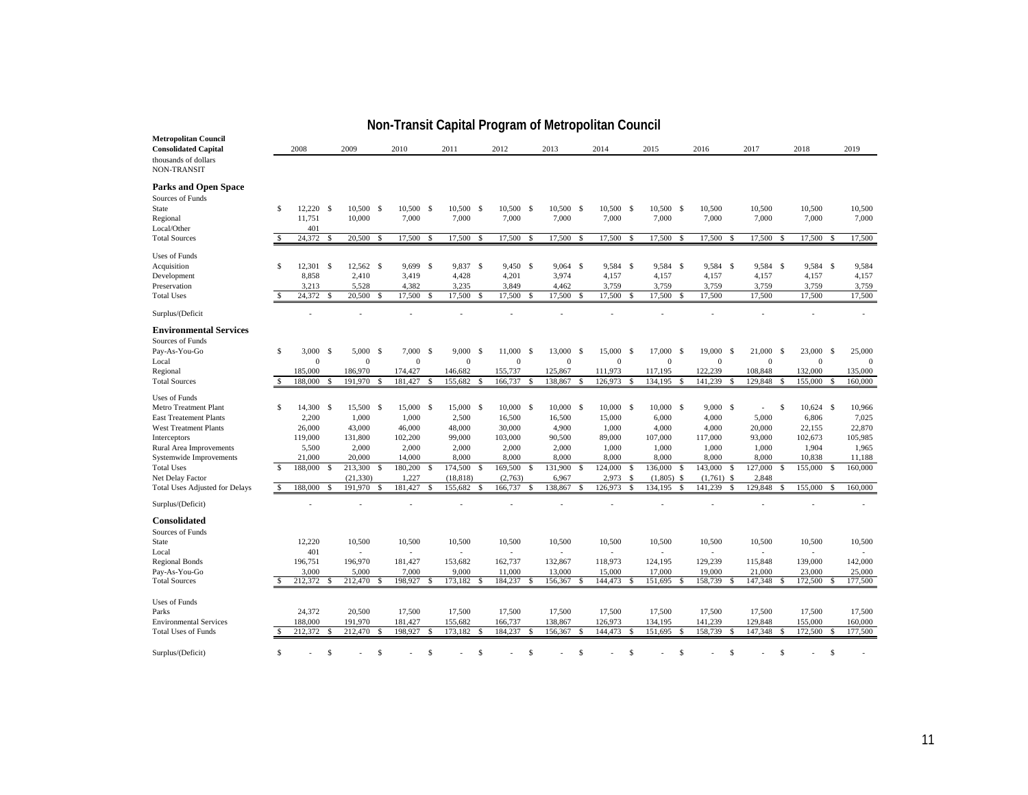## Non-Transit Capital Program of Metropolitan Council

| Metropolitan Council<br>Consolidated Capital<br>thousands of dollars<br>NON-TRANSIT | 2008 | 2009 | 2010 | 2011 | 2012 | 2013 | 2014 | 2015 | 2016 | 2017 | 2018 | 2019 |
|---|---|---|---|---|---|---|---|---|---|---|---|---|
| **Parks and Open Space** | | | | | | | | | | | | |
| Sources of Funds | | | | | | | | | | | | |
| State | $ 12,220 | $ 10,500 | $ 10,500 | $ 10,500 | $ 10,500 | $ 10,500 | $ 10,500 | $ 10,500 | $ 10,500 | 10,500 | 10,500 | 10,500 |
| Regional | 11,751 | 10,000 | 7,000 | 7,000 | 7,000 | 7,000 | 7,000 | 7,000 | 7,000 | 7,000 | 7,000 | 7,000 |
| Local/Other | 401 | | | | | | | | | | | |
| Total Sources | $ 24,372 | $ 20,500 | $ 17,500 | $ 17,500 | $ 17,500 | $ 17,500 | $ 17,500 | $ 17,500 | $ 17,500 | $ 17,500 | $ 17,500 | $ 17,500 |
| Uses of Funds | | | | | | | | | | | | |
| Acquisition | $ 12,301 | $ 12,562 | $ 9,699 | $ 9,837 | $ 9,450 | $ 9,064 | $ 9,584 | $ 9,584 | $ 9,584 | $ 9,584 | $ 9,584 | $ 9,584 |
| Development | 8,858 | 2,410 | 3,419 | 4,428 | 4,201 | 3,974 | 4,157 | 4,157 | 4,157 | 4,157 | 4,157 | 4,157 |
| Preservation | 3,213 | 5,528 | 4,382 | 3,235 | 3,849 | 4,462 | 3,759 | 3,759 | 3,759 | 3,759 | 3,759 | 3,759 |
| Total Uses | $ 24,372 | $ 20,500 | $ 17,500 | $ 17,500 | $ 17,500 | $ 17,500 | $ 17,500 | $ 17,500 | $ 17,500 | 17,500 | 17,500 | 17,500 |
| Surplus/(Deficit | - | - | - | - | - | - | - | - | - | - | - | - |
| **Environmental Services** | | | | | | | | | | | | |
| Sources of Funds | | | | | | | | | | | | |
| Pay-As-You-Go | $ 3,000 | $ 5,000 | $ 7,000 | $ 9,000 | $ 11,000 | $ 13,000 | $ 15,000 | $ 17,000 | $ 19,000 | $ 21,000 | $ 23,000 | $ 25,000 |
| Local | 0 | 0 | 0 | 0 | 0 | 0 | 0 | 0 | 0 | 0 | 0 | 0 |
| Regional | 185,000 | 186,970 | 174,427 | 146,682 | 155,737 | 125,867 | 111,973 | 117,195 | 122,239 | 108,848 | 132,000 | 135,000 |
| Total Sources | $ 188,000 | $ 191,970 | $ 181,427 | $ 155,682 | $ 166,737 | $ 138,867 | $ 126,973 | $ 134,195 | $ 141,239 | $ 129,848 | $ 155,000 | $ 160,000 |
| Uses of Funds | | | | | | | | | | | | |
| Metro Treatment Plant | $ 14,300 | $ 15,500 | $ 15,000 | $ 15,000 | $ 10,000 | $ 10,000 | $ 10,000 | $ 10,000 | $ 9,000 | $ - | $ 10,624 | $ 10,966 |
| East Treatement Plants | 2,200 | 1,000 | 1,000 | 2,500 | 16,500 | 16,500 | 15,000 | 6,000 | 4,000 | 5,000 | 6,806 | 7,025 |
| West Treatment Plants | 26,000 | 43,000 | 46,000 | 48,000 | 30,000 | 4,900 | 1,000 | 4,000 | 4,000 | 20,000 | 22,155 | 22,870 |
| Interceptors | 119,000 | 131,800 | 102,200 | 99,000 | 103,000 | 90,500 | 89,000 | 107,000 | 117,000 | 93,000 | 102,673 | 105,985 |
| Rural Area Improvements | 5,500 | 2,000 | 2,000 | 2,000 | 2,000 | 2,000 | 1,000 | 1,000 | 1,000 | 1,000 | 1,904 | 1,965 |
| Systemwide Improvements | 21,000 | 20,000 | 14,000 | 8,000 | 8,000 | 8,000 | 8,000 | 8,000 | 8,000 | 8,000 | 10,838 | 11,188 |
| Total Uses | $ 188,000 | $ 213,300 | $ 180,200 | $ 174,500 | $ 169,500 | $ 131,900 | $ 124,000 | $ 136,000 | $ 143,000 | $ 127,000 | $ 155,000 | $ 160,000 |
| Net Delay Factor | | (21,330) | 1,227 | (18,818) | (2,763) | 6,967 | 2,973 | $ (1,805) | $ (1,761) | $ 2,848 | | |
| Total Uses Adjusted for Delays | $ 188,000 | $ 191,970 | $ 181,427 | $ 155,682 | $ 166,737 | $ 138,867 | $ 126,973 | $ 134,195 | $ 141,239 | $ 129,848 | $ 155,000 | $ 160,000 |
| Surplus/(Deficit) | - | - | - | - | - | - | - | - | - | - | - | - |
| **Consolidated** | | | | | | | | | | | | |
| Sources of Funds | | | | | | | | | | | | |
| State | 12,220 | 10,500 | 10,500 | 10,500 | 10,500 | 10,500 | 10,500 | 10,500 | 10,500 | 10,500 | 10,500 | 10,500 |
| Local | 401 | - | - | - | - | - | - | - | - | - | - | - |
| Regional Bonds | 196,751 | 196,970 | 181,427 | 153,682 | 162,737 | 132,867 | 118,973 | 124,195 | 129,239 | 115,848 | 139,000 | 142,000 |
| Pay-As-You-Go | 3,000 | 5,000 | 7,000 | 9,000 | 11,000 | 13,000 | 15,000 | 17,000 | 19,000 | 21,000 | 23,000 | 25,000 |
| Total Sources | $ 212,372 | $ 212,470 | $ 198,927 | $ 173,182 | $ 184,237 | $ 156,367 | $ 144,473 | $ 151,695 | $ 158,739 | $ 147,348 | $ 172,500 | $ 177,500 |
| Uses of Funds | | | | | | | | | | | | |
| Parks | 24,372 | 20,500 | 17,500 | 17,500 | 17,500 | 17,500 | 17,500 | 17,500 | 17,500 | 17,500 | 17,500 | 17,500 |
| Environmental Services | 188,000 | 191,970 | 181,427 | 155,682 | 166,737 | 138,867 | 126,973 | 134,195 | 141,239 | 129,848 | 155,000 | 160,000 |
| Total Uses of Funds | $ 212,372 | $ 212,470 | $ 198,927 | $ 173,182 | $ 184,237 | $ 156,367 | $ 144,473 | $ 151,695 | $ 158,739 | $ 147,348 | $ 172,500 | $ 177,500 |
| Surplus/(Deficit) | $ - | $ - | $ - | $ - | $ - | $ - | $ - | $ - | $ - | $ - | $ - | $ - |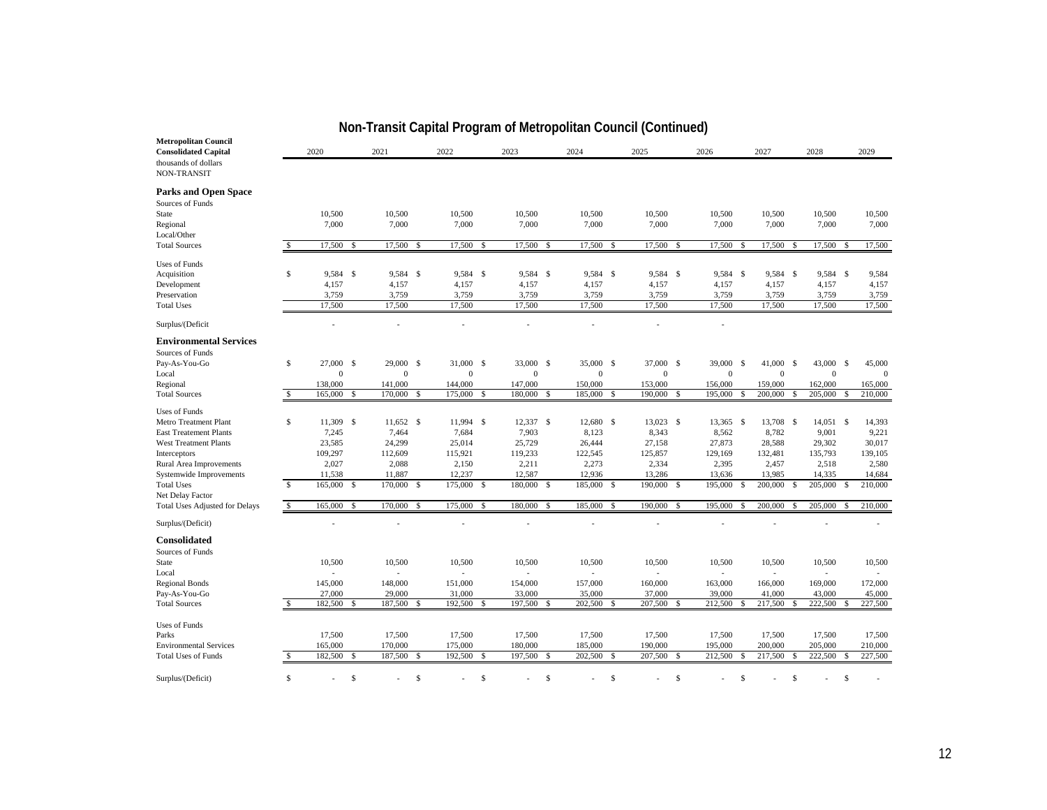# Non-Transit Capital Program of Metropolitan Council (Continued)

| Metropolitan Council Consolidated Capital thousands of dollars NON-TRANSIT | 2020 | 2021 | 2022 | 2023 | 2024 | 2025 | 2026 | 2027 | 2028 | 2029 |
|---|---|---|---|---|---|---|---|---|---|---|
| **Parks and Open Space** | | | | | | | | | | |
| Sources of Funds | | | | | | | | | | |
| State | 10,500 | 10,500 | 10,500 | 10,500 | 10,500 | 10,500 | 10,500 | 10,500 | 10,500 | 10,500 |
| Regional | 7,000 | 7,000 | 7,000 | 7,000 | 7,000 | 7,000 | 7,000 | 7,000 | 7,000 | 7,000 |
| Local/Other | | | | | | | | | | |
| Total Sources | $ 17,500 | $ 17,500 | $ 17,500 | $ 17,500 | $ 17,500 | $ 17,500 | $ 17,500 | $ 17,500 | $ 17,500 | $ 17,500 |
| Uses of Funds | | | | | | | | | | |
| Acquisition | $ 9,584 | $ 9,584 | $ 9,584 | $ 9,584 | $ 9,584 | $ 9,584 | $ 9,584 | $ 9,584 | $ 9,584 | $ 9,584 |
| Development | 4,157 | 4,157 | 4,157 | 4,157 | 4,157 | 4,157 | 4,157 | 4,157 | 4,157 | 4,157 |
| Preservation | 3,759 | 3,759 | 3,759 | 3,759 | 3,759 | 3,759 | 3,759 | 3,759 | 3,759 | 3,759 |
| Total Uses | 17,500 | 17,500 | 17,500 | 17,500 | 17,500 | 17,500 | 17,500 | 17,500 | 17,500 | 17,500 |
| Surplus/(Deficit | - | - | - | - | - | - | - | | | |
| **Environmental Services** | | | | | | | | | | |
| Sources of Funds | | | | | | | | | | |
| Pay-As-You-Go | $ 27,000 | $ 29,000 | $ 31,000 | $ 33,000 | $ 35,000 | $ 37,000 | $ 39,000 | $ 41,000 | $ 43,000 | $ 45,000 |
| Local | 0 | 0 | 0 | 0 | 0 | 0 | 0 | 0 | 0 | 0 |
| Regional | 138,000 | 141,000 | 144,000 | 147,000 | 150,000 | 153,000 | 156,000 | 159,000 | 162,000 | 165,000 |
| Total Sources | $ 165,000 | $ 170,000 | $ 175,000 | $ 180,000 | $ 185,000 | $ 190,000 | $ 195,000 | $ 200,000 | $ 205,000 | $ 210,000 |
| Uses of Funds | | | | | | | | | | |
| Metro Treatment Plant | $ 11,309 | $ 11,652 | $ 11,994 | $ 12,337 | $ 12,680 | $ 13,023 | $ 13,365 | $ 13,708 | $ 14,051 | $ 14,393 |
| East Treatement Plants | 7,245 | 7,464 | 7,684 | 7,903 | 8,123 | 8,343 | 8,562 | 8,782 | 9,001 | 9,221 |
| West Treatment Plants | 23,585 | 24,299 | 25,014 | 25,729 | 26,444 | 27,158 | 27,873 | 28,588 | 29,302 | 30,017 |
| Interceptors | 109,297 | 112,609 | 115,921 | 119,233 | 122,545 | 125,857 | 129,169 | 132,481 | 135,793 | 139,105 |
| Rural Area Improvements | 2,027 | 2,088 | 2,150 | 2,211 | 2,273 | 2,334 | 2,395 | 2,457 | 2,518 | 2,580 |
| Systemwide Improvements | 11,538 | 11,887 | 12,237 | 12,587 | 12,936 | 13,286 | 13,636 | 13,985 | 14,335 | 14,684 |
| Total Uses | $ 165,000 | $ 170,000 | $ 175,000 | $ 180,000 | $ 185,000 | $ 190,000 | $ 195,000 | $ 200,000 | $ 205,000 | $ 210,000 |
| Net Delay Factor | | | | | | | | | | |
| Total Uses Adjusted for Delays | $ 165,000 | $ 170,000 | $ 175,000 | $ 180,000 | $ 185,000 | $ 190,000 | $ 195,000 | $ 200,000 | $ 205,000 | $ 210,000 |
| Surplus/(Deficit) | - | - | - | - | - | - | - | - | - | - |
| **Consolidated** | | | | | | | | | | |
| Sources of Funds | | | | | | | | | | |
| State | 10,500 | 10,500 | 10,500 | 10,500 | 10,500 | 10,500 | 10,500 | 10,500 | 10,500 | 10,500 |
| Local | - | - | - | - | - | - | - | - | - | - |
| Regional Bonds | 145,000 | 148,000 | 151,000 | 154,000 | 157,000 | 160,000 | 163,000 | 166,000 | 169,000 | 172,000 |
| Pay-As-You-Go | 27,000 | 29,000 | 31,000 | 33,000 | 35,000 | 37,000 | 39,000 | 41,000 | 43,000 | 45,000 |
| Total Sources | $ 182,500 | $ 187,500 | $ 192,500 | $ 197,500 | $ 202,500 | $ 207,500 | $ 212,500 | $ 217,500 | $ 222,500 | $ 227,500 |
| Uses of Funds | | | | | | | | | | |
| Parks | 17,500 | 17,500 | 17,500 | 17,500 | 17,500 | 17,500 | 17,500 | 17,500 | 17,500 | 17,500 |
| Environmental Services | 165,000 | 170,000 | 175,000 | 180,000 | 185,000 | 190,000 | 195,000 | 200,000 | 205,000 | 210,000 |
| Total Uses of Funds | $ 182,500 | $ 187,500 | $ 192,500 | $ 197,500 | $ 202,500 | $ 207,500 | $ 212,500 | $ 217,500 | $ 222,500 | $ 227,500 |
| Surplus/(Deficit) | $ - | $ - | $ - | $ - | $ - | $ - | $ - | $ - | $ - | $ - |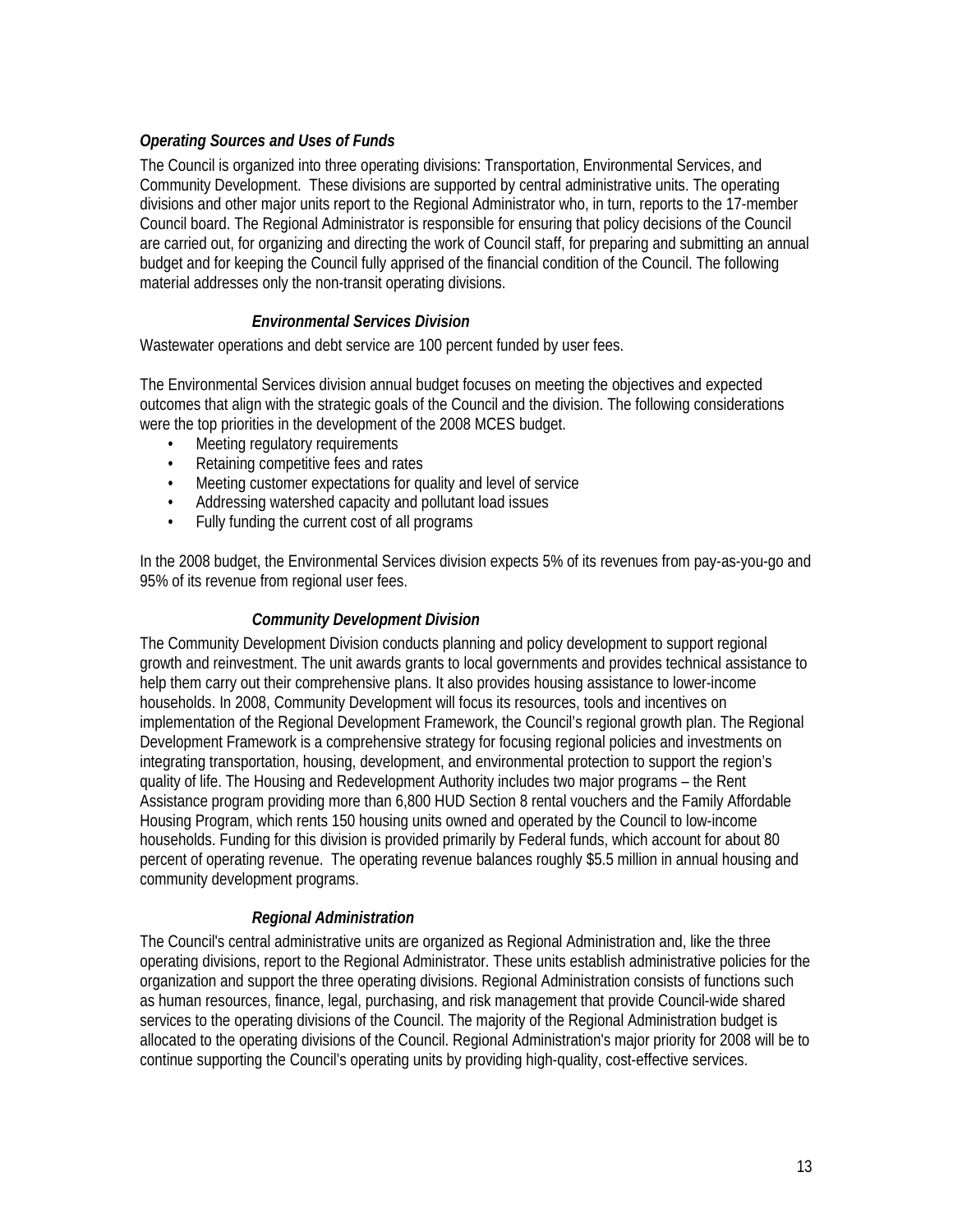### *Operating Sources and Uses of Funds*

The Council is organized into three operating divisions: Transportation, Environmental Services, and Community Development. These divisions are supported by central administrative units. The operating divisions and other major units report to the Regional Administrator who, in turn, reports to the 17-member Council board. The Regional Administrator is responsible for ensuring that policy decisions of the Council are carried out, for organizing and directing the work of Council staff, for preparing and submitting an annual budget and for keeping the Council fully apprised of the financial condition of the Council. The following material addresses only the non-transit operating divisions.

#### *Environmental Services Division*

Wastewater operations and debt service are 100 percent funded by user fees.

The Environmental Services division annual budget focuses on meeting the objectives and expected outcomes that align with the strategic goals of the Council and the division. The following considerations were the top priorities in the development of the 2008 MCES budget.

- Meeting regulatory requirements
- Retaining competitive fees and rates
- Meeting customer expectations for quality and level of service
- Addressing watershed capacity and pollutant load issues
- Fully funding the current cost of all programs

In the 2008 budget, the Environmental Services division expects 5% of its revenues from pay-as-you-go and 95% of its revenue from regional user fees.

#### *Community Development Division*

The Community Development Division conducts planning and policy development to support regional growth and reinvestment. The unit awards grants to local governments and provides technical assistance to help them carry out their comprehensive plans. It also provides housing assistance to lower-income households. In 2008, Community Development will focus its resources, tools and incentives on implementation of the Regional Development Framework, the Council's regional growth plan. The Regional Development Framework is a comprehensive strategy for focusing regional policies and investments on integrating transportation, housing, development, and environmental protection to support the region's quality of life. The Housing and Redevelopment Authority includes two major programs – the Rent Assistance program providing more than 6,800 HUD Section 8 rental vouchers and the Family Affordable Housing Program, which rents 150 housing units owned and operated by the Council to low-income households. Funding for this division is provided primarily by Federal funds, which account for about 80 percent of operating revenue. The operating revenue balances roughly $5.5 million in annual housing and community development programs.

#### *Regional Administration*

The Council's central administrative units are organized as Regional Administration and, like the three operating divisions, report to the Regional Administrator. These units establish administrative policies for the organization and support the three operating divisions. Regional Administration consists of functions such as human resources, finance, legal, purchasing, and risk management that provide Council-wide shared services to the operating divisions of the Council. The majority of the Regional Administration budget is allocated to the operating divisions of the Council. Regional Administration's major priority for 2008 will be to continue supporting the Council's operating units by providing high-quality, cost-effective services.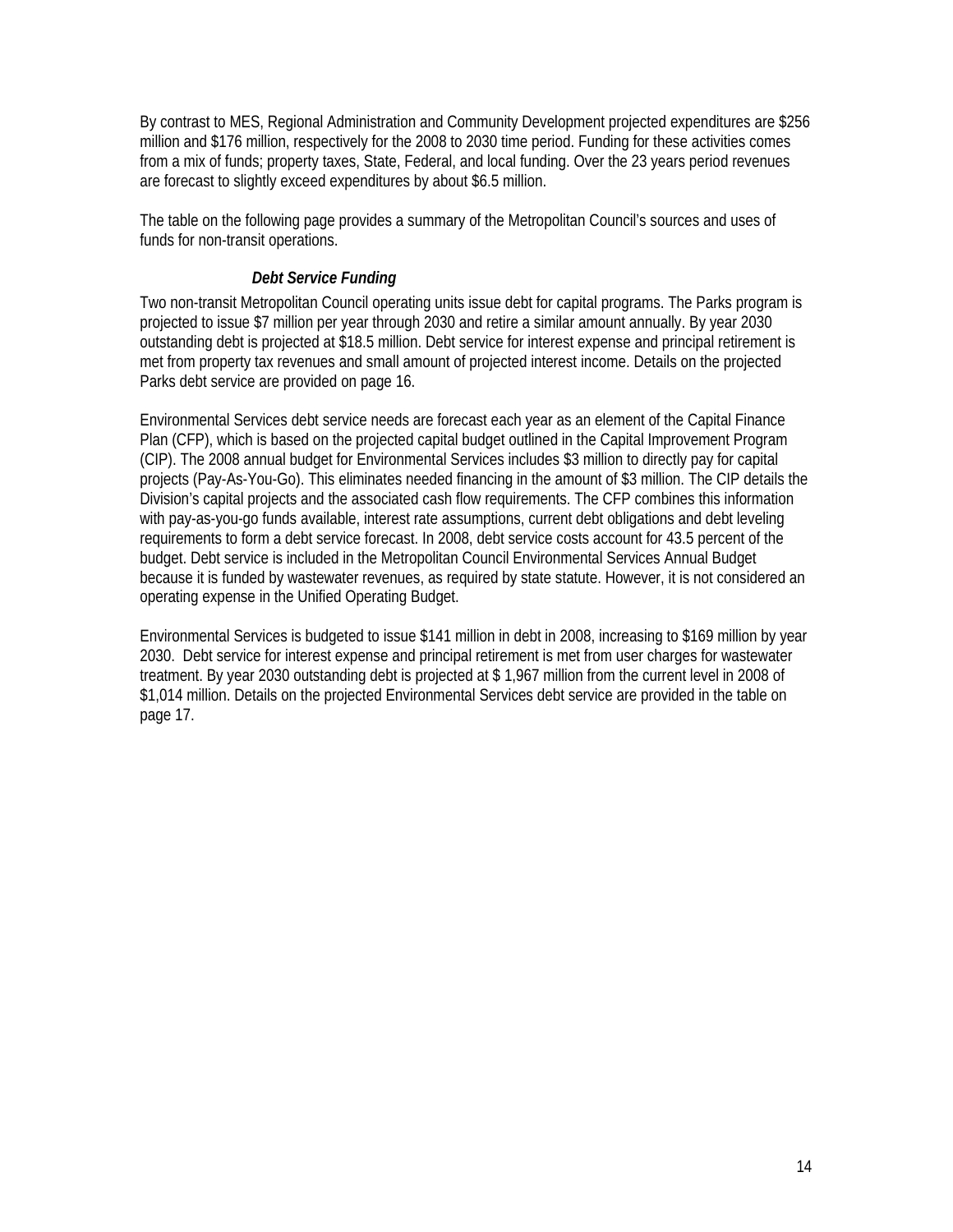By contrast to MES, Regional Administration and Community Development projected expenditures are $256 million and $176 million, respectively for the 2008 to 2030 time period. Funding for these activities comes from a mix of funds; property taxes, State, Federal, and local funding. Over the 23 years period revenues are forecast to slightly exceed expenditures by about $6.5 million.

The table on the following page provides a summary of the Metropolitan Council's sources and uses of funds for non-transit operations.

### *Debt Service Funding*

Two non-transit Metropolitan Council operating units issue debt for capital programs. The Parks program is projected to issue $7 million per year through 2030 and retire a similar amount annually. By year 2030 outstanding debt is projected at $18.5 million. Debt service for interest expense and principal retirement is met from property tax revenues and small amount of projected interest income. Details on the projected Parks debt service are provided on page 16.

Environmental Services debt service needs are forecast each year as an element of the Capital Finance Plan (CFP), which is based on the projected capital budget outlined in the Capital Improvement Program (CIP). The 2008 annual budget for Environmental Services includes $3 million to directly pay for capital projects (Pay-As-You-Go). This eliminates needed financing in the amount of $3 million. The CIP details the Division's capital projects and the associated cash flow requirements. The CFP combines this information with pay-as-you-go funds available, interest rate assumptions, current debt obligations and debt leveling requirements to form a debt service forecast. In 2008, debt service costs account for 43.5 percent of the budget. Debt service is included in the Metropolitan Council Environmental Services Annual Budget because it is funded by wastewater revenues, as required by state statute. However, it is not considered an operating expense in the Unified Operating Budget.

Environmental Services is budgeted to issue $141 million in debt in 2008, increasing to $169 million by year 2030. Debt service for interest expense and principal retirement is met from user charges for wastewater treatment. By year 2030 outstanding debt is projected at $ 1,967 million from the current level in 2008 of $1,014 million. Details on the projected Environmental Services debt service are provided in the table on page 17.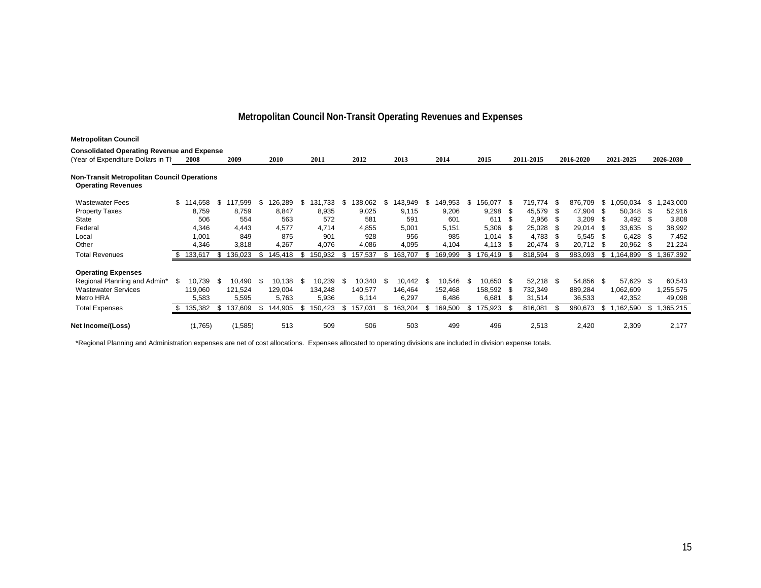# Metropolitan Council Non-Transit Operating Revenues and Expenses

**Metropolitan Council**

**Consolidated Operating Revenue and Expense**

| (Year of Expenditure Dollars in Tl | 2008 | 2009 | 2010 | 2011 | 2012 | 2013 | 2014 | 2015 | 2011-2015 | 2016-2020 | 2021-2025 | 2026-2030 |
|---|---|---|---|---|---|---|---|---|---|---|---|---|
| **Non-Transit Metropolitan Council Operations** | | | | | | | | | | | | |
| **Operating Revenues** | | | | | | | | | | | | |
| Wastewater Fees | $ 114,658 | $ 117,599 | $ 126,289 | $ 131,733 | $ 138,062 | $ 143,949 | $ 149,953 | $ 156,077 | $ 719,774 | $ 876,709 | $ 1,050,034 | $ 1,243,000 |
| Property Taxes | 8,759 | 8,759 | 8,847 | 8,935 | 9,025 | 9,115 | 9,206 | 9,298 | $ 45,579 | $ 47,904 | $ 50,348 | $ 52,916 |
| State | 506 | 554 | 563 | 572 | 581 | 591 | 601 | 611 | $ 2,956 | $ 3,209 | $ 3,492 | $ 3,808 |
| Federal | 4,346 | 4,443 | 4,577 | 4,714 | 4,855 | 5,001 | 5,151 | 5,306 | $ 25,028 | $ 29,014 | $ 33,635 | $ 38,992 |
| Local | 1,001 | 849 | 875 | 901 | 928 | 956 | 985 | 1,014 | $ 4,783 | $ 5,545 | $ 6,428 | $ 7,452 |
| Other | 4,346 | 3,818 | 4,267 | 4,076 | 4,086 | 4,095 | 4,104 | 4,113 | $ 20,474 | $ 20,712 | $ 20,962 | $ 21,224 |
| Total Revenues | $ 133,617 | $ 136,023 | $ 145,418 | $ 150,932 | $ 157,537 | $ 163,707 | $ 169,999 | $ 176,419 | $ 818,594 | $ 983,093 | $ 1,164,899 | $ 1,367,392 |
| **Operating Expenses** | | | | | | | | | | | | |
| Regional Planning and Admin* | $ 10,739 | $ 10,490 | $ 10,138 | $ 10,239 | $ 10,340 | $ 10,442 | $ 10,546 | $ 10,650 | $ 52,218 | $ 54,856 | $ 57,629 | $ 60,543 |
| Wastewater Services | 119,060 | 121,524 | 129,004 | 134,248 | 140,577 | 146,464 | 152,468 | 158,592 | $ 732,349 | 889,284 | 1,062,609 | 1,255,575 |
| Metro HRA | 5,583 | 5,595 | 5,763 | 5,936 | 6,114 | 6,297 | 6,486 | 6,681 | $ 31,514 | 36,533 | 42,352 | 49,098 |
| Total Expenses | $ 135,382 | $ 137,609 | $ 144,905 | $ 150,423 | $ 157,031 | $ 163,204 | $ 169,500 | $ 175,923 | $ 816,081 | $ 980,673 | $ 1,162,590 | $ 1,365,215 |
| **Net Income/(Loss)** | (1,765) | (1,585) | 513 | 509 | 506 | 503 | 499 | 496 | 2,513 | 2,420 | 2,309 | 2,177 |

*Regional Planning and Administration expenses are net of cost allocations. Expenses allocated to operating divisions are included in division expense totals.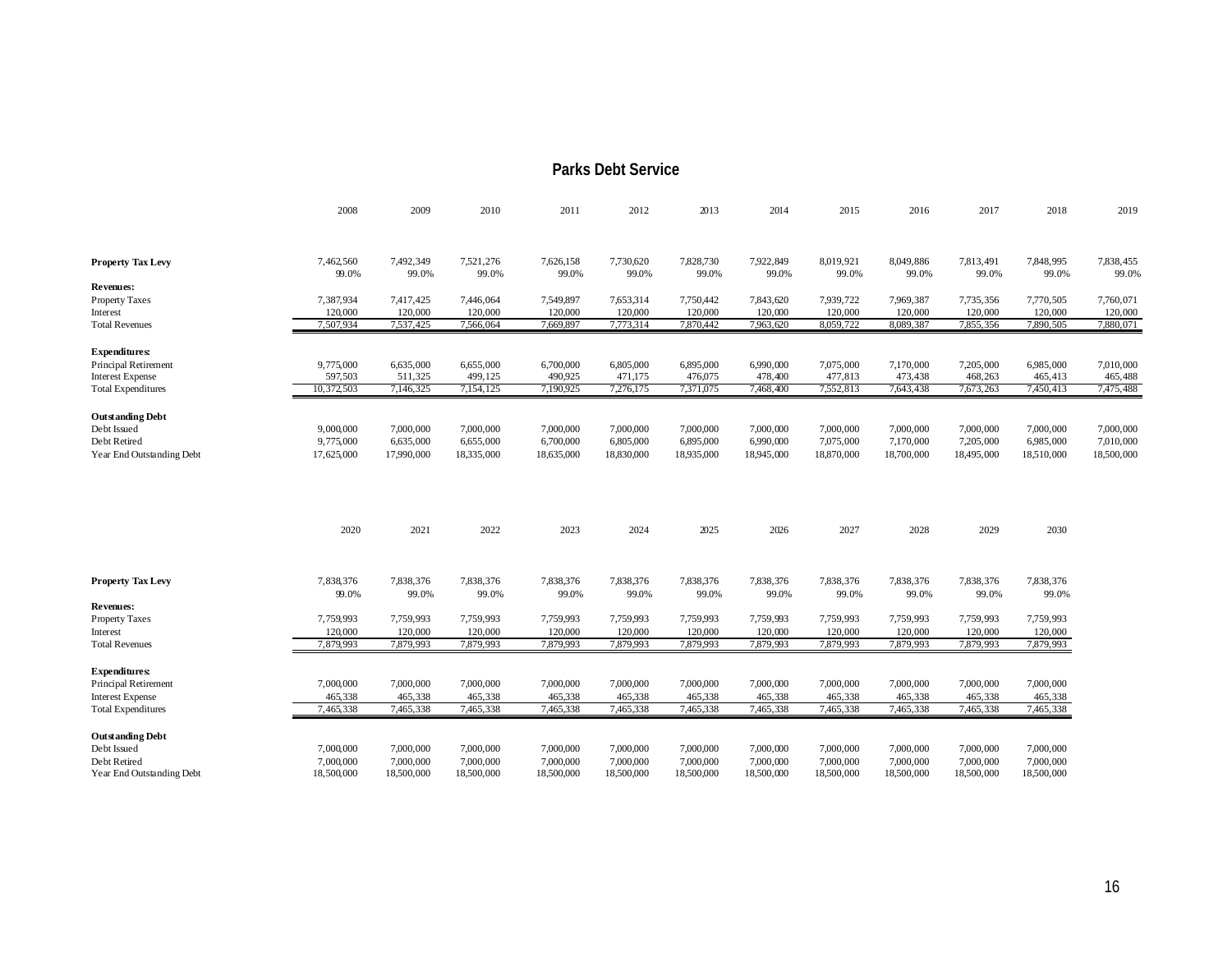# Parks Debt Service

| | 2008 | 2009 | 2010 | 2011 | 2012 | 2013 | 2014 | 2015 | 2016 | 2017 | 2018 | 2019 |
|---|---|---|---|---|---|---|---|---|---|---|---|---|
| **Property Tax Levy** | 7,462,560 | 7,492,349 | 7,521,276 | 7,626,158 | 7,730,620 | 7,828,730 | 7,922,849 | 8,019,921 | 8,049,886 | 7,813,491 | 7,848,995 | 7,838,455 |
| | 99.0% | 99.0% | 99.0% | 99.0% | 99.0% | 99.0% | 99.0% | 99.0% | 99.0% | 99.0% | 99.0% | 99.0% |
| **Revenues:** | | | | | | | | | | | | |
| Property Taxes | 7,387,934 | 7,417,425 | 7,446,064 | 7,549,897 | 7,653,314 | 7,750,442 | 7,843,620 | 7,939,722 | 7,969,387 | 7,735,356 | 7,770,505 | 7,760,071 |
| Interest | 120,000 | 120,000 | 120,000 | 120,000 | 120,000 | 120,000 | 120,000 | 120,000 | 120,000 | 120,000 | 120,000 | 120,000 |
| Total Revenues | 7,507,934 | 7,537,425 | 7,566,064 | 7,669,897 | 7,773,314 | 7,870,442 | 7,963,620 | 8,059,722 | 8,089,387 | 7,855,356 | 7,890,505 | 7,880,071 |
| **Expenditures:** | | | | | | | | | | | | |
| Principal Retirement | 9,775,000 | 6,635,000 | 6,655,000 | 6,700,000 | 6,805,000 | 6,895,000 | 6,990,000 | 7,075,000 | 7,170,000 | 7,205,000 | 6,985,000 | 7,010,000 |
| Interest Expense | 597,503 | 511,325 | 499,125 | 490,925 | 471,175 | 476,075 | 478,400 | 477,813 | 473,438 | 468,263 | 465,413 | 465,488 |
| Total Expenditures | 10,372,503 | 7,146,325 | 7,154,125 | 7,190,925 | 7,276,175 | 7,371,075 | 7,468,400 | 7,552,813 | 7,643,438 | 7,673,263 | 7,450,413 | 7,475,488 |
| **Outstanding Debt** | | | | | | | | | | | | |
| Debt Issued | 9,000,000 | 7,000,000 | 7,000,000 | 7,000,000 | 7,000,000 | 7,000,000 | 7,000,000 | 7,000,000 | 7,000,000 | 7,000,000 | 7,000,000 | 7,000,000 |
| Debt Retired | 9,775,000 | 6,635,000 | 6,655,000 | 6,700,000 | 6,805,000 | 6,895,000 | 6,990,000 | 7,075,000 | 7,170,000 | 7,205,000 | 6,985,000 | 7,010,000 |
| Year End Outstanding Debt | 17,625,000 | 17,990,000 | 18,335,000 | 18,635,000 | 18,830,000 | 18,935,000 | 18,945,000 | 18,870,000 | 18,700,000 | 18,495,000 | 18,510,000 | 18,500,000 |

| | 2020 | 2021 | 2022 | 2023 | 2024 | 2025 | 2026 | 2027 | 2028 | 2029 | 2030 |
|---|---|---|---|---|---|---|---|---|---|---|---|
| **Property Tax Levy** | 7,838,376 | 7,838,376 | 7,838,376 | 7,838,376 | 7,838,376 | 7,838,376 | 7,838,376 | 7,838,376 | 7,838,376 | 7,838,376 | 7,838,376 |
| | 99.0% | 99.0% | 99.0% | 99.0% | 99.0% | 99.0% | 99.0% | 99.0% | 99.0% | 99.0% | 99.0% |
| **Revenues:** | | | | | | | | | | | |
| Property Taxes | 7,759,993 | 7,759,993 | 7,759,993 | 7,759,993 | 7,759,993 | 7,759,993 | 7,759,993 | 7,759,993 | 7,759,993 | 7,759,993 | 7,759,993 |
| Interest | 120,000 | 120,000 | 120,000 | 120,000 | 120,000 | 120,000 | 120,000 | 120,000 | 120,000 | 120,000 | 120,000 |
| Total Revenues | 7,879,993 | 7,879,993 | 7,879,993 | 7,879,993 | 7,879,993 | 7,879,993 | 7,879,993 | 7,879,993 | 7,879,993 | 7,879,993 | 7,879,993 |
| **Expenditures:** | | | | | | | | | | | |
| Principal Retirement | 7,000,000 | 7,000,000 | 7,000,000 | 7,000,000 | 7,000,000 | 7,000,000 | 7,000,000 | 7,000,000 | 7,000,000 | 7,000,000 | 7,000,000 |
| Interest Expense | 465,338 | 465,338 | 465,338 | 465,338 | 465,338 | 465,338 | 465,338 | 465,338 | 465,338 | 465,338 | 465,338 |
| Total Expenditures | 7,465,338 | 7,465,338 | 7,465,338 | 7,465,338 | 7,465,338 | 7,465,338 | 7,465,338 | 7,465,338 | 7,465,338 | 7,465,338 | 7,465,338 |
| **Outstanding Debt** | | | | | | | | | | | |
| Debt Issued | 7,000,000 | 7,000,000 | 7,000,000 | 7,000,000 | 7,000,000 | 7,000,000 | 7,000,000 | 7,000,000 | 7,000,000 | 7,000,000 | 7,000,000 |
| Debt Retired | 7,000,000 | 7,000,000 | 7,000,000 | 7,000,000 | 7,000,000 | 7,000,000 | 7,000,000 | 7,000,000 | 7,000,000 | 7,000,000 | 7,000,000 |
| Year End Outstanding Debt | 18,500,000 | 18,500,000 | 18,500,000 | 18,500,000 | 18,500,000 | 18,500,000 | 18,500,000 | 18,500,000 | 18,500,000 | 18,500,000 | 18,500,000 |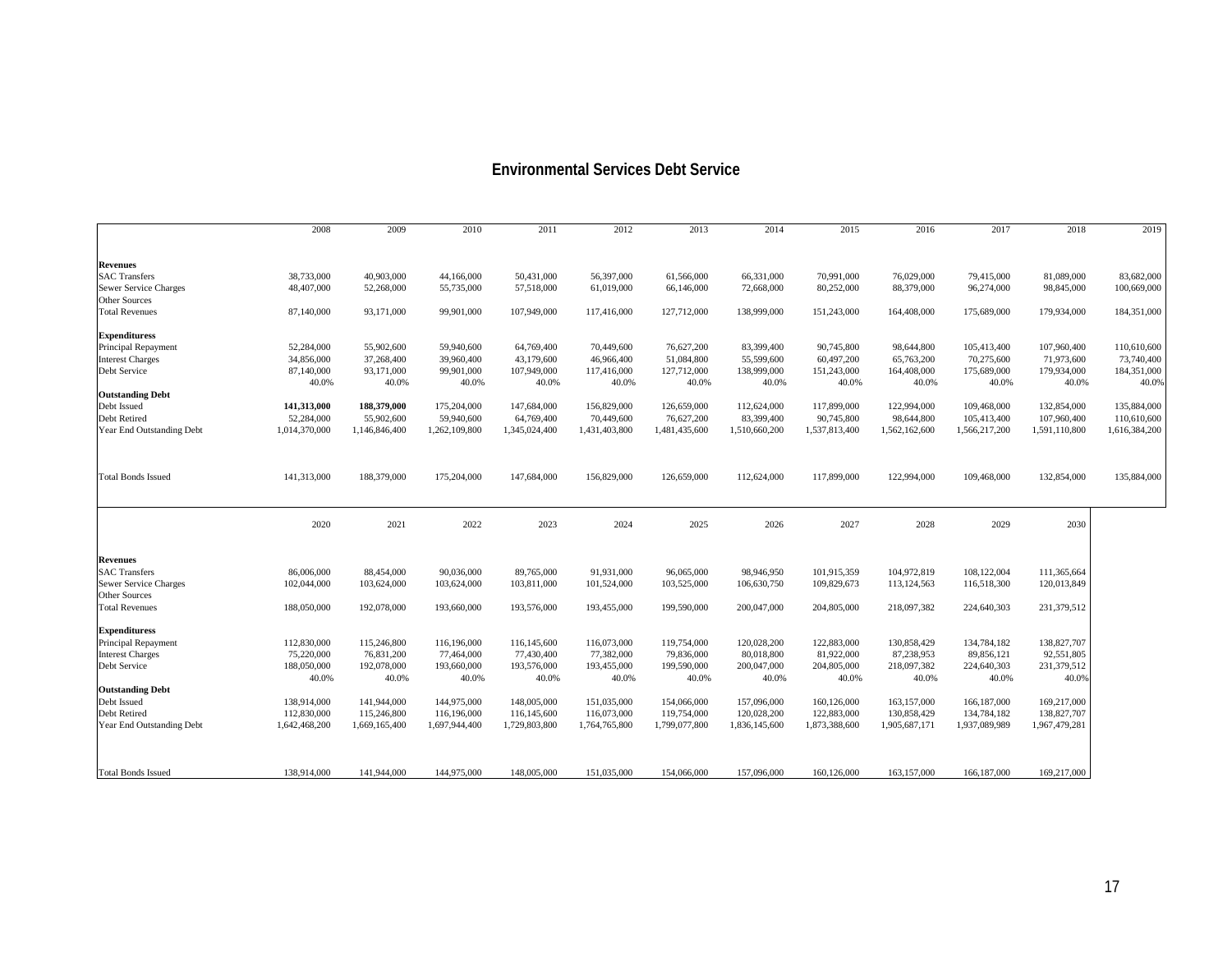## Environmental Services Debt Service

| | 2008 | 2009 | 2010 | 2011 | 2012 | 2013 | 2014 | 2015 | 2016 | 2017 | 2018 | 2019 |
|---|---|---|---|---|---|---|---|---|---|---|---|---|
| **Revenues** | | | | | | | | | | | | |
| SAC Transfers | 38,733,000 | 40,903,000 | 44,166,000 | 50,431,000 | 56,397,000 | 61,566,000 | 66,331,000 | 70,991,000 | 76,029,000 | 79,415,000 | 81,089,000 | 83,682,000 |
| Sewer Service Charges | 48,407,000 | 52,268,000 | 55,735,000 | 57,518,000 | 61,019,000 | 66,146,000 | 72,668,000 | 80,252,000 | 88,379,000 | 96,274,000 | 98,845,000 | 100,669,000 |
| Other Sources | | | | | | | | | | | | |
| Total Revenues | 87,140,000 | 93,171,000 | 99,901,000 | 107,949,000 | 117,416,000 | 127,712,000 | 138,999,000 | 151,243,000 | 164,408,000 | 175,689,000 | 179,934,000 | 184,351,000 |
| **Expendituress** | | | | | | | | | | | | |
| Principal Repayment | 52,284,000 | 55,902,600 | 59,940,600 | 64,769,400 | 70,449,600 | 76,627,200 | 83,399,400 | 90,745,800 | 98,644,800 | 105,413,400 | 107,960,400 | 110,610,600 |
| Interest Charges | 34,856,000 | 37,268,400 | 39,960,400 | 43,179,600 | 46,966,400 | 51,084,800 | 55,599,600 | 60,497,200 | 65,763,200 | 70,275,600 | 71,973,600 | 73,740,400 |
| Debt Service | 87,140,000 | 93,171,000 | 99,901,000 | 107,949,000 | 117,416,000 | 127,712,000 | 138,999,000 | 151,243,000 | 164,408,000 | 175,689,000 | 179,934,000 | 184,351,000 |
| | 40.0% | 40.0% | 40.0% | 40.0% | 40.0% | 40.0% | 40.0% | 40.0% | 40.0% | 40.0% | 40.0% | 40.0% |
| **Outstanding Debt** | | | | | | | | | | | | |
| Debt Issued | **141,313,000** | **188,379,000** | 175,204,000 | 147,684,000 | 156,829,000 | 126,659,000 | 112,624,000 | 117,899,000 | 122,994,000 | 109,468,000 | 132,854,000 | 135,884,000 |
| Debt Retired | 52,284,000 | 55,902,600 | 59,940,600 | 64,769,400 | 70,449,600 | 76,627,200 | 83,399,400 | 90,745,800 | 98,644,800 | 105,413,400 | 107,960,400 | 110,610,600 |
| Year End Outstanding Debt | 1,014,370,000 | 1,146,846,400 | 1,262,109,800 | 1,345,024,400 | 1,431,403,800 | 1,481,435,600 | 1,510,660,200 | 1,537,813,400 | 1,562,162,600 | 1,566,217,200 | 1,591,110,800 | 1,616,384,200 |
| Total Bonds Issued | 141,313,000 | 188,379,000 | 175,204,000 | 147,684,000 | 156,829,000 | 126,659,000 | 112,624,000 | 117,899,000 | 122,994,000 | 109,468,000 | 132,854,000 | 135,884,000 |

| | 2020 | 2021 | 2022 | 2023 | 2024 | 2025 | 2026 | 2027 | 2028 | 2029 | 2030 |
|---|---|---|---|---|---|---|---|---|---|---|---|
| **Revenues** | | | | | | | | | | | |
| SAC Transfers | 86,006,000 | 88,454,000 | 90,036,000 | 89,765,000 | 91,931,000 | 96,065,000 | 98,946,950 | 101,915,359 | 104,972,819 | 108,122,004 | 111,365,664 |
| Sewer Service Charges | 102,044,000 | 103,624,000 | 103,624,000 | 103,811,000 | 101,524,000 | 103,525,000 | 106,630,750 | 109,829,673 | 113,124,563 | 116,518,300 | 120,013,849 |
| Other Sources | | | | | | | | | | | |
| Total Revenues | 188,050,000 | 192,078,000 | 193,660,000 | 193,576,000 | 193,455,000 | 199,590,000 | 200,047,000 | 204,805,000 | 218,097,382 | 224,640,303 | 231,379,512 |
| **Expendituress** | | | | | | | | | | | |
| Principal Repayment | 112,830,000 | 115,246,800 | 116,196,000 | 116,145,600 | 116,073,000 | 119,754,000 | 120,028,200 | 122,883,000 | 130,858,429 | 134,784,182 | 138,827,707 |
| Interest Charges | 75,220,000 | 76,831,200 | 77,464,000 | 77,430,400 | 77,382,000 | 79,836,000 | 80,018,800 | 81,922,000 | 87,238,953 | 89,856,121 | 92,551,805 |
| Debt Service | 188,050,000 | 192,078,000 | 193,660,000 | 193,576,000 | 193,455,000 | 199,590,000 | 200,047,000 | 204,805,000 | 218,097,382 | 224,640,303 | 231,379,512 |
| | 40.0% | 40.0% | 40.0% | 40.0% | 40.0% | 40.0% | 40.0% | 40.0% | 40.0% | 40.0% | 40.0% |
| **Outstanding Debt** | | | | | | | | | | | |
| Debt Issued | 138,914,000 | 141,944,000 | 144,975,000 | 148,005,000 | 151,035,000 | 154,066,000 | 157,096,000 | 160,126,000 | 163,157,000 | 166,187,000 | 169,217,000 |
| Debt Retired | 112,830,000 | 115,246,800 | 116,196,000 | 116,145,600 | 116,073,000 | 119,754,000 | 120,028,200 | 122,883,000 | 130,858,429 | 134,784,182 | 138,827,707 |
| Year End Outstanding Debt | 1,642,468,200 | 1,669,165,400 | 1,697,944,400 | 1,729,803,800 | 1,764,765,800 | 1,799,077,800 | 1,836,145,600 | 1,873,388,600 | 1,905,687,171 | 1,937,089,989 | 1,967,479,281 |
| Total Bonds Issued | 138,914,000 | 141,944,000 | 144,975,000 | 148,005,000 | 151,035,000 | 154,066,000 | 157,096,000 | 160,126,000 | 163,157,000 | 166,187,000 | 169,217,000 |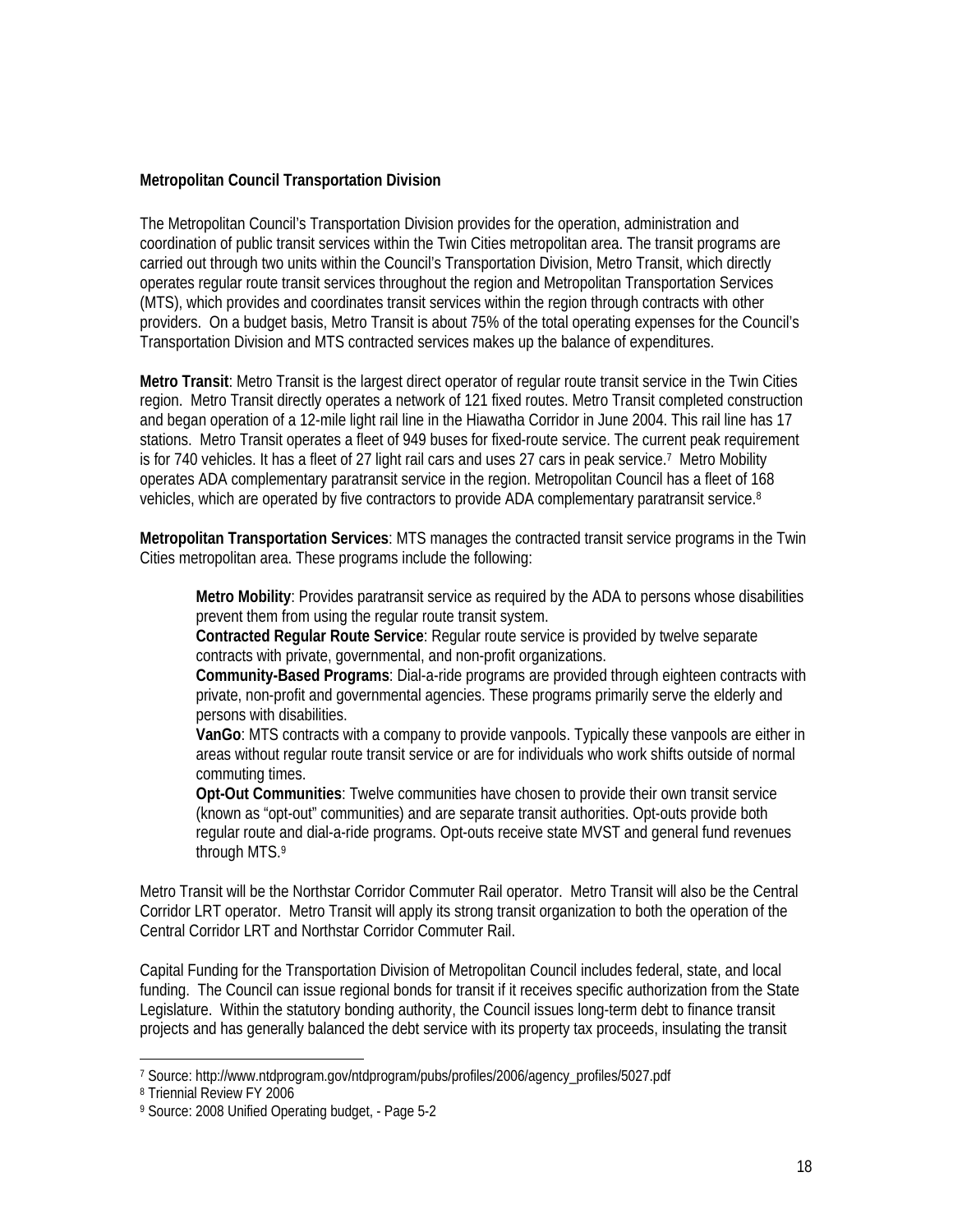**Metropolitan Council Transportation Division**

The Metropolitan Council's Transportation Division provides for the operation, administration and coordination of public transit services within the Twin Cities metropolitan area. The transit programs are carried out through two units within the Council's Transportation Division, Metro Transit, which directly operates regular route transit services throughout the region and Metropolitan Transportation Services (MTS), which provides and coordinates transit services within the region through contracts with other providers. On a budget basis, Metro Transit is about 75% of the total operating expenses for the Council's Transportation Division and MTS contracted services makes up the balance of expenditures.

**Metro Transit**: Metro Transit is the largest direct operator of regular route transit service in the Twin Cities region. Metro Transit directly operates a network of 121 fixed routes. Metro Transit completed construction and began operation of a 12-mile light rail line in the Hiawatha Corridor in June 2004. This rail line has 17 stations. Metro Transit operates a fleet of 949 buses for fixed-route service. The current peak requirement is for 740 vehicles. It has a fleet of 27 light rail cars and uses 27 cars in peak service.[7] Metro Mobility operates ADA complementary paratransit service in the region. Metropolitan Council has a fleet of 168 vehicles, which are operated by five contractors to provide ADA complementary paratransit service.[8]

**Metropolitan Transportation Services**: MTS manages the contracted transit service programs in the Twin Cities metropolitan area. These programs include the following:

> **Metro Mobility**: Provides paratransit service as required by the ADA to persons whose disabilities prevent them from using the regular route transit system.
> **Contracted Regular Route Service**: Regular route service is provided by twelve separate contracts with private, governmental, and non-profit organizations.
> **Community-Based Programs**: Dial-a-ride programs are provided through eighteen contracts with private, non-profit and governmental agencies. These programs primarily serve the elderly and persons with disabilities.
> **VanGo**: MTS contracts with a company to provide vanpools. Typically these vanpools are either in areas without regular route transit service or are for individuals who work shifts outside of normal commuting times.
> **Opt-Out Communities**: Twelve communities have chosen to provide their own transit service (known as "opt-out" communities) and are separate transit authorities. Opt-outs provide both regular route and dial-a-ride programs. Opt-outs receive state MVST and general fund revenues through MTS.[9]

Metro Transit will be the Northstar Corridor Commuter Rail operator. Metro Transit will also be the Central Corridor LRT operator. Metro Transit will apply its strong transit organization to both the operation of the Central Corridor LRT and Northstar Corridor Commuter Rail.

Capital Funding for the Transportation Division of Metropolitan Council includes federal, state, and local funding. The Council can issue regional bonds for transit if it receives specific authorization from the State Legislature. Within the statutory bonding authority, the Council issues long-term debt to finance transit projects and has generally balanced the debt service with its property tax proceeds, insulating the transit

---

[7] Source: http://www.ntdprogram.gov/ntdprogram/pubs/profiles/2006/agency_profiles/5027.pdf

[8] Triennial Review FY 2006

[9] Source: 2008 Unified Operating budget, - Page 5-2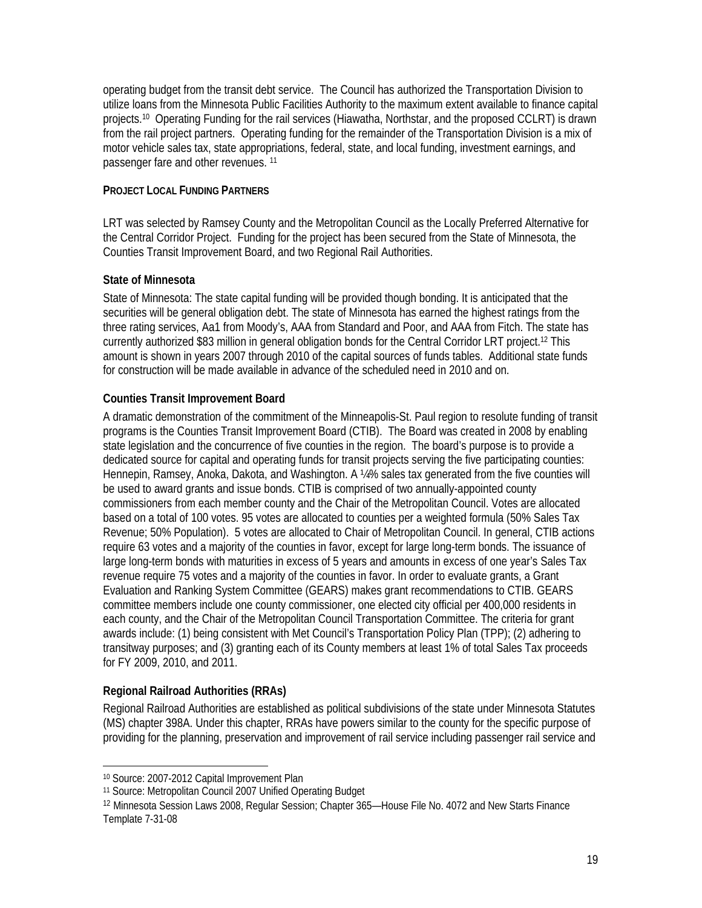operating budget from the transit debt service. The Council has authorized the Transportation Division to utilize loans from the Minnesota Public Facilities Authority to the maximum extent available to finance capital projects.[10] Operating Funding for the rail services (Hiawatha, Northstar, and the proposed CCLRT) is drawn from the rail project partners. Operating funding for the remainder of the Transportation Division is a mix of motor vehicle sales tax, state appropriations, federal, state, and local funding, investment earnings, and passenger fare and other revenues.[11]

**PROJECT LOCAL FUNDING PARTNERS**

LRT was selected by Ramsey County and the Metropolitan Council as the Locally Preferred Alternative for the Central Corridor Project. Funding for the project has been secured from the State of Minnesota, the Counties Transit Improvement Board, and two Regional Rail Authorities.

### State of Minnesota

State of Minnesota: The state capital funding will be provided though bonding. It is anticipated that the securities will be general obligation debt. The state of Minnesota has earned the highest ratings from the three rating services, Aa1 from Moody's, AAA from Standard and Poor, and AAA from Fitch. The state has currently authorized $83 million in general obligation bonds for the Central Corridor LRT project.[12] This amount is shown in years 2007 through 2010 of the capital sources of funds tables. Additional state funds for construction will be made available in advance of the scheduled need in 2010 and on.

### Counties Transit Improvement Board

A dramatic demonstration of the commitment of the Minneapolis-St. Paul region to resolute funding of transit programs is the Counties Transit Improvement Board (CTIB). The Board was created in 2008 by enabling state legislation and the concurrence of five counties in the region. The board's purpose is to provide a dedicated source for capital and operating funds for transit projects serving the five participating counties: Hennepin, Ramsey, Anoka, Dakota, and Washington. A ¼% sales tax generated from the five counties will be used to award grants and issue bonds. CTIB is comprised of two annually-appointed county commissioners from each member county and the Chair of the Metropolitan Council. Votes are allocated based on a total of 100 votes. 95 votes are allocated to counties per a weighted formula (50% Sales Tax Revenue; 50% Population). 5 votes are allocated to Chair of Metropolitan Council. In general, CTIB actions require 63 votes and a majority of the counties in favor, except for large long-term bonds. The issuance of large long-term bonds with maturities in excess of 5 years and amounts in excess of one year's Sales Tax revenue require 75 votes and a majority of the counties in favor. In order to evaluate grants, a Grant Evaluation and Ranking System Committee (GEARS) makes grant recommendations to CTIB. GEARS committee members include one county commissioner, one elected city official per 400,000 residents in each county, and the Chair of the Metropolitan Council Transportation Committee. The criteria for grant awards include: (1) being consistent with Met Council's Transportation Policy Plan (TPP); (2) adhering to transitway purposes; and (3) granting each of its County members at least 1% of total Sales Tax proceeds for FY 2009, 2010, and 2011.

### Regional Railroad Authorities (RRAs)

Regional Railroad Authorities are established as political subdivisions of the state under Minnesota Statutes (MS) chapter 398A. Under this chapter, RRAs have powers similar to the county for the specific purpose of providing for the planning, preservation and improvement of rail service including passenger rail service and

---

[10] Source: 2007-2012 Capital Improvement Plan

[11] Source: Metropolitan Council 2007 Unified Operating Budget

[12] Minnesota Session Laws 2008, Regular Session; Chapter 365—House File No. 4072 and New Starts Finance Template 7-31-08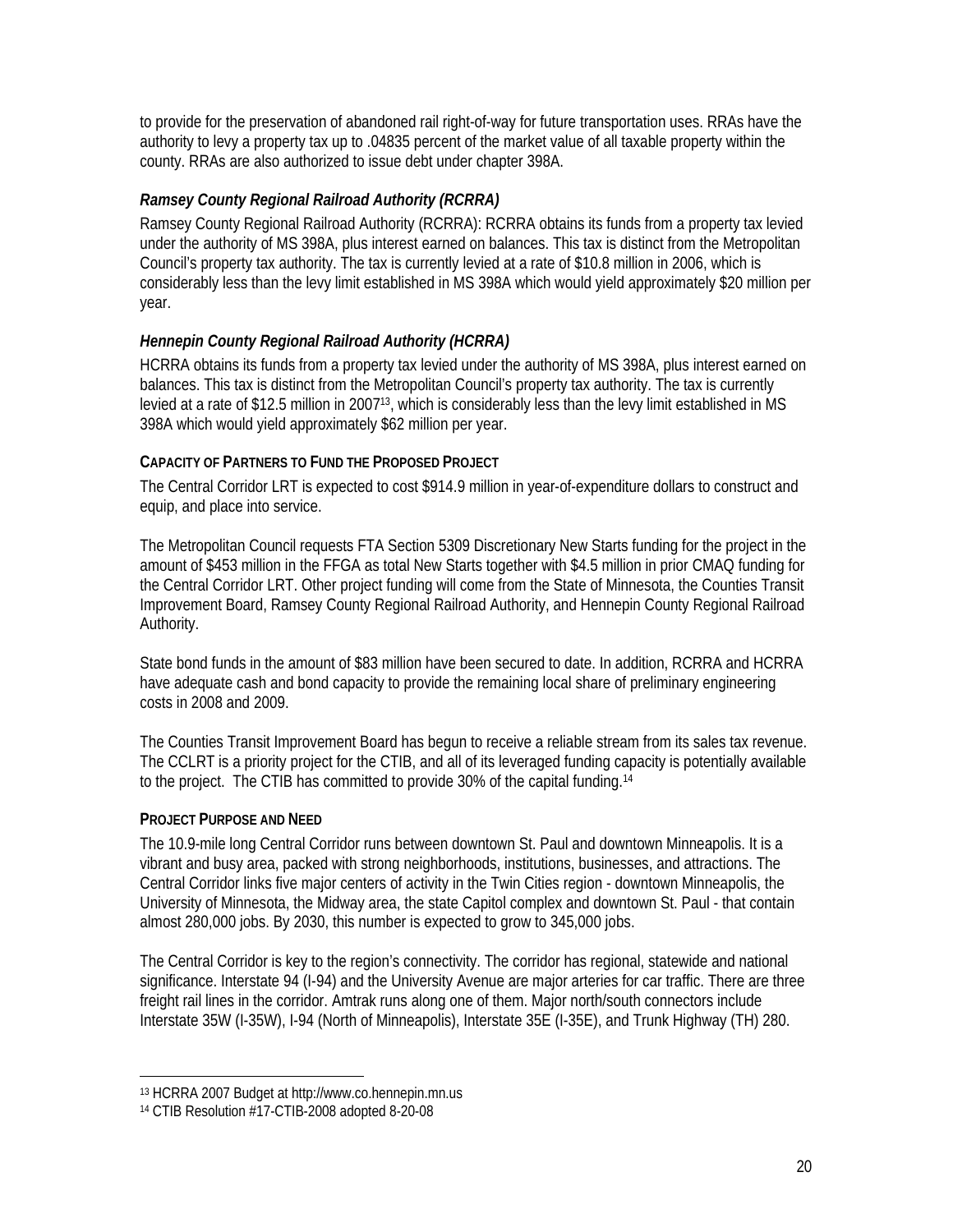to provide for the preservation of abandoned rail right-of-way for future transportation uses. RRAs have the authority to levy a property tax up to .04835 percent of the market value of all taxable property within the county. RRAs are also authorized to issue debt under chapter 398A.

### *Ramsey County Regional Railroad Authority (RCRRA)*

Ramsey County Regional Railroad Authority (RCRRA): RCRRA obtains its funds from a property tax levied under the authority of MS 398A, plus interest earned on balances. This tax is distinct from the Metropolitan Council's property tax authority. The tax is currently levied at a rate of $10.8 million in 2006, which is considerably less than the levy limit established in MS 398A which would yield approximately $20 million per year.

### *Hennepin County Regional Railroad Authority (HCRRA)*

HCRRA obtains its funds from a property tax levied under the authority of MS 398A, plus interest earned on balances. This tax is distinct from the Metropolitan Council's property tax authority. The tax is currently levied at a rate of $12.5 million in 2007[13], which is considerably less than the levy limit established in MS 398A which would yield approximately $62 million per year.

## Capacity of Partners to Fund the Proposed Project

The Central Corridor LRT is expected to cost $914.9 million in year-of-expenditure dollars to construct and equip, and place into service.

The Metropolitan Council requests FTA Section 5309 Discretionary New Starts funding for the project in the amount of $453 million in the FFGA as total New Starts together with $4.5 million in prior CMAQ funding for the Central Corridor LRT. Other project funding will come from the State of Minnesota, the Counties Transit Improvement Board, Ramsey County Regional Railroad Authority, and Hennepin County Regional Railroad Authority.

State bond funds in the amount of $83 million have been secured to date. In addition, RCRRA and HCRRA have adequate cash and bond capacity to provide the remaining local share of preliminary engineering costs in 2008 and 2009.

The Counties Transit Improvement Board has begun to receive a reliable stream from its sales tax revenue. The CCLRT is a priority project for the CTIB, and all of its leveraged funding capacity is potentially available to the project. The CTIB has committed to provide 30% of the capital funding.[14]

## Project Purpose and Need

The 10.9-mile long Central Corridor runs between downtown St. Paul and downtown Minneapolis. It is a vibrant and busy area, packed with strong neighborhoods, institutions, businesses, and attractions. The Central Corridor links five major centers of activity in the Twin Cities region - downtown Minneapolis, the University of Minnesota, the Midway area, the state Capitol complex and downtown St. Paul - that contain almost 280,000 jobs. By 2030, this number is expected to grow to 345,000 jobs.

The Central Corridor is key to the region's connectivity. The corridor has regional, statewide and national significance. Interstate 94 (I-94) and the University Avenue are major arteries for car traffic. There are three freight rail lines in the corridor. Amtrak runs along one of them. Major north/south connectors include Interstate 35W (I-35W), I-94 (North of Minneapolis), Interstate 35E (I-35E), and Trunk Highway (TH) 280.

---

[13] HCRRA 2007 Budget at http://www.co.hennepin.mn.us

[14] CTIB Resolution #17-CTIB-2008 adopted 8-20-08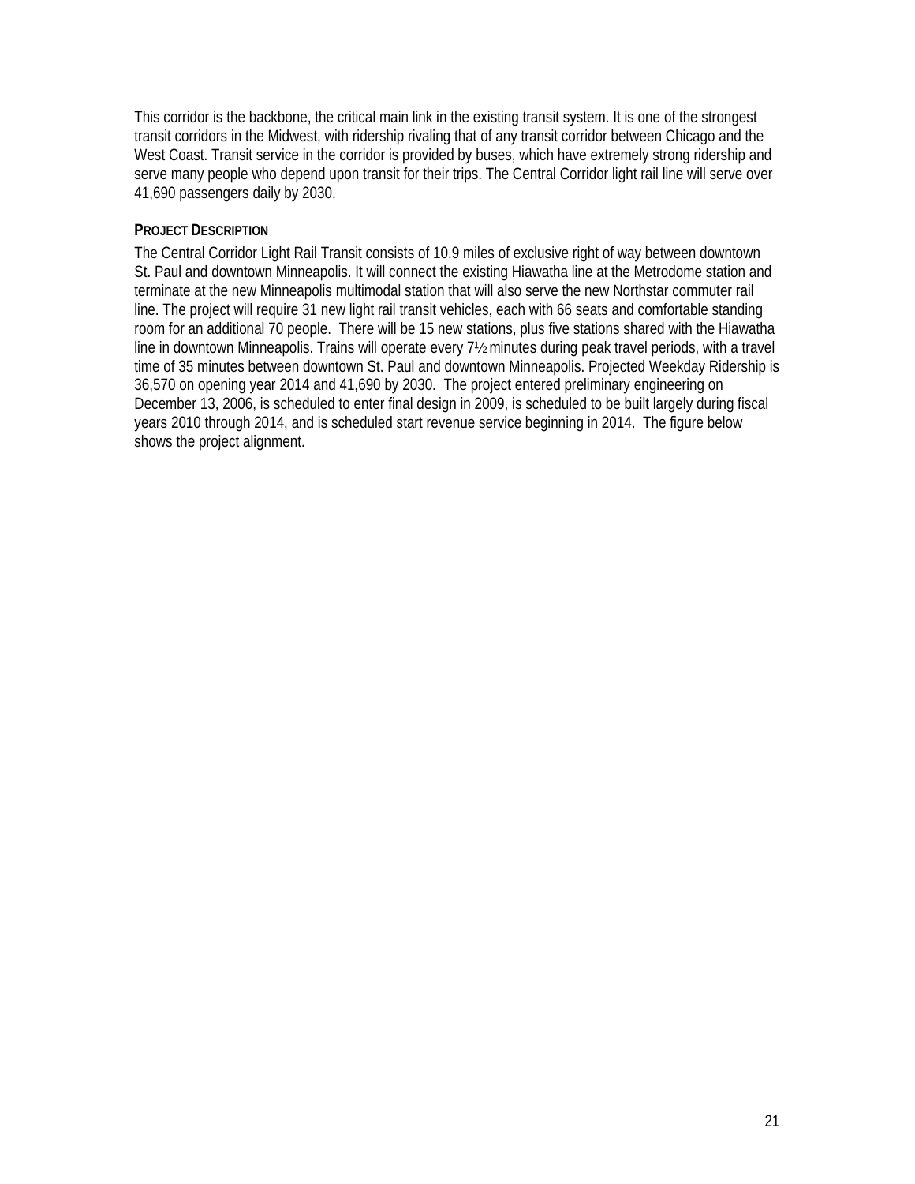This corridor is the backbone, the critical main link in the existing transit system. It is one of the strongest transit corridors in the Midwest, with ridership rivaling that of any transit corridor between Chicago and the West Coast. Transit service in the corridor is provided by buses, which have extremely strong ridership and serve many people who depend upon transit for their trips. The Central Corridor light rail line will serve over 41,690 passengers daily by 2030.

**PROJECT DESCRIPTION**

The Central Corridor Light Rail Transit consists of 10.9 miles of exclusive right of way between downtown St. Paul and downtown Minneapolis. It will connect the existing Hiawatha line at the Metrodome station and terminate at the new Minneapolis multimodal station that will also serve the new Northstar commuter rail line. The project will require 31 new light rail transit vehicles, each with 66 seats and comfortable standing room for an additional 70 people. There will be 15 new stations, plus five stations shared with the Hiawatha line in downtown Minneapolis. Trains will operate every 7½ minutes during peak travel periods, with a travel time of 35 minutes between downtown St. Paul and downtown Minneapolis. Projected Weekday Ridership is 36,570 on opening year 2014 and 41,690 by 2030. The project entered preliminary engineering on December 13, 2006, is scheduled to enter final design in 2009, is scheduled to be built largely during fiscal years 2010 through 2014, and is scheduled start revenue service beginning in 2014. The figure below shows the project alignment.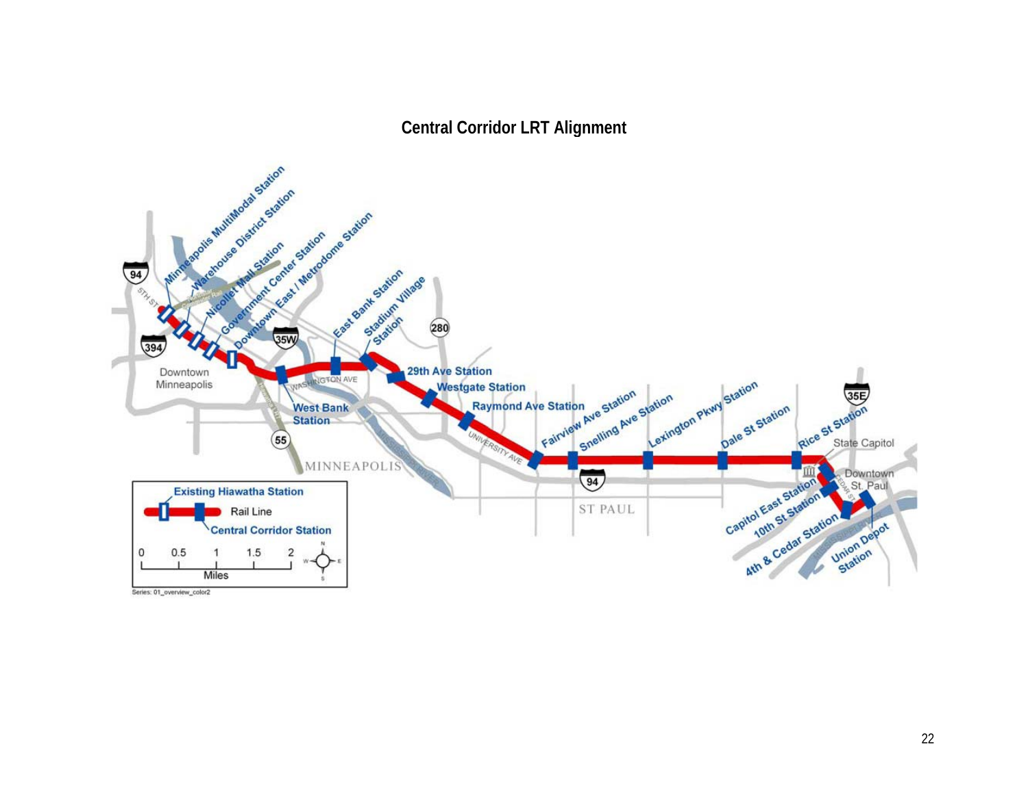# Central Corridor LRT Alignment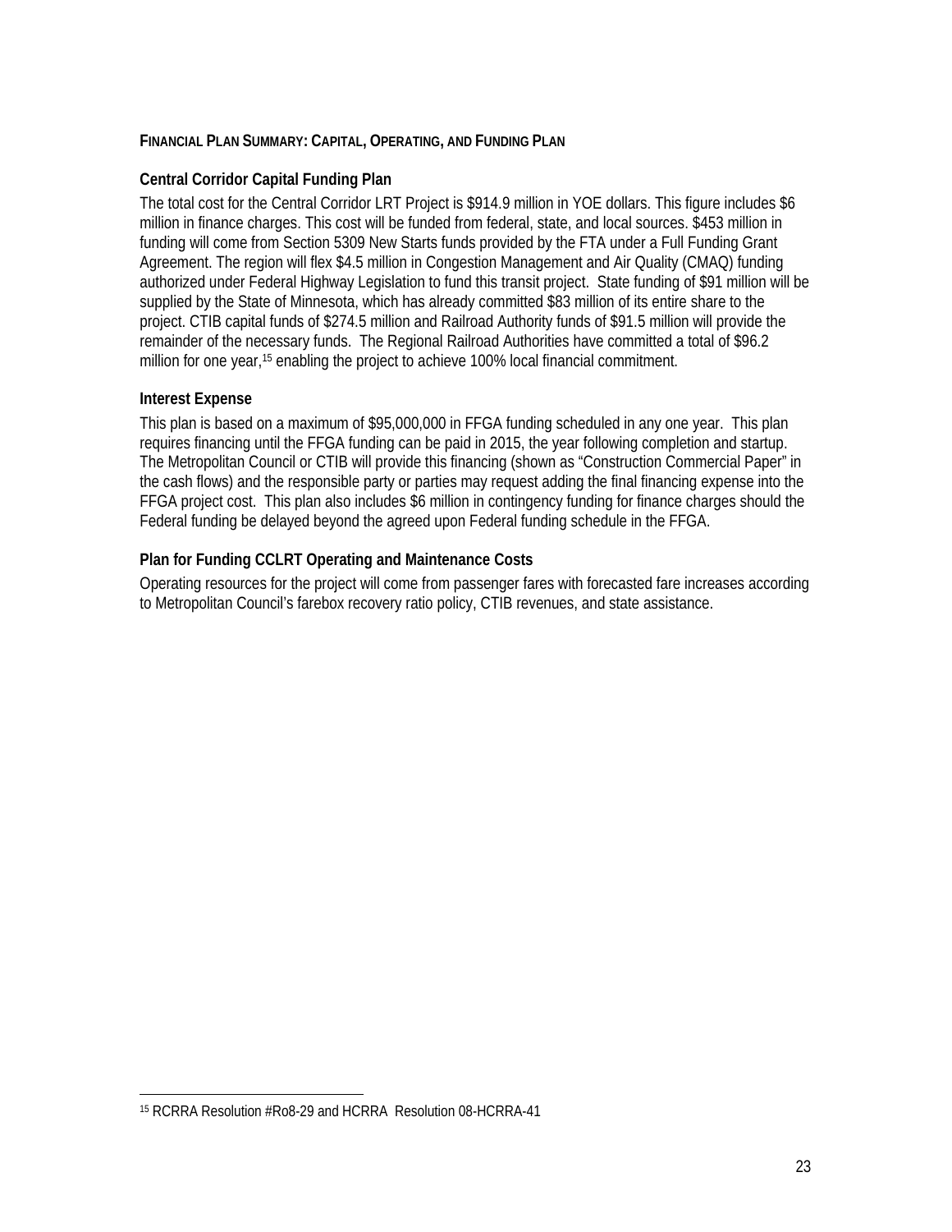## Financial Plan Summary: Capital, Operating, and Funding Plan

### Central Corridor Capital Funding Plan

The total cost for the Central Corridor LRT Project is $914.9 million in YOE dollars. This figure includes $6 million in finance charges. This cost will be funded from federal, state, and local sources. $453 million in funding will come from Section 5309 New Starts funds provided by the FTA under a Full Funding Grant Agreement. The region will flex $4.5 million in Congestion Management and Air Quality (CMAQ) funding authorized under Federal Highway Legislation to fund this transit project. State funding of $91 million will be supplied by the State of Minnesota, which has already committed $83 million of its entire share to the project. CTIB capital funds of $274.5 million and Railroad Authority funds of $91.5 million will provide the remainder of the necessary funds. The Regional Railroad Authorities have committed a total of $96.2 million for one year,[15] enabling the project to achieve 100% local financial commitment.

### Interest Expense

This plan is based on a maximum of $95,000,000 in FFGA funding scheduled in any one year. This plan requires financing until the FFGA funding can be paid in 2015, the year following completion and startup. The Metropolitan Council or CTIB will provide this financing (shown as "Construction Commercial Paper" in the cash flows) and the responsible party or parties may request adding the final financing expense into the FFGA project cost. This plan also includes $6 million in contingency funding for finance charges should the Federal funding be delayed beyond the agreed upon Federal funding schedule in the FFGA.

### Plan for Funding CCLRT Operating and Maintenance Costs

Operating resources for the project will come from passenger fares with forecasted fare increases according to Metropolitan Council's farebox recovery ratio policy, CTIB revenues, and state assistance.

---

[15] RCRRA Resolution #Ro8-29 and HCRRA Resolution 08-HCRRA-41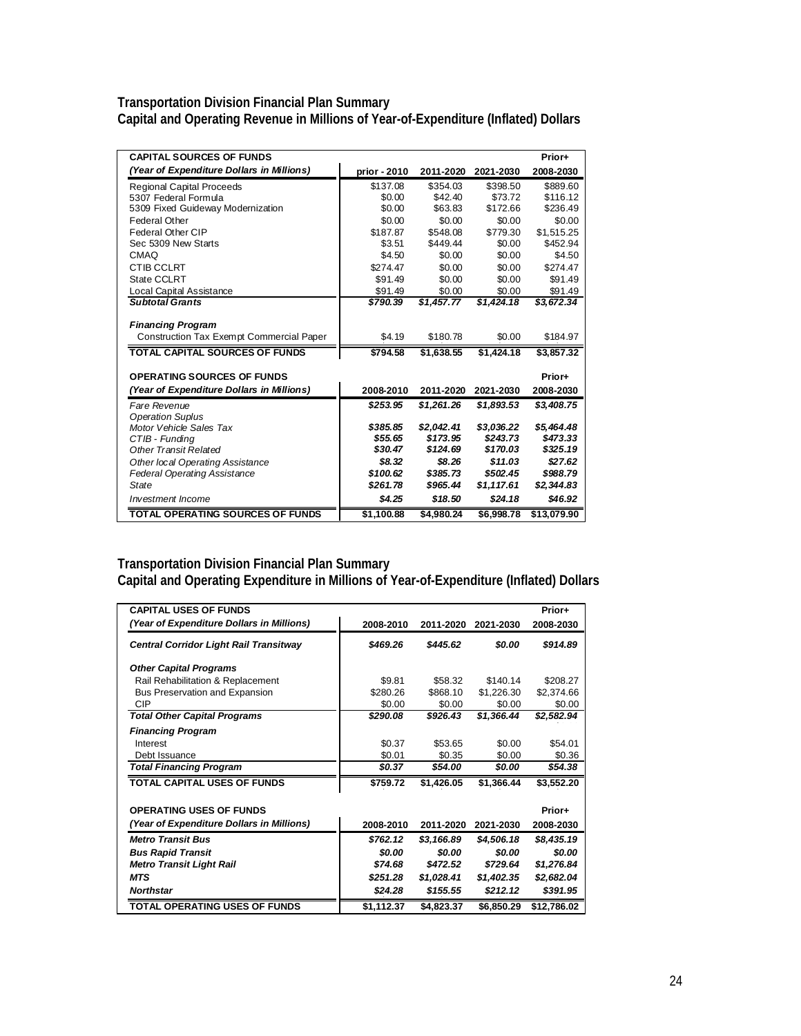**Transportation Division Financial Plan Summary**
**Capital and Operating Revenue in Millions of Year-of-Expenditure (Inflated) Dollars**

| CAPITAL SOURCES OF FUNDS | | | | Prior+ |
|---|---|---|---|---|
| *(Year of Expenditure Dollars in Millions)* | prior - 2010 | 2011-2020 | 2021-2030 | 2008-2030 |
| Regional Capital Proceeds | $137.08 | $354.03 | $398.50 | $889.60 |
| 5307 Federal Formula | $0.00 | $42.40 | $73.72 | $116.12 |
| 5309 Fixed Guideway Modernization | $0.00 | $63.83 | $172.66 | $236.49 |
| Federal Other | $0.00 | $0.00 | $0.00 | $0.00 |
| Federal Other CIP | $187.87 | $548.08 | $779.30 | $1,515.25 |
| Sec 5309 New Starts | $3.51 | $449.44 | $0.00 | $452.94 |
| CMAQ | $4.50 | $0.00 | $0.00 | $4.50 |
| CTIB CCLRT | $274.47 | $0.00 | $0.00 | $274.47 |
| State CCLRT | $91.49 | $0.00 | $0.00 | $91.49 |
| Local Capital Assistance | $91.49 | $0.00 | $0.00 | $91.49 |
| ***Subtotal Grants*** | ***$790.39*** | ***$1,457.77*** | ***$1,424.18*** | ***$3,672.34*** |
| ***Financing Program*** | | | | |
| Construction Tax Exempt Commercial Paper | $4.19 | $180.78 | $0.00 | $184.97 |
| **TOTAL CAPITAL SOURCES OF FUNDS** | **$794.58** | **$1,638.55** | **$1,424.18** | **$3,857.32** |

| OPERATING SOURCES OF FUNDS | | | | Prior+ |
|---|---|---|---|---|
| *(Year of Expenditure Dollars in Millions)* | 2008-2010 | 2011-2020 | 2021-2030 | 2008-2030 |
| *Fare Revenue* | *$253.95* | *$1,261.26* | *$1,893.53* | *$3,408.75* |
| *Operation Suplus* | | | | |
| *Motor Vehicle Sales Tax* | *$385.85* | *$2,042.41* | *$3,036.22* | *$5,464.48* |
| *CTIB - Funding* | *$55.65* | *$173.95* | *$243.73* | *$473.33* |
| *Other Transit Related* | *$30.47* | *$124.69* | *$170.03* | *$325.19* |
| *Other local Operating Assistance* | *$8.32* | *$8.26* | *$11.03* | *$27.62* |
| *Federal Operating Assistance* | *$100.62* | *$385.73* | *$502.45* | *$988.79* |
| *State* | *$261.78* | *$965.44* | *$1,117.61* | *$2,344.83* |
| *Investment Income* | *$4.25* | *$18.50* | *$24.18* | *$46.92* |
| **TOTAL OPERATING SOURCES OF FUNDS** | **$1,100.88** | **$4,980.24** | **$6,998.78** | **$13,079.90** |

**Transportation Division Financial Plan Summary**
**Capital and Operating Expenditure in Millions of Year-of-Expenditure (Inflated) Dollars**

| CAPITAL USES OF FUNDS | | | | Prior+ |
|---|---|---|---|---|
| *(Year of Expenditure Dollars in Millions)* | 2008-2010 | 2011-2020 | 2021-2030 | 2008-2030 |
| ***Central Corridor Light Rail Transitway*** | ***$469.26*** | ***$445.62*** | ***$0.00*** | ***$914.89*** |
| ***Other Capital Programs*** | | | | |
| Rail Rehabilitation & Replacement | $9.81 | $58.32 | $140.14 | $208.27 |
| Bus Preservation and Expansion | $280.26 | $868.10 | $1,226.30 | $2,374.66 |
| CIP | $0.00 | $0.00 | $0.00 | $0.00 |
| ***Total Other Capital Programs*** | ***$290.08*** | ***$926.43*** | ***$1,366.44*** | ***$2,582.94*** |
| ***Financing Program*** | | | | |
| Interest | $0.37 | $53.65 | $0.00 | $54.01 |
| Debt Issuance | $0.01 | $0.35 | $0.00 | $0.36 |
| ***Total Financing Program*** | ***$0.37*** | ***$54.00*** | ***$0.00*** | ***$54.38*** |
| **TOTAL CAPITAL USES OF FUNDS** | **$759.72** | **$1,426.05** | **$1,366.44** | **$3,552.20** |

| OPERATING USES OF FUNDS | | | | Prior+ |
|---|---|---|---|---|
| *(Year of Expenditure Dollars in Millions)* | 2008-2010 | 2011-2020 | 2021-2030 | 2008-2030 |
| ***Metro Transit Bus*** | ***$762.12*** | ***$3,166.89*** | ***$4,506.18*** | ***$8,435.19*** |
| ***Bus Rapid Transit*** | ***$0.00*** | ***$0.00*** | ***$0.00*** | ***$0.00*** |
| ***Metro Transit Light Rail*** | ***$74.68*** | ***$472.52*** | ***$729.64*** | ***$1,276.84*** |
| ***MTS*** | ***$251.28*** | ***$1,028.41*** | ***$1,402.35*** | ***$2,682.04*** |
| ***Northstar*** | ***$24.28*** | ***$155.55*** | ***$212.12*** | ***$391.95*** |
| **TOTAL OPERATING USES OF FUNDS** | **$1,112.37** | **$4,823.37** | **$6,850.29** | **$12,786.02** |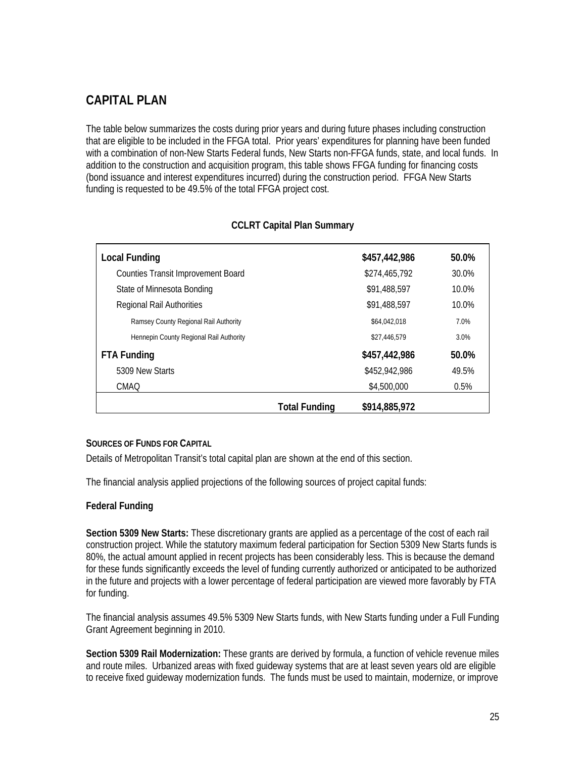# CAPITAL PLAN

The table below summarizes the costs during prior years and during future phases including construction that are eligible to be included in the FFGA total. Prior years' expenditures for planning have been funded with a combination of non-New Starts Federal funds, New Starts non-FFGA funds, state, and local funds. In addition to the construction and acquisition program, this table shows FFGA funding for financing costs (bond issuance and interest expenditures incurred) during the construction period. FFGA New Starts funding is requested to be 49.5% of the total FFGA project cost.

**CCLRT Capital Plan Summary**

| | | |
|---|---|---|
| **Local Funding** | **$457,442,986** | **50.0%** |
| Counties Transit Improvement Board | $274,465,792 | 30.0% |
| State of Minnesota Bonding | $91,488,597 | 10.0% |
| Regional Rail Authorities | $91,488,597 | 10.0% |
| Ramsey County Regional Rail Authority | $64,042,018 | 7.0% |
| Hennepin County Regional Rail Authority | $27,446,579 | 3.0% |
| **FTA Funding** | **$457,442,986** | **50.0%** |
| 5309 New Starts | $452,942,986 | 49.5% |
| CMAQ | $4,500,000 | 0.5% |
| **Total Funding** | **$914,885,972** | |

**SOURCES OF FUNDS FOR CAPITAL**

Details of Metropolitan Transit's total capital plan are shown at the end of this section.

The financial analysis applied projections of the following sources of project capital funds:

**Federal Funding**

**Section 5309 New Starts:** These discretionary grants are applied as a percentage of the cost of each rail construction project. While the statutory maximum federal participation for Section 5309 New Starts funds is 80%, the actual amount applied in recent projects has been considerably less. This is because the demand for these funds significantly exceeds the level of funding currently authorized or anticipated to be authorized in the future and projects with a lower percentage of federal participation are viewed more favorably by FTA for funding.

The financial analysis assumes 49.5% 5309 New Starts funds, with New Starts funding under a Full Funding Grant Agreement beginning in 2010.

**Section 5309 Rail Modernization:** These grants are derived by formula, a function of vehicle revenue miles and route miles. Urbanized areas with fixed guideway systems that are at least seven years old are eligible to receive fixed guideway modernization funds. The funds must be used to maintain, modernize, or improve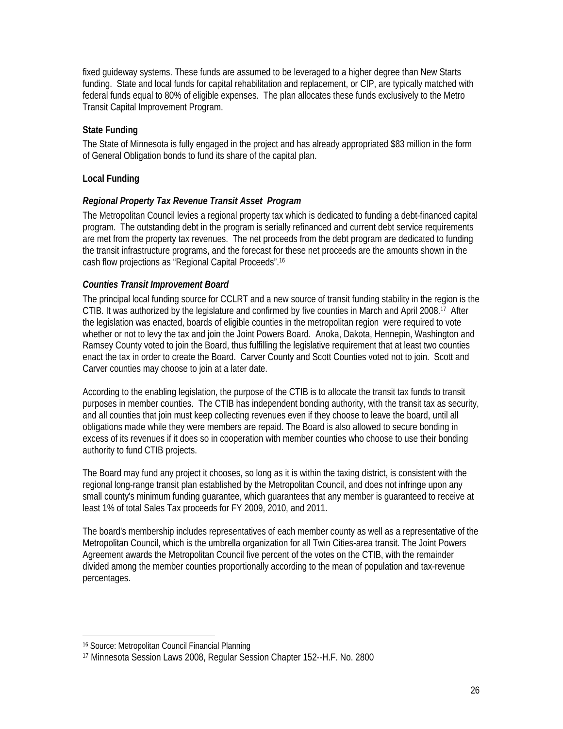fixed guideway systems. These funds are assumed to be leveraged to a higher degree than New Starts funding. State and local funds for capital rehabilitation and replacement, or CIP, are typically matched with federal funds equal to 80% of eligible expenses. The plan allocates these funds exclusively to the Metro Transit Capital Improvement Program.

**State Funding**

The State of Minnesota is fully engaged in the project and has already appropriated $83 million in the form of General Obligation bonds to fund its share of the capital plan.

**Local Funding**

***Regional Property Tax Revenue Transit Asset Program***

The Metropolitan Council levies a regional property tax which is dedicated to funding a debt-financed capital program. The outstanding debt in the program is serially refinanced and current debt service requirements are met from the property tax revenues. The net proceeds from the debt program are dedicated to funding the transit infrastructure programs, and the forecast for these net proceeds are the amounts shown in the cash flow projections as "Regional Capital Proceeds".[16]

***Counties Transit Improvement Board***

The principal local funding source for CCLRT and a new source of transit funding stability in the region is the CTIB. It was authorized by the legislature and confirmed by five counties in March and April 2008.[17] After the legislation was enacted, boards of eligible counties in the metropolitan region were required to vote whether or not to levy the tax and join the Joint Powers Board. Anoka, Dakota, Hennepin, Washington and Ramsey County voted to join the Board, thus fulfilling the legislative requirement that at least two counties enact the tax in order to create the Board. Carver County and Scott Counties voted not to join. Scott and Carver counties may choose to join at a later date.

According to the enabling legislation, the purpose of the CTIB is to allocate the transit tax funds to transit purposes in member counties. The CTIB has independent bonding authority, with the transit tax as security, and all counties that join must keep collecting revenues even if they choose to leave the board, until all obligations made while they were members are repaid. The Board is also allowed to secure bonding in excess of its revenues if it does so in cooperation with member counties who choose to use their bonding authority to fund CTIB projects.

The Board may fund any project it chooses, so long as it is within the taxing district, is consistent with the regional long-range transit plan established by the Metropolitan Council, and does not infringe upon any small county's minimum funding guarantee, which guarantees that any member is guaranteed to receive at least 1% of total Sales Tax proceeds for FY 2009, 2010, and 2011.

The board's membership includes representatives of each member county as well as a representative of the Metropolitan Council, which is the umbrella organization for all Twin Cities-area transit. The Joint Powers Agreement awards the Metropolitan Council five percent of the votes on the CTIB, with the remainder divided among the member counties proportionally according to the mean of population and tax-revenue percentages.

---

[16] Source: Metropolitan Council Financial Planning

[17] Minnesota Session Laws 2008, Regular Session Chapter 152--H.F. No. 2800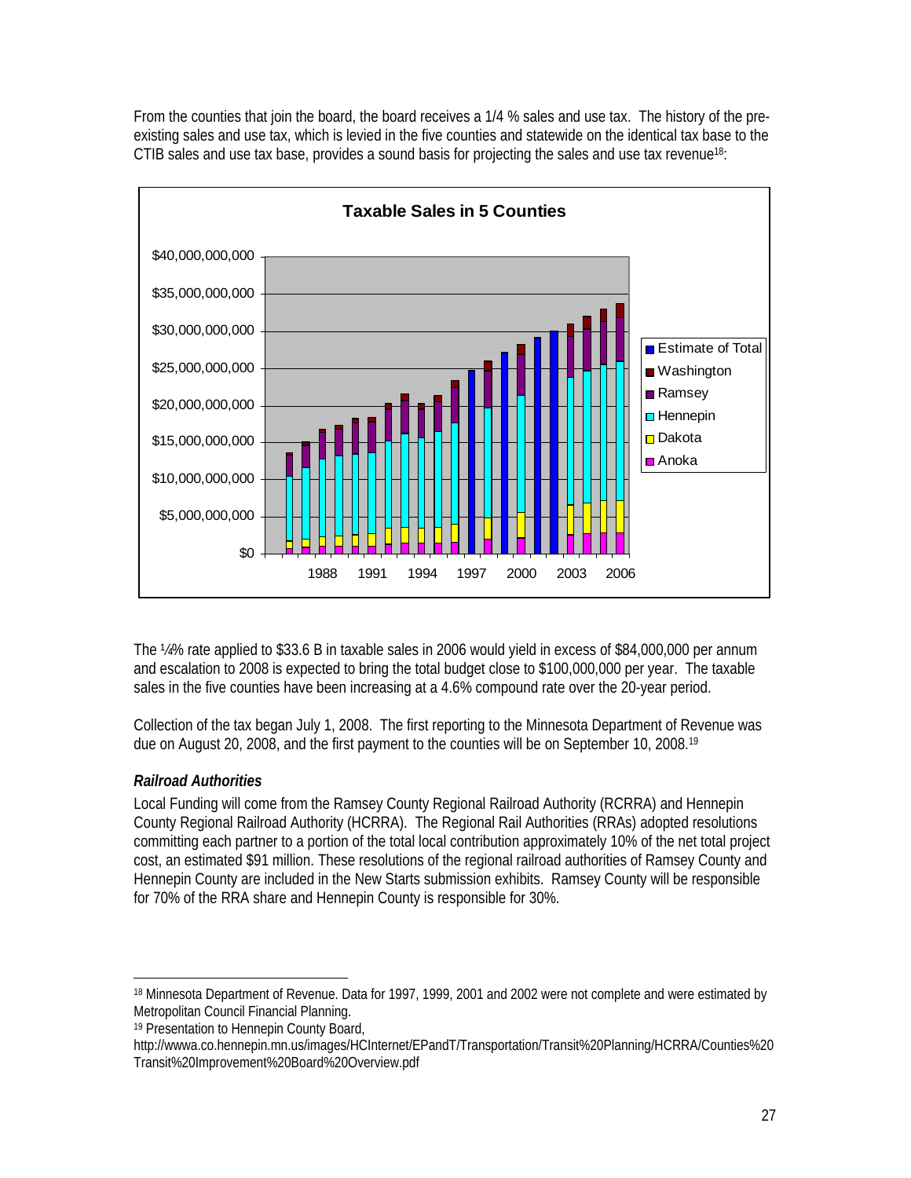From the counties that join the board, the board receives a 1/4 % sales and use tax. The history of the pre-existing sales and use tax, which is levied in the five counties and statewide on the identical tax base to the CTIB sales and use tax base, provides a sound basis for projecting the sales and use tax revenue[18]:

**Taxable Sales in 5 Counties**

The ¼% rate applied to $33.6 B in taxable sales in 2006 would yield in excess of $84,000,000 per annum and escalation to 2008 is expected to bring the total budget close to $100,000,000 per year. The taxable sales in the five counties have been increasing at a 4.6% compound rate over the 20-year period.

Collection of the tax began July 1, 2008. The first reporting to the Minnesota Department of Revenue was due on August 20, 2008, and the first payment to the counties will be on September 10, 2008.[19]

### *Railroad Authorities*

Local Funding will come from the Ramsey County Regional Railroad Authority (RCRRA) and Hennepin County Regional Railroad Authority (HCRRA). The Regional Rail Authorities (RRAs) adopted resolutions committing each partner to a portion of the total local contribution approximately 10% of the net total project cost, an estimated $91 million. These resolutions of the regional railroad authorities of Ramsey County and Hennepin County are included in the New Starts submission exhibits. Ramsey County will be responsible for 70% of the RRA share and Hennepin County is responsible for 30%.

---

[18] Minnesota Department of Revenue. Data for 1997, 1999, 2001 and 2002 were not complete and were estimated by Metropolitan Council Financial Planning.

[19] Presentation to Hennepin County Board, http://wwwa.co.hennepin.mn.us/images/HCInternet/EPandT/Transportation/Transit%20Planning/HCRRA/Counties%20Transit%20Improvement%20Board%20Overview.pdf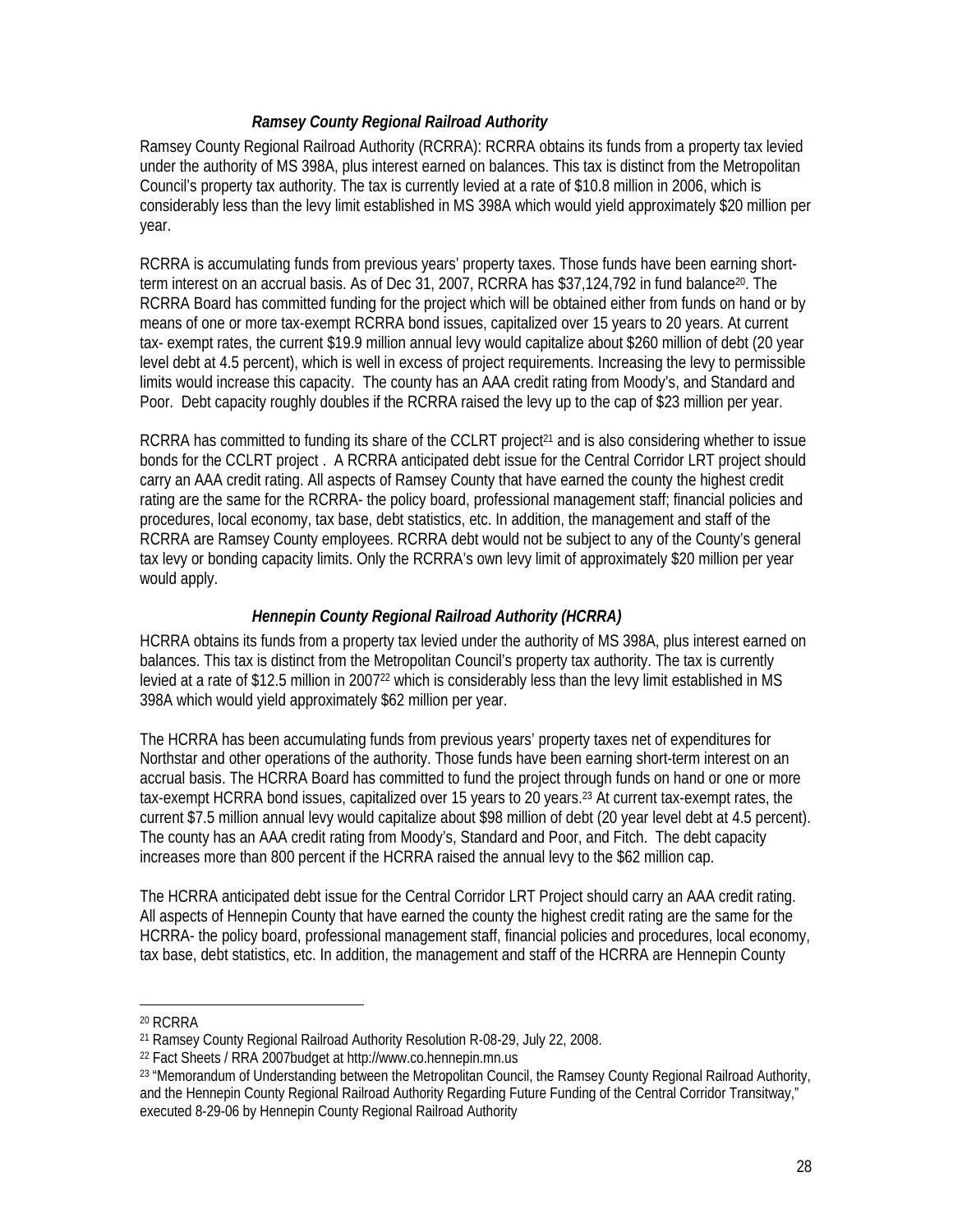### *Ramsey County Regional Railroad Authority*

Ramsey County Regional Railroad Authority (RCRRA): RCRRA obtains its funds from a property tax levied under the authority of MS 398A, plus interest earned on balances. This tax is distinct from the Metropolitan Council's property tax authority. The tax is currently levied at a rate of $10.8 million in 2006, which is considerably less than the levy limit established in MS 398A which would yield approximately $20 million per year.

RCRRA is accumulating funds from previous years' property taxes. Those funds have been earning short-term interest on an accrual basis. As of Dec 31, 2007, RCRRA has $37,124,792 in fund balance[20]. The RCRRA Board has committed funding for the project which will be obtained either from funds on hand or by means of one or more tax-exempt RCRRA bond issues, capitalized over 15 years to 20 years. At current tax- exempt rates, the current $19.9 million annual levy would capitalize about $260 million of debt (20 year level debt at 4.5 percent), which is well in excess of project requirements. Increasing the levy to permissible limits would increase this capacity. The county has an AAA credit rating from Moody's, and Standard and Poor. Debt capacity roughly doubles if the RCRRA raised the levy up to the cap of $23 million per year.

RCRRA has committed to funding its share of the CCLRT project[21] and is also considering whether to issue bonds for the CCLRT project . A RCRRA anticipated debt issue for the Central Corridor LRT project should carry an AAA credit rating. All aspects of Ramsey County that have earned the county the highest credit rating are the same for the RCRRA- the policy board, professional management staff; financial policies and procedures, local economy, tax base, debt statistics, etc. In addition, the management and staff of the RCRRA are Ramsey County employees. RCRRA debt would not be subject to any of the County's general tax levy or bonding capacity limits. Only the RCRRA's own levy limit of approximately $20 million per year would apply.

### *Hennepin County Regional Railroad Authority (HCRRA)*

HCRRA obtains its funds from a property tax levied under the authority of MS 398A, plus interest earned on balances. This tax is distinct from the Metropolitan Council's property tax authority. The tax is currently levied at a rate of $12.5 million in 2007[22] which is considerably less than the levy limit established in MS 398A which would yield approximately $62 million per year.

The HCRRA has been accumulating funds from previous years' property taxes net of expenditures for Northstar and other operations of the authority. Those funds have been earning short-term interest on an accrual basis. The HCRRA Board has committed to fund the project through funds on hand or one or more tax-exempt HCRRA bond issues, capitalized over 15 years to 20 years.[23] At current tax-exempt rates, the current $7.5 million annual levy would capitalize about $98 million of debt (20 year level debt at 4.5 percent). The county has an AAA credit rating from Moody's, Standard and Poor, and Fitch. The debt capacity increases more than 800 percent if the HCRRA raised the annual levy to the $62 million cap.

The HCRRA anticipated debt issue for the Central Corridor LRT Project should carry an AAA credit rating. All aspects of Hennepin County that have earned the county the highest credit rating are the same for the HCRRA- the policy board, professional management staff, financial policies and procedures, local economy, tax base, debt statistics, etc. In addition, the management and staff of the HCRRA are Hennepin County

---

[20] RCRRA

[21] Ramsey County Regional Railroad Authority Resolution R-08-29, July 22, 2008.

[22] Fact Sheets / RRA 2007budget at http://www.co.hennepin.mn.us

[23] "Memorandum of Understanding between the Metropolitan Council, the Ramsey County Regional Railroad Authority, and the Hennepin County Regional Railroad Authority Regarding Future Funding of the Central Corridor Transitway," executed 8-29-06 by Hennepin County Regional Railroad Authority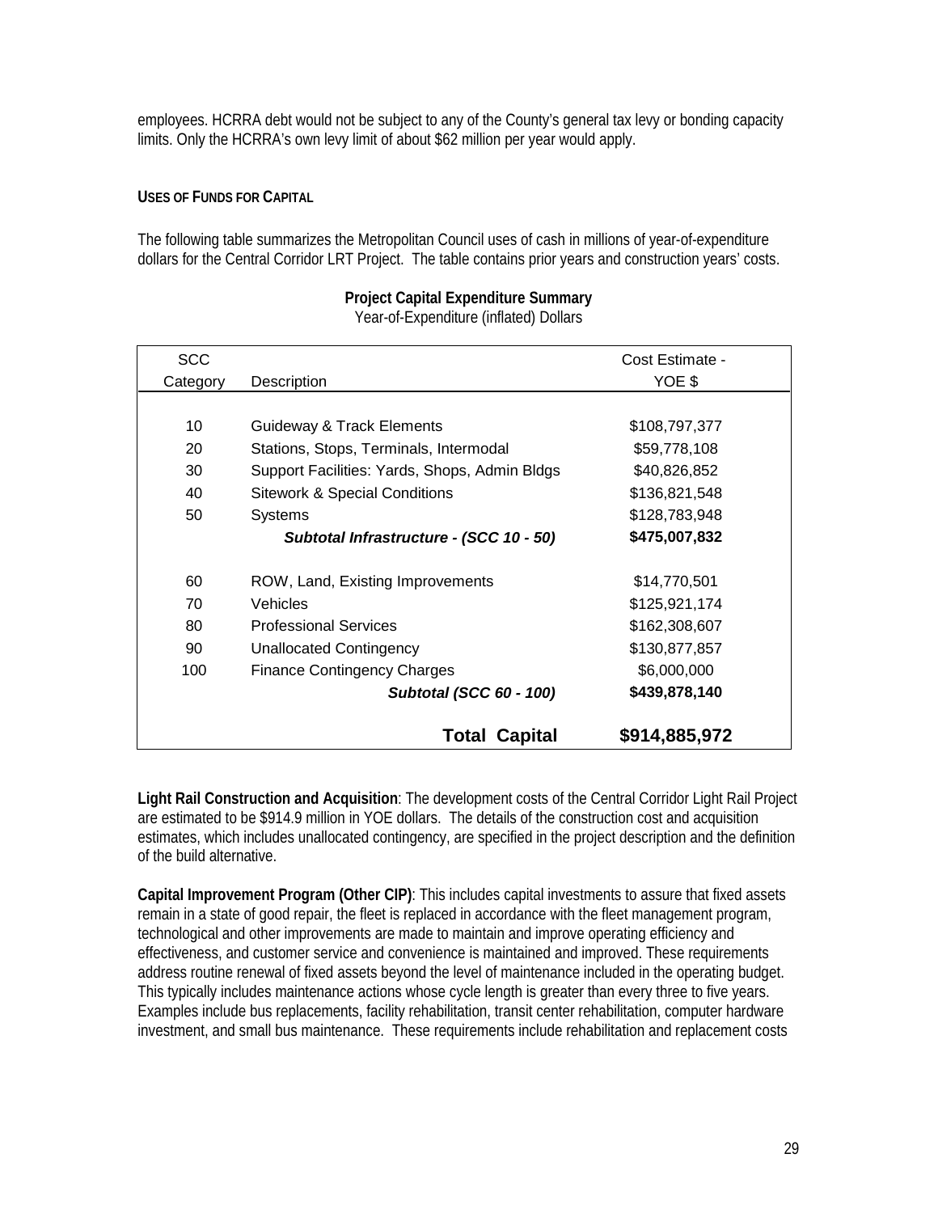employees. HCRRA debt would not be subject to any of the County's general tax levy or bonding capacity limits. Only the HCRRA's own levy limit of about $62 million per year would apply.

#### USES OF FUNDS FOR CAPITAL

The following table summarizes the Metropolitan Council uses of cash in millions of year-of-expenditure dollars for the Central Corridor LRT Project. The table contains prior years and construction years' costs.

**Project Capital Expenditure Summary**
Year-of-Expenditure (inflated) Dollars

| SCC Category | Description | Cost Estimate - YOE $ |
|---|---|---|
| 10 | Guideway & Track Elements | $108,797,377 |
| 20 | Stations, Stops, Terminals, Intermodal | $59,778,108 |
| 30 | Support Facilities: Yards, Shops, Admin Bldgs | $40,826,852 |
| 40 | Sitework & Special Conditions | $136,821,548 |
| 50 | Systems | $128,783,948 |
| | ***Subtotal Infrastructure - (SCC 10 - 50)*** | **$475,007,832** |
| 60 | ROW, Land, Existing Improvements | $14,770,501 |
| 70 | Vehicles | $125,921,174 |
| 80 | Professional Services | $162,308,607 |
| 90 | Unallocated Contingency | $130,877,857 |
| 100 | Finance Contingency Charges | $6,000,000 |
| | ***Subtotal (SCC 60 - 100)*** | **$439,878,140** |
| | **Total Capital** | **$914,885,972** |

**Light Rail Construction and Acquisition**: The development costs of the Central Corridor Light Rail Project are estimated to be $914.9 million in YOE dollars. The details of the construction cost and acquisition estimates, which includes unallocated contingency, are specified in the project description and the definition of the build alternative.

**Capital Improvement Program (Other CIP)**: This includes capital investments to assure that fixed assets remain in a state of good repair, the fleet is replaced in accordance with the fleet management program, technological and other improvements are made to maintain and improve operating efficiency and effectiveness, and customer service and convenience is maintained and improved. These requirements address routine renewal of fixed assets beyond the level of maintenance included in the operating budget. This typically includes maintenance actions whose cycle length is greater than every three to five years. Examples include bus replacements, facility rehabilitation, transit center rehabilitation, computer hardware investment, and small bus maintenance. These requirements include rehabilitation and replacement costs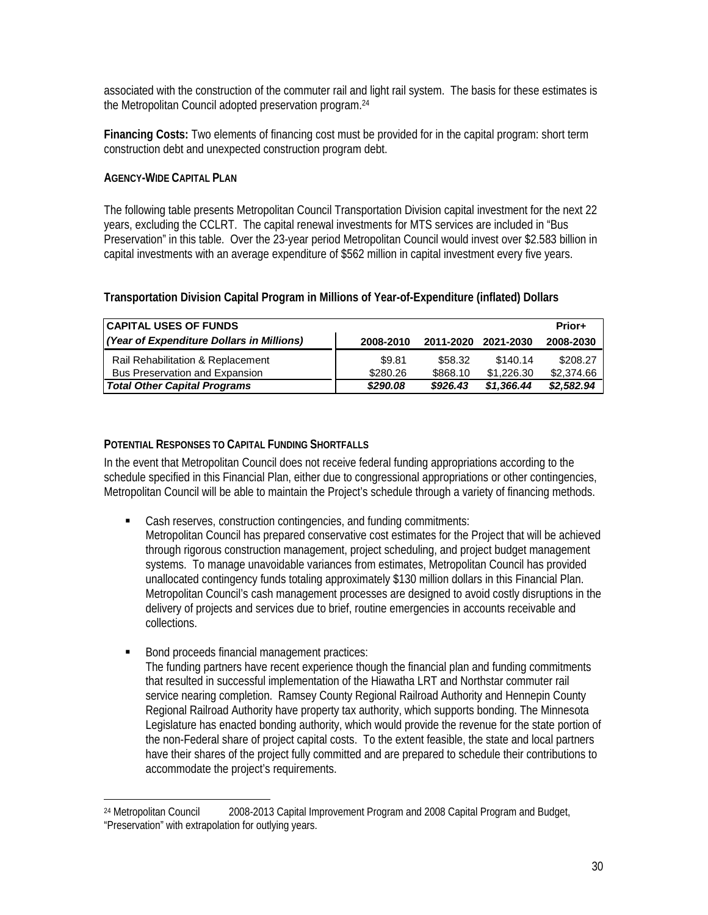associated with the construction of the commuter rail and light rail system. The basis for these estimates is the Metropolitan Council adopted preservation program.[24]

**Financing Costs:** Two elements of financing cost must be provided for in the capital program: short term construction debt and unexpected construction program debt.

#### AGENCY-WIDE CAPITAL PLAN

The following table presents Metropolitan Council Transportation Division capital investment for the next 22 years, excluding the CCLRT. The capital renewal investments for MTS services are included in "Bus Preservation" in this table. Over the 23-year period Metropolitan Council would invest over $2.583 billion in capital investments with an average expenditure of $562 million in capital investment every five years.

**Transportation Division Capital Program in Millions of Year-of-Expenditure (inflated) Dollars**

| **CAPITAL USES OF FUNDS** *(Year of Expenditure Dollars in Millions)* | **2008-2010** | **2011-2020** | **2021-2030** | **Prior+ 2008-2030** |
|---|---|---|---|---|
| Rail Rehabilitation & Replacement | $9.81 | $58.32 | $140.14 | $208.27 |
| Bus Preservation and Expansion | $280.26 | $868.10 | $1,226.30 | $2,374.66 |
| ***Total Other Capital Programs*** | ***$290.08*** | ***$926.43*** | ***$1,366.44*** | ***$2,582.94*** |

#### POTENTIAL RESPONSES TO CAPITAL FUNDING SHORTFALLS

In the event that Metropolitan Council does not receive federal funding appropriations according to the schedule specified in this Financial Plan, either due to congressional appropriations or other contingencies, Metropolitan Council will be able to maintain the Project's schedule through a variety of financing methods.

- Cash reserves, construction contingencies, and funding commitments:
  Metropolitan Council has prepared conservative cost estimates for the Project that will be achieved through rigorous construction management, project scheduling, and project budget management systems. To manage unavoidable variances from estimates, Metropolitan Council has provided unallocated contingency funds totaling approximately $130 million dollars in this Financial Plan. Metropolitan Council's cash management processes are designed to avoid costly disruptions in the delivery of projects and services due to brief, routine emergencies in accounts receivable and collections.

- Bond proceeds financial management practices:
  The funding partners have recent experience though the financial plan and funding commitments that resulted in successful implementation of the Hiawatha LRT and Northstar commuter rail service nearing completion. Ramsey County Regional Railroad Authority and Hennepin County Regional Railroad Authority have property tax authority, which supports bonding. The Minnesota Legislature has enacted bonding authority, which would provide the revenue for the state portion of the non-Federal share of project capital costs. To the extent feasible, the state and local partners have their shares of the project fully committed and are prepared to schedule their contributions to accommodate the project's requirements.

---

[24] Metropolitan Council 2008-2013 Capital Improvement Program and 2008 Capital Program and Budget, "Preservation" with extrapolation for outlying years.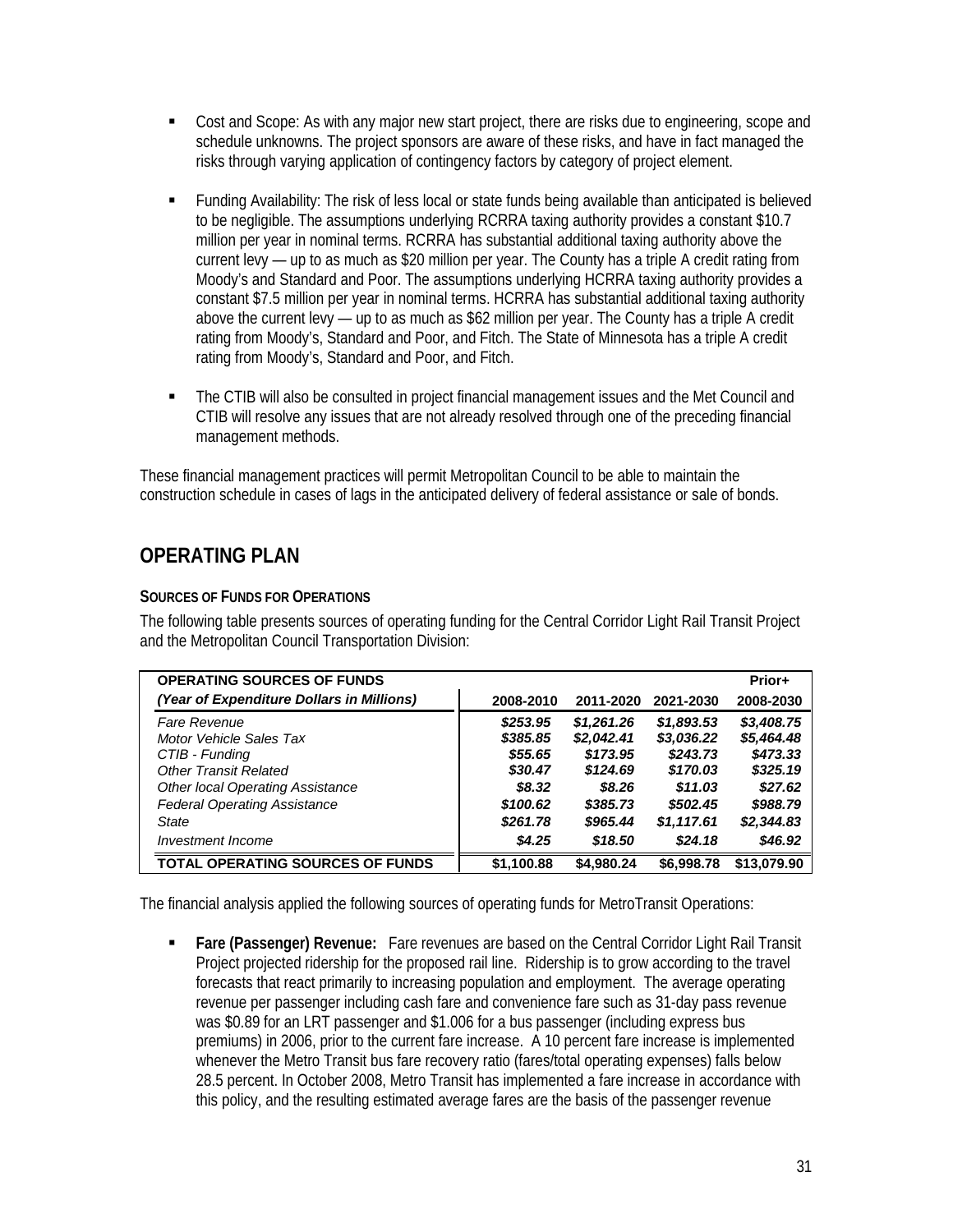- Cost and Scope: As with any major new start project, there are risks due to engineering, scope and schedule unknowns. The project sponsors are aware of these risks, and have in fact managed the risks through varying application of contingency factors by category of project element.
- Funding Availability: The risk of less local or state funds being available than anticipated is believed to be negligible. The assumptions underlying RCRRA taxing authority provides a constant $10.7 million per year in nominal terms. RCRRA has substantial additional taxing authority above the current levy — up to as much as $20 million per year. The County has a triple A credit rating from Moody's and Standard and Poor. The assumptions underlying HCRRA taxing authority provides a constant $7.5 million per year in nominal terms. HCRRA has substantial additional taxing authority above the current levy — up to as much as $62 million per year. The County has a triple A credit rating from Moody's, Standard and Poor, and Fitch. The State of Minnesota has a triple A credit rating from Moody's, Standard and Poor, and Fitch.
- The CTIB will also be consulted in project financial management issues and the Met Council and CTIB will resolve any issues that are not already resolved through one of the preceding financial management methods.

These financial management practices will permit Metropolitan Council to be able to maintain the construction schedule in cases of lags in the anticipated delivery of federal assistance or sale of bonds.

## OPERATING PLAN

### SOURCES OF FUNDS FOR OPERATIONS

The following table presents sources of operating funding for the Central Corridor Light Rail Transit Project and the Metropolitan Council Transportation Division:

| **OPERATING SOURCES OF FUNDS** *(Year of Expenditure Dollars in Millions)* | **2008-2010** | **2011-2020** | **2021-2030** | **Prior+ 2008-2030** |
|---|---|---|---|---|
| *Fare Revenue* | ***$253.95*** | ***$1,261.26*** | ***$1,893.53*** | ***$3,408.75*** |
| *Motor Vehicle Sales Tax* | ***$385.85*** | ***$2,042.41*** | ***$3,036.22*** | ***$5,464.48*** |
| *CTIB - Funding* | ***$55.65*** | ***$173.95*** | ***$243.73*** | ***$473.33*** |
| *Other Transit Related* | ***$30.47*** | ***$124.69*** | ***$170.03*** | ***$325.19*** |
| *Other local Operating Assistance* | ***$8.32*** | ***$8.26*** | ***$11.03*** | ***$27.62*** |
| *Federal Operating Assistance* | ***$100.62*** | ***$385.73*** | ***$502.45*** | ***$988.79*** |
| *State* | ***$261.78*** | ***$965.44*** | ***$1,117.61*** | ***$2,344.83*** |
| *Investment Income* | ***$4.25*** | ***$18.50*** | ***$24.18*** | ***$46.92*** |
| **TOTAL OPERATING SOURCES OF FUNDS** | **$1,100.88** | **$4,980.24** | **$6,998.78** | **$13,079.90** |

The financial analysis applied the following sources of operating funds for MetroTransit Operations:

- **Fare (Passenger) Revenue:** Fare revenues are based on the Central Corridor Light Rail Transit Project projected ridership for the proposed rail line. Ridership is to grow according to the travel forecasts that react primarily to increasing population and employment. The average operating revenue per passenger including cash fare and convenience fare such as 31-day pass revenue was $0.89 for an LRT passenger and $1.006 for a bus passenger (including express bus premiums) in 2006, prior to the current fare increase. A 10 percent fare increase is implemented whenever the Metro Transit bus fare recovery ratio (fares/total operating expenses) falls below 28.5 percent. In October 2008, Metro Transit has implemented a fare increase in accordance with this policy, and the resulting estimated average fares are the basis of the passenger revenue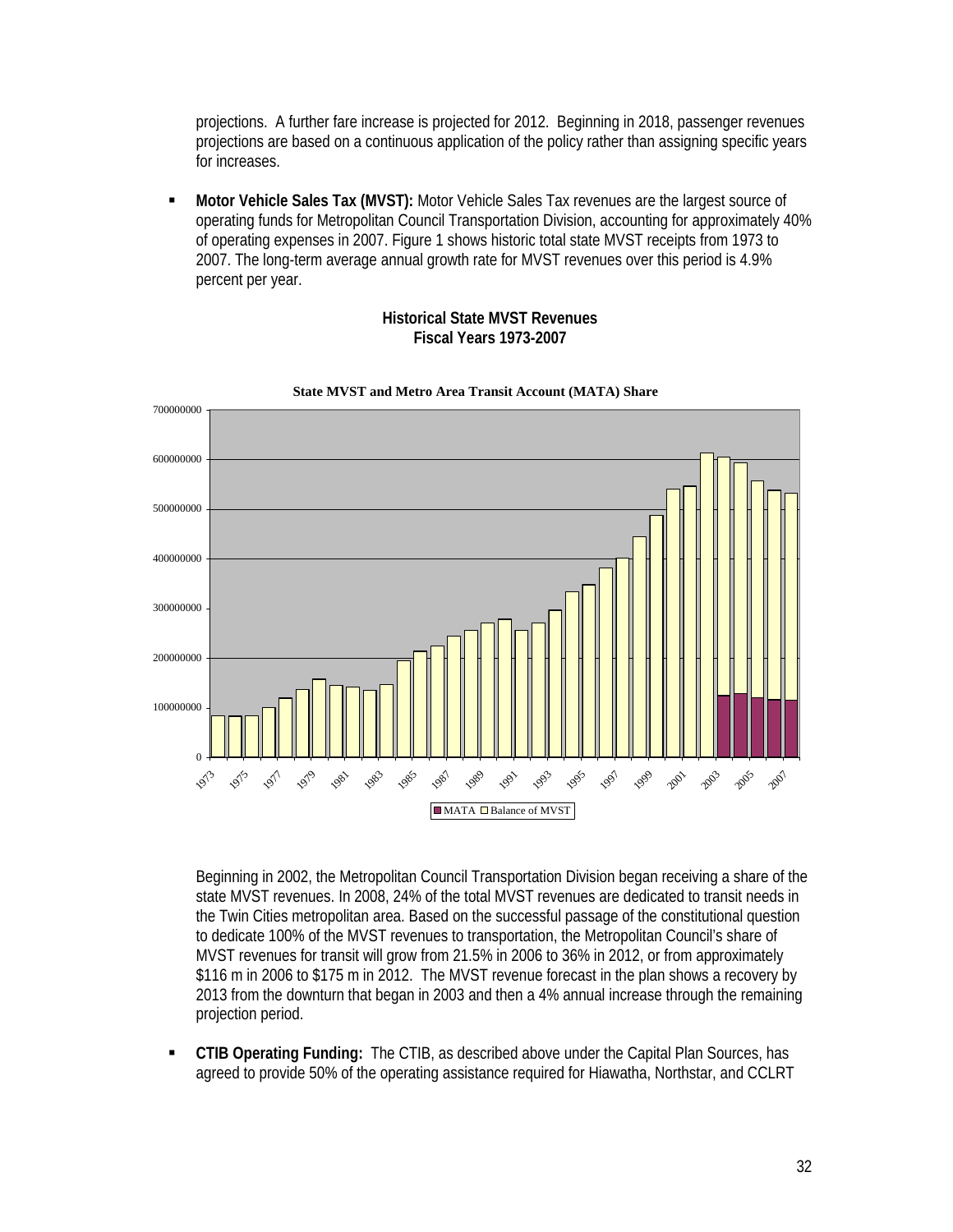projections. A further fare increase is projected for 2012. Beginning in 2018, passenger revenues projections are based on a continuous application of the policy rather than assigning specific years for increases.

- **Motor Vehicle Sales Tax (MVST):** Motor Vehicle Sales Tax revenues are the largest source of operating funds for Metropolitan Council Transportation Division, accounting for approximately 40% of operating expenses in 2007. Figure 1 shows historic total state MVST receipts from 1973 to 2007. The long-term average annual growth rate for MVST revenues over this period is 4.9% percent per year.

**Historical State MVST Revenues**
**Fiscal Years 1973-2007**

**State MVST and Metro Area Transit Account (MATA) Share**

■ MATA □ Balance of MVST

Beginning in 2002, the Metropolitan Council Transportation Division began receiving a share of the state MVST revenues. In 2008, 24% of the total MVST revenues are dedicated to transit needs in the Twin Cities metropolitan area. Based on the successful passage of the constitutional question to dedicate 100% of the MVST revenues to transportation, the Metropolitan Council's share of MVST revenues for transit will grow from 21.5% in 2006 to 36% in 2012, or from approximately \$116 m in 2006 to \$175 m in 2012. The MVST revenue forecast in the plan shows a recovery by 2013 from the downturn that began in 2003 and then a 4% annual increase through the remaining projection period.

- **CTIB Operating Funding:** The CTIB, as described above under the Capital Plan Sources, has agreed to provide 50% of the operating assistance required for Hiawatha, Northstar, and CCLRT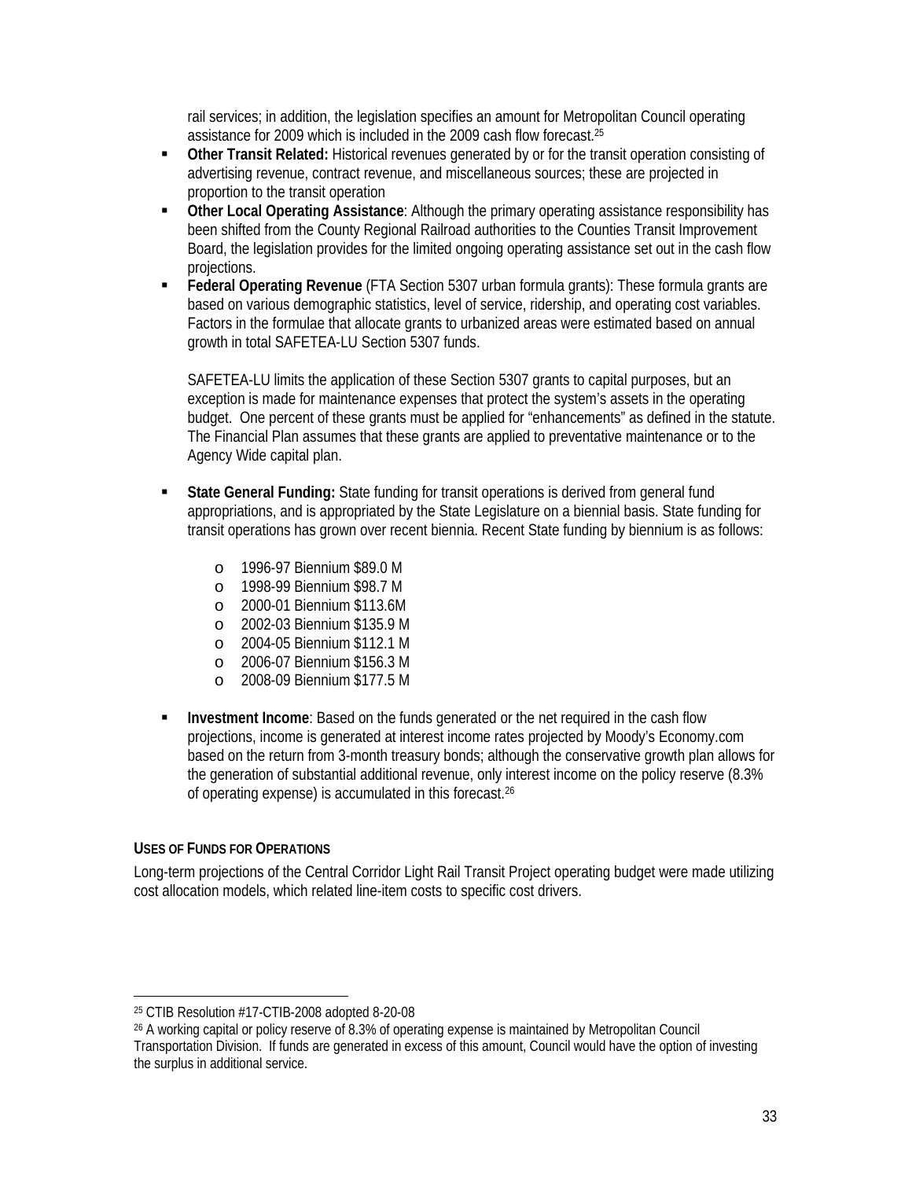rail services; in addition, the legislation specifies an amount for Metropolitan Council operating assistance for 2009 which is included in the 2009 cash flow forecast.[25]

- **Other Transit Related:** Historical revenues generated by or for the transit operation consisting of advertising revenue, contract revenue, and miscellaneous sources; these are projected in proportion to the transit operation
- **Other Local Operating Assistance**: Although the primary operating assistance responsibility has been shifted from the County Regional Railroad authorities to the Counties Transit Improvement Board, the legislation provides for the limited ongoing operating assistance set out in the cash flow projections.
- **Federal Operating Revenue** (FTA Section 5307 urban formula grants): These formula grants are based on various demographic statistics, level of service, ridership, and operating cost variables. Factors in the formulae that allocate grants to urbanized areas were estimated based on annual growth in total SAFETEA-LU Section 5307 funds.

  SAFETEA-LU limits the application of these Section 5307 grants to capital purposes, but an exception is made for maintenance expenses that protect the system's assets in the operating budget. One percent of these grants must be applied for "enhancements" as defined in the statute. The Financial Plan assumes that these grants are applied to preventative maintenance or to the Agency Wide capital plan.

- **State General Funding:** State funding for transit operations is derived from general fund appropriations, and is appropriated by the State Legislature on a biennial basis. State funding for transit operations has grown over recent biennia. Recent State funding by biennium is as follows:
  - 1996-97 Biennium $89.0 M
  - 1998-99 Biennium $98.7 M
  - 2000-01 Biennium $113.6M
  - 2002-03 Biennium $135.9 M
  - 2004-05 Biennium $112.1 M
  - 2006-07 Biennium $156.3 M
  - 2008-09 Biennium $177.5 M

- **Investment Income**: Based on the funds generated or the net required in the cash flow projections, income is generated at interest income rates projected by Moody's Economy.com based on the return from 3-month treasury bonds; although the conservative growth plan allows for the generation of substantial additional revenue, only interest income on the policy reserve (8.3% of operating expense) is accumulated in this forecast.[26]

**USES OF FUNDS FOR OPERATIONS**

Long-term projections of the Central Corridor Light Rail Transit Project operating budget were made utilizing cost allocation models, which related line-item costs to specific cost drivers.

---

[25] CTIB Resolution #17-CTIB-2008 adopted 8-20-08

[26] A working capital or policy reserve of 8.3% of operating expense is maintained by Metropolitan Council Transportation Division. If funds are generated in excess of this amount, Council would have the option of investing the surplus in additional service.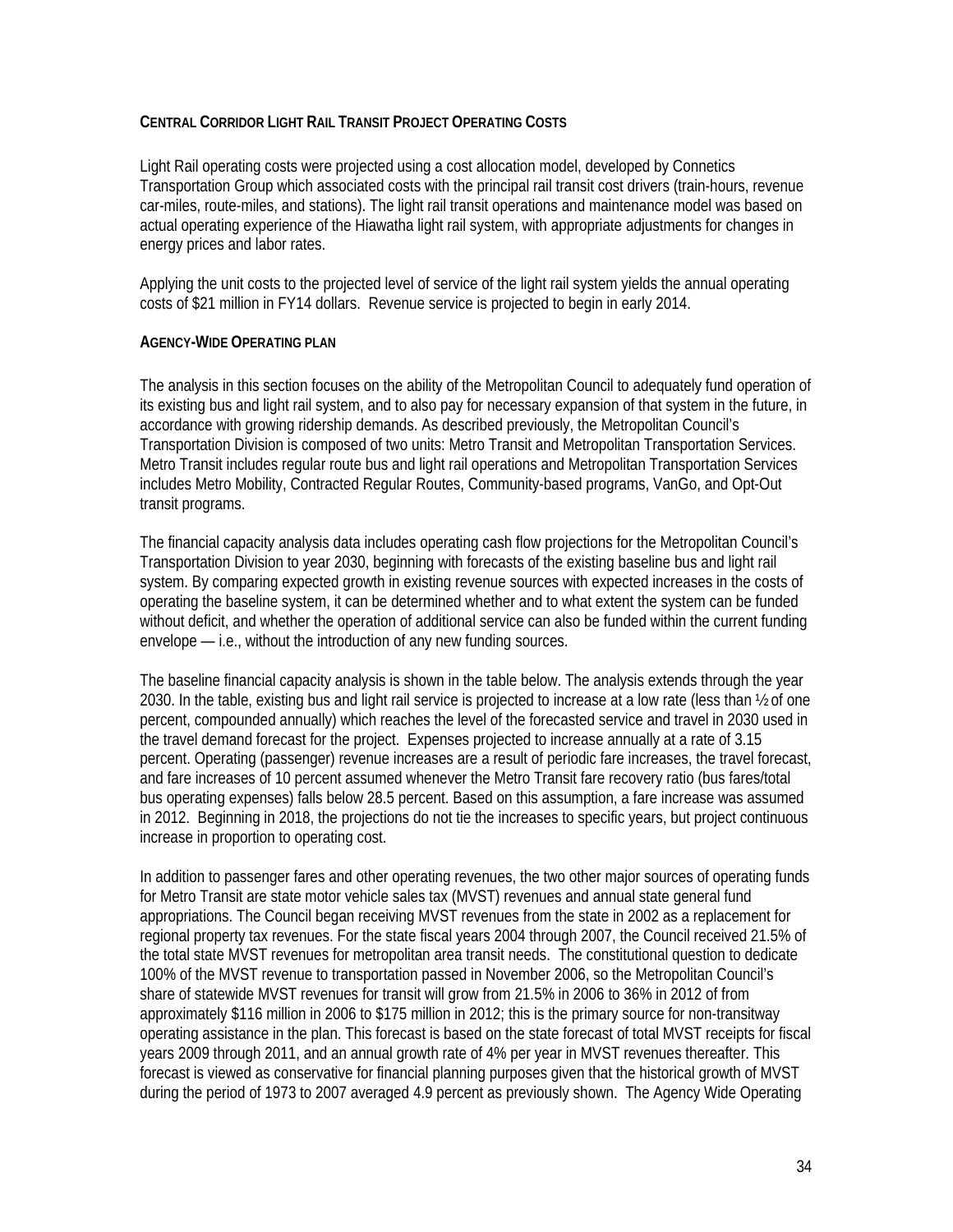### CENTRAL CORRIDOR LIGHT RAIL TRANSIT PROJECT OPERATING COSTS

Light Rail operating costs were projected using a cost allocation model, developed by Connetics Transportation Group which associated costs with the principal rail transit cost drivers (train-hours, revenue car-miles, route-miles, and stations). The light rail transit operations and maintenance model was based on actual operating experience of the Hiawatha light rail system, with appropriate adjustments for changes in energy prices and labor rates.

Applying the unit costs to the projected level of service of the light rail system yields the annual operating costs of $21 million in FY14 dollars. Revenue service is projected to begin in early 2014.

### AGENCY-WIDE OPERATING PLAN

The analysis in this section focuses on the ability of the Metropolitan Council to adequately fund operation of its existing bus and light rail system, and to also pay for necessary expansion of that system in the future, in accordance with growing ridership demands. As described previously, the Metropolitan Council's Transportation Division is composed of two units: Metro Transit and Metropolitan Transportation Services. Metro Transit includes regular route bus and light rail operations and Metropolitan Transportation Services includes Metro Mobility, Contracted Regular Routes, Community-based programs, VanGo, and Opt-Out transit programs.

The financial capacity analysis data includes operating cash flow projections for the Metropolitan Council's Transportation Division to year 2030, beginning with forecasts of the existing baseline bus and light rail system. By comparing expected growth in existing revenue sources with expected increases in the costs of operating the baseline system, it can be determined whether and to what extent the system can be funded without deficit, and whether the operation of additional service can also be funded within the current funding envelope — i.e., without the introduction of any new funding sources.

The baseline financial capacity analysis is shown in the table below. The analysis extends through the year 2030. In the table, existing bus and light rail service is projected to increase at a low rate (less than ½ of one percent, compounded annually) which reaches the level of the forecasted service and travel in 2030 used in the travel demand forecast for the project. Expenses projected to increase annually at a rate of 3.15 percent. Operating (passenger) revenue increases are a result of periodic fare increases, the travel forecast, and fare increases of 10 percent assumed whenever the Metro Transit fare recovery ratio (bus fares/total bus operating expenses) falls below 28.5 percent. Based on this assumption, a fare increase was assumed in 2012. Beginning in 2018, the projections do not tie the increases to specific years, but project continuous increase in proportion to operating cost.

In addition to passenger fares and other operating revenues, the two other major sources of operating funds for Metro Transit are state motor vehicle sales tax (MVST) revenues and annual state general fund appropriations. The Council began receiving MVST revenues from the state in 2002 as a replacement for regional property tax revenues. For the state fiscal years 2004 through 2007, the Council received 21.5% of the total state MVST revenues for metropolitan area transit needs. The constitutional question to dedicate 100% of the MVST revenue to transportation passed in November 2006, so the Metropolitan Council's share of statewide MVST revenues for transit will grow from 21.5% in 2006 to 36% in 2012 of from approximately $116 million in 2006 to $175 million in 2012; this is the primary source for non-transitway operating assistance in the plan. This forecast is based on the state forecast of total MVST receipts for fiscal years 2009 through 2011, and an annual growth rate of 4% per year in MVST revenues thereafter. This forecast is viewed as conservative for financial planning purposes given that the historical growth of MVST during the period of 1973 to 2007 averaged 4.9 percent as previously shown. The Agency Wide Operating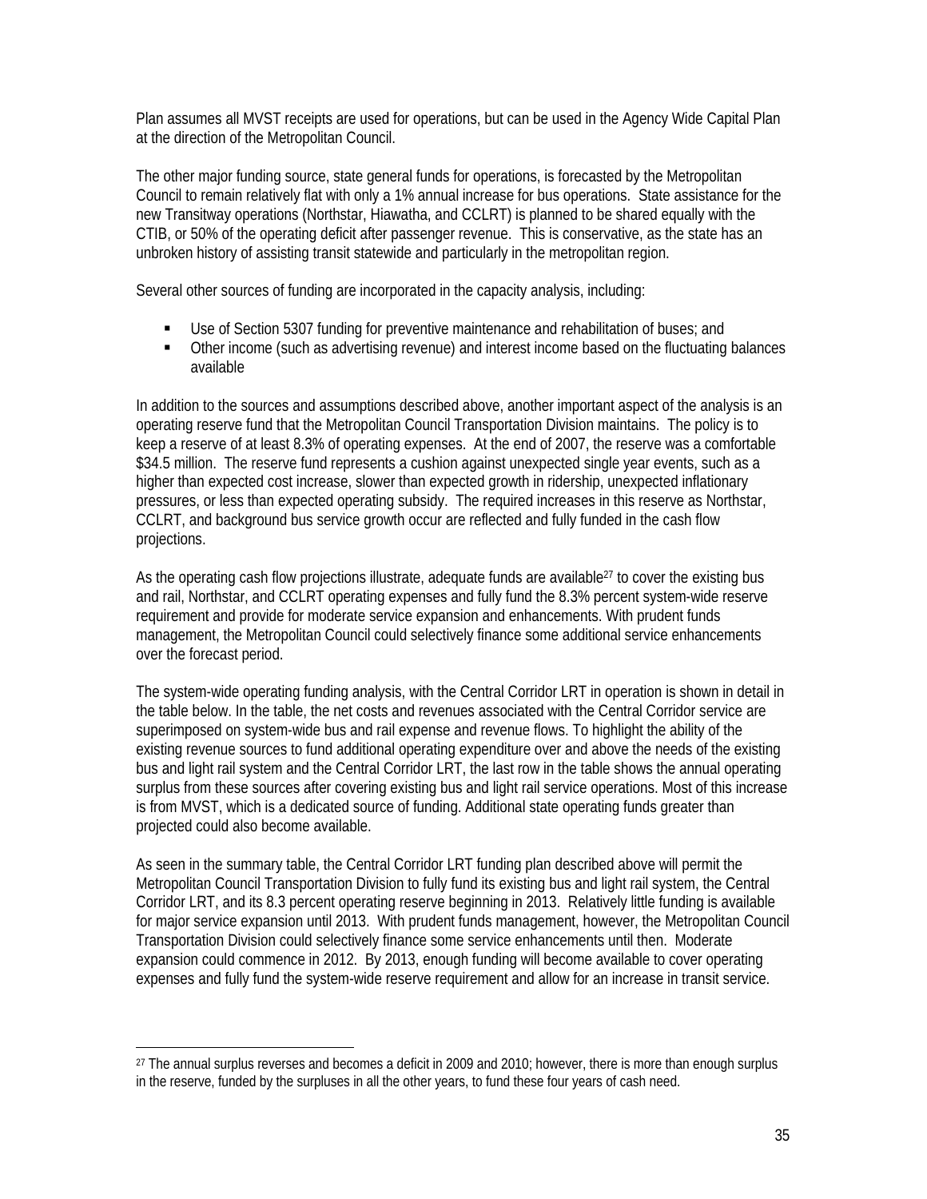Plan assumes all MVST receipts are used for operations, but can be used in the Agency Wide Capital Plan at the direction of the Metropolitan Council.

The other major funding source, state general funds for operations, is forecasted by the Metropolitan Council to remain relatively flat with only a 1% annual increase for bus operations. State assistance for the new Transitway operations (Northstar, Hiawatha, and CCLRT) is planned to be shared equally with the CTIB, or 50% of the operating deficit after passenger revenue. This is conservative, as the state has an unbroken history of assisting transit statewide and particularly in the metropolitan region.

Several other sources of funding are incorporated in the capacity analysis, including:

- Use of Section 5307 funding for preventive maintenance and rehabilitation of buses; and
- Other income (such as advertising revenue) and interest income based on the fluctuating balances available

In addition to the sources and assumptions described above, another important aspect of the analysis is an operating reserve fund that the Metropolitan Council Transportation Division maintains. The policy is to keep a reserve of at least 8.3% of operating expenses. At the end of 2007, the reserve was a comfortable $34.5 million. The reserve fund represents a cushion against unexpected single year events, such as a higher than expected cost increase, slower than expected growth in ridership, unexpected inflationary pressures, or less than expected operating subsidy. The required increases in this reserve as Northstar, CCLRT, and background bus service growth occur are reflected and fully funded in the cash flow projections.

As the operating cash flow projections illustrate, adequate funds are available[27] to cover the existing bus and rail, Northstar, and CCLRT operating expenses and fully fund the 8.3% percent system-wide reserve requirement and provide for moderate service expansion and enhancements. With prudent funds management, the Metropolitan Council could selectively finance some additional service enhancements over the forecast period.

The system-wide operating funding analysis, with the Central Corridor LRT in operation is shown in detail in the table below. In the table, the net costs and revenues associated with the Central Corridor service are superimposed on system-wide bus and rail expense and revenue flows. To highlight the ability of the existing revenue sources to fund additional operating expenditure over and above the needs of the existing bus and light rail system and the Central Corridor LRT, the last row in the table shows the annual operating surplus from these sources after covering existing bus and light rail service operations. Most of this increase is from MVST, which is a dedicated source of funding. Additional state operating funds greater than projected could also become available.

As seen in the summary table, the Central Corridor LRT funding plan described above will permit the Metropolitan Council Transportation Division to fully fund its existing bus and light rail system, the Central Corridor LRT, and its 8.3 percent operating reserve beginning in 2013. Relatively little funding is available for major service expansion until 2013. With prudent funds management, however, the Metropolitan Council Transportation Division could selectively finance some service enhancements until then. Moderate expansion could commence in 2012. By 2013, enough funding will become available to cover operating expenses and fully fund the system-wide reserve requirement and allow for an increase in transit service.

[27] The annual surplus reverses and becomes a deficit in 2009 and 2010; however, there is more than enough surplus in the reserve, funded by the surpluses in all the other years, to fund these four years of cash need.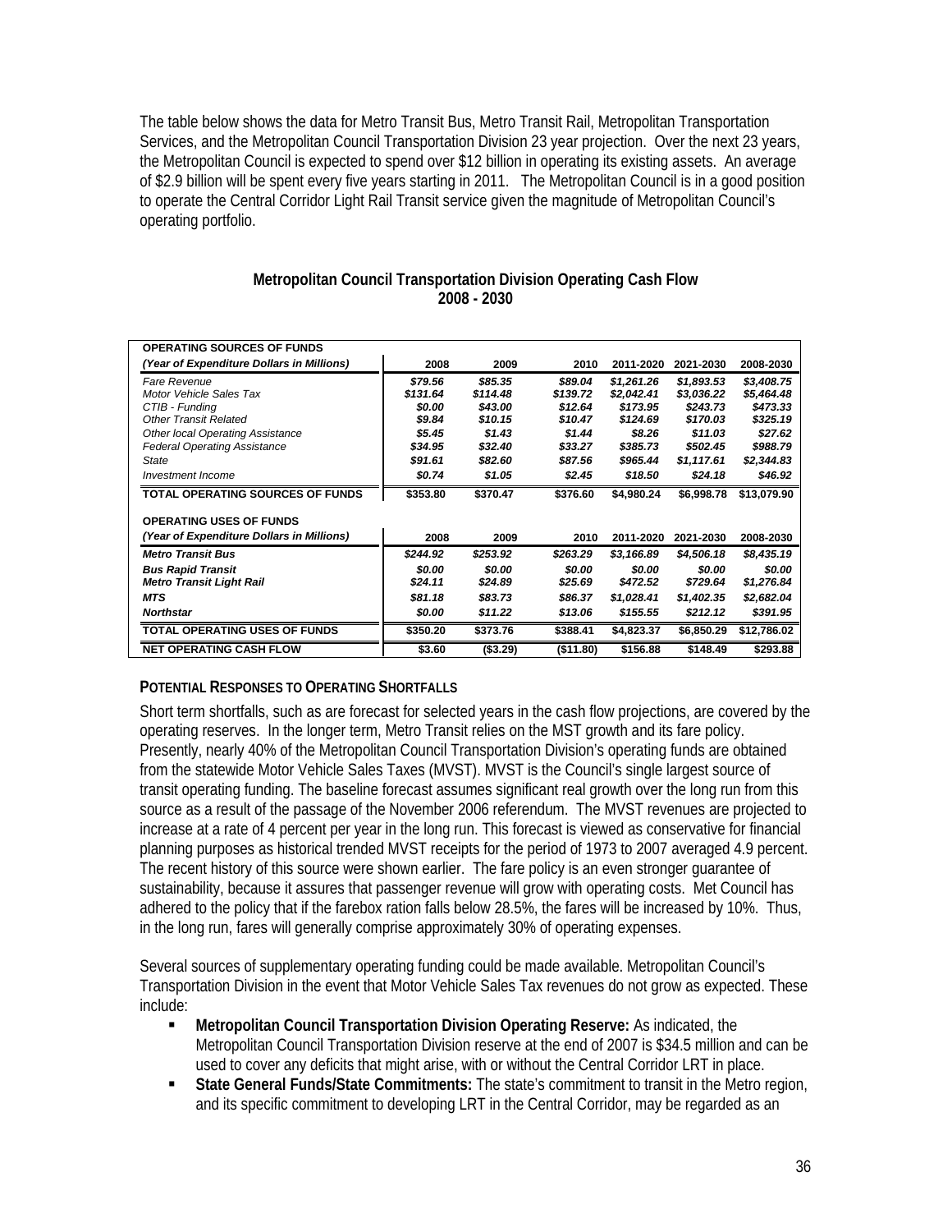The table below shows the data for Metro Transit Bus, Metro Transit Rail, Metropolitan Transportation Services, and the Metropolitan Council Transportation Division 23 year projection. Over the next 23 years, the Metropolitan Council is expected to spend over $12 billion in operating its existing assets. An average of $2.9 billion will be spent every five years starting in 2011. The Metropolitan Council is in a good position to operate the Central Corridor Light Rail Transit service given the magnitude of Metropolitan Council's operating portfolio.

**Metropolitan Council Transportation Division Operating Cash Flow**
**2008 - 2030**

| **OPERATING SOURCES OF FUNDS** | | | | | | |
|---|---|---|---|---|---|---|
| ***(Year of Expenditure Dollars in Millions)*** | **2008** | **2009** | **2010** | **2011-2020** | **2021-2030** | **2008-2030** |
| *Fare Revenue* | *$79.56* | *$85.35* | *$89.04* | *$1,261.26* | *$1,893.53* | *$3,408.75* |
| *Motor Vehicle Sales Tax* | *$131.64* | *$114.48* | *$139.72* | *$2,042.41* | *$3,036.22* | *$5,464.48* |
| *CTIB - Funding* | *$0.00* | *$43.00* | *$12.64* | *$173.95* | *$243.73* | *$473.33* |
| *Other Transit Related* | *$9.84* | *$10.15* | *$10.47* | *$124.69* | *$170.03* | *$325.19* |
| *Other local Operating Assistance* | *$5.45* | *$1.43* | *$1.44* | *$8.26* | *$11.03* | *$27.62* |
| *Federal Operating Assistance* | *$34.95* | *$32.40* | *$33.27* | *$385.73* | *$502.45* | *$988.79* |
| *State* | *$91.61* | *$82.60* | *$87.56* | *$965.44* | *$1,117.61* | *$2,344.83* |
| *Investment Income* | *$0.74* | *$1.05* | *$2.45* | *$18.50* | *$24.18* | *$46.92* |
| **TOTAL OPERATING SOURCES OF FUNDS** | **$353.80** | **$370.47** | **$376.60** | **$4,980.24** | **$6,998.78** | **$13,079.90** |
| **OPERATING USES OF FUNDS** | | | | | | |
| ***(Year of Expenditure Dollars in Millions)*** | **2008** | **2009** | **2010** | **2011-2020** | **2021-2030** | **2008-2030** |
| ***Metro Transit Bus*** | *$244.92* | *$253.92* | *$263.29* | *$3,166.89* | *$4,506.18* | *$8,435.19* |
| ***Bus Rapid Transit*** | *$0.00* | *$0.00* | *$0.00* | *$0.00* | *$0.00* | *$0.00* |
| ***Metro Transit Light Rail*** | *$24.11* | *$24.89* | *$25.69* | *$472.52* | *$729.64* | *$1,276.84* |
| ***MTS*** | *$81.18* | *$83.73* | *$86.37* | *$1,028.41* | *$1,402.35* | *$2,682.04* |
| ***Northstar*** | *$0.00* | *$11.22* | *$13.06* | *$155.55* | *$212.12* | *$391.95* |
| **TOTAL OPERATING USES OF FUNDS** | **$350.20** | **$373.76** | **$388.41** | **$4,823.37** | **$6,850.29** | **$12,786.02** |
| **NET OPERATING CASH FLOW** | **$3.60** | **($3.29)** | **($11.80)** | **$156.88** | **$148.49** | **$293.88** |

**POTENTIAL RESPONSES TO OPERATING SHORTFALLS**

Short term shortfalls, such as are forecast for selected years in the cash flow projections, are covered by the operating reserves. In the longer term, Metro Transit relies on the MST growth and its fare policy. Presently, nearly 40% of the Metropolitan Council Transportation Division's operating funds are obtained from the statewide Motor Vehicle Sales Taxes (MVST). MVST is the Council's single largest source of transit operating funding. The baseline forecast assumes significant real growth over the long run from this source as a result of the passage of the November 2006 referendum. The MVST revenues are projected to increase at a rate of 4 percent per year in the long run. This forecast is viewed as conservative for financial planning purposes as historical trended MVST receipts for the period of 1973 to 2007 averaged 4.9 percent. The recent history of this source were shown earlier. The fare policy is an even stronger guarantee of sustainability, because it assures that passenger revenue will grow with operating costs. Met Council has adhered to the policy that if the farebox ration falls below 28.5%, the fares will be increased by 10%. Thus, in the long run, fares will generally comprise approximately 30% of operating expenses.

Several sources of supplementary operating funding could be made available. Metropolitan Council's Transportation Division in the event that Motor Vehicle Sales Tax revenues do not grow as expected. These include:

- **Metropolitan Council Transportation Division Operating Reserve:** As indicated, the Metropolitan Council Transportation Division reserve at the end of 2007 is $34.5 million and can be used to cover any deficits that might arise, with or without the Central Corridor LRT in place.
- **State General Funds/State Commitments:** The state's commitment to transit in the Metro region, and its specific commitment to developing LRT in the Central Corridor, may be regarded as an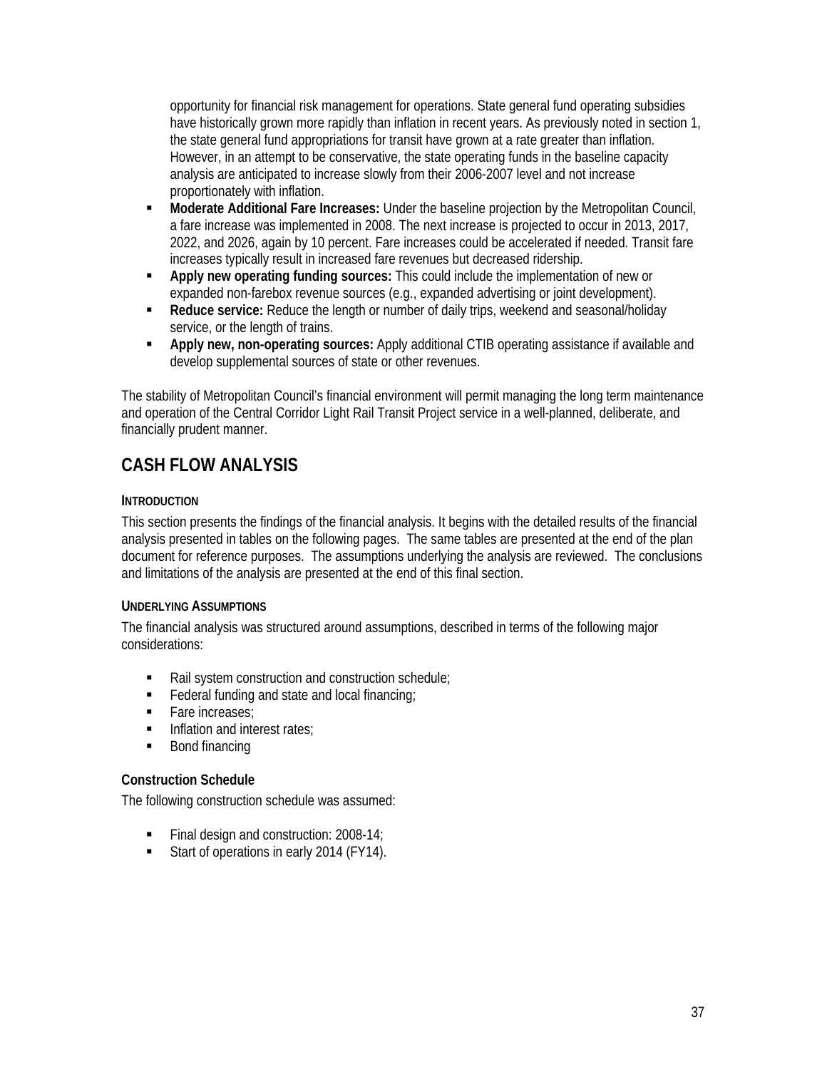opportunity for financial risk management for operations. State general fund operating subsidies have historically grown more rapidly than inflation in recent years. As previously noted in section 1, the state general fund appropriations for transit have grown at a rate greater than inflation. However, in an attempt to be conservative, the state operating funds in the baseline capacity analysis are anticipated to increase slowly from their 2006-2007 level and not increase proportionately with inflation.

- **Moderate Additional Fare Increases:** Under the baseline projection by the Metropolitan Council, a fare increase was implemented in 2008. The next increase is projected to occur in 2013, 2017, 2022, and 2026, again by 10 percent. Fare increases could be accelerated if needed. Transit fare increases typically result in increased fare revenues but decreased ridership.
- **Apply new operating funding sources:** This could include the implementation of new or expanded non-farebox revenue sources (e.g., expanded advertising or joint development).
- **Reduce service:** Reduce the length or number of daily trips, weekend and seasonal/holiday service, or the length of trains.
- **Apply new, non-operating sources:** Apply additional CTIB operating assistance if available and develop supplemental sources of state or other revenues.

The stability of Metropolitan Council's financial environment will permit managing the long term maintenance and operation of the Central Corridor Light Rail Transit Project service in a well-planned, deliberate, and financially prudent manner.

## CASH FLOW ANALYSIS

#### INTRODUCTION

This section presents the findings of the financial analysis. It begins with the detailed results of the financial analysis presented in tables on the following pages. The same tables are presented at the end of the plan document for reference purposes. The assumptions underlying the analysis are reviewed. The conclusions and limitations of the analysis are presented at the end of this final section.

#### UNDERLYING ASSUMPTIONS

The financial analysis was structured around assumptions, described in terms of the following major considerations:

- Rail system construction and construction schedule;
- Federal funding and state and local financing;
- Fare increases;
- Inflation and interest rates;
- Bond financing

### Construction Schedule

The following construction schedule was assumed:

- Final design and construction: 2008-14;
- Start of operations in early 2014 (FY14).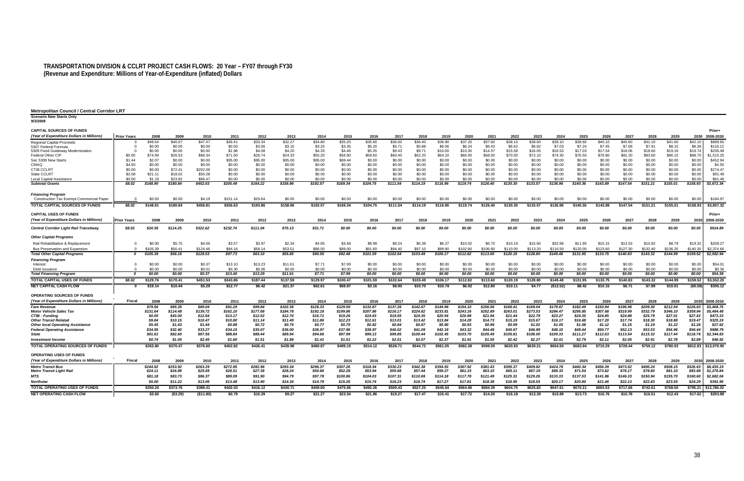# TRANSPORTATION DIVISION & CCLRT PROJECT CASH FLOWS: 20 Year – FY07 through FY30
## (Revenue and Expenditure: Millions of Year-of-Expenditure (inflated) Dollars)

**Metropolitan Council / Central Corridor LRT**
**Scenario New Starts Only**
**9/3/2008**

| CAPITAL SOURCES OF FUNDS *(Year of Expenditure Dollars in Millions)* | Prior Years | 2008 | 2009 | 2010 | 2011 | 2012 | 2013 | 2014 | 2015 | 2016 | 2017 | 2018 | 2019 | 2020 | 2021 | 2022 | 2023 | 2024 | 2025 | 2026 | 2027 | 2028 | 2029 | 2030 | Prior+ 2008-2030 |
|---|---|---|---|---|---|---|---|---|---|---|---|---|---|---|---|---|---|---|---|---|---|---|---|---|---|
| Regional Capital Proceeds | 0 | $49.54 | $40.07 | $47.47 | $36.41 | $33.34 | $32.27 | $34.80 | $35.20 | $35.60 | $36.00 | $36.40 | $36.80 | $37.20 | $37.60 | $38.10 | $38.60 | $39.10 | $39.60 | $40.10 | $40.60 | $41.10 | $41.60 | $42.10 | $889.60 |
| 5307 Federal Formula | 0 | $0.00 | $0.00 | $0.00 | $0.50 | $3.06 | $3.15 | $3.25 | $3.35 | $5.20 | $5.71 | $5.88 | $6.06 | $6.24 | $6.43 | $6.62 | $6.82 | $7.03 | $7.24 | $7.45 | $7.68 | $7.91 | $8.15 | $8.39 | $116.12 |
| 5309 Fixed Guideway Modernization | 0 | $0.00 | $0.00 | $0.00 | $1.98 | $4.08 | $4.20 | $4.33 | $4.46 | $5.35 | $9.43 | $9.71 | $10.00 | $10.30 | $14.37 | $15.58 | $16.05 | $16.53 | $17.03 | $17.54 | $18.06 | $18.60 | $19.16 | $19.74 | $236.49 |
| Federal Other CIP | $0.00 | $74.99 | $26.53 | $86.34 | $71.60 | $28.74 | $24.33 | $55.20 | $56.90 | $58.60 | $60.40 | $62.20 | $64.10 | $66.00 | $68.00 | $70.00 | $72.10 | $74.30 | $76.50 | $78.80 | $81.20 | $83.60 | $86.10 | $88.70 | $1,515.25 |
| Sec 5309 New Starts | $1.44 | $2.07 | $0.00 | $0.00 | $95.00 | $95.00 | $95.00 | $95.00 | $69.44 | $0.00 | $0.00 | $0.00 | $0.00 | $0.00 | $0.00 | $0.00 | $0.00 | $0.00 | $0.00 | $0.00 | $0.00 | $0.00 | $0.00 | $0.00 | $452.94 |
| CMAQ | $4.50 | $0.00 | $0.00 | $0.00 | $0.00 | $0.00 | $0.00 | $0.00 | $0.00 | $0.00 | $0.00 | $0.00 | $0.00 | $0.00 | $0.00 | $0.00 | $0.00 | $0.00 | $0.00 | $0.00 | $0.00 | $0.00 | $0.00 | $0.00 | $4.50 |
| CTIB CCLRT | $0.00 | $0.00 | $72.41 | $202.06 | $0.00 | $0.00 | $0.00 | $0.00 | $0.00 | $0.00 | $0.00 | $0.00 | $0.00 | $0.00 | $0.00 | $0.00 | $0.00 | $0.00 | $0.00 | $0.00 | $0.00 | $0.00 | $0.00 | $0.00 | $274.47 |
| State CCLRT | $2.08 | $21.11 | $18.02 | $50.28 | $0.00 | $0.00 | $0.00 | $0.00 | $0.00 | $0.00 | $0.00 | $0.00 | $0.00 | $0.00 | $0.00 | $0.00 | $0.00 | $0.00 | $0.00 | $0.00 | $0.00 | $0.00 | $0.00 | $0.00 | $91.49 |
| Local Capital Assistance | $0.00 | $1.19 | $23.82 | $66.47 | $0.00 | $0.00 | $0.00 | $0.00 | $0.00 | $0.00 | $0.00 | $0.00 | $0.00 | $0.00 | $0.00 | $0.00 | $0.00 | $0.00 | $0.00 | $0.00 | $0.00 | $0.00 | $0.00 | $0.00 | $91.49 |
| *Subtotal Grants* | *$8.02* | *$148.90* | *$180.84* | *$452.63* | *$205.49* | *$164.22* | *$158.96* | *$192.57* | *$169.34* | *$104.75* | *$111.54* | *$114.19* | *$116.96* | *$119.74* | *$126.40* | *$130.30* | *$133.57* | *$136.96* | *$140.36* | *$143.89* | *$147.54* | *$151.21* | *$155.01* | *$158.93* | *$3,672.34* |
| ***Financing Program*** | | | | | | | | | | | | | | | | | | | | | | | | | |
| Construction Tax Exempt Commercial Paper | 0 | $0.00 | $0.00 | $4.19 | $151.14 | $29.64 | $0.00 | $0.00 | $0.00 | $0.00 | $0.00 | $0.00 | $0.00 | $0.00 | $0.00 | $0.00 | $0.00 | $0.00 | $0.00 | $0.00 | $0.00 | $0.00 | $0.00 | $0.00 | $184.97 |
| **TOTAL CAPITAL SOURCES OF FUNDS** | *$8.02* | $148.91 | $180.84 | $456.81 | $356.63 | $193.86 | $158.96 | $192.57 | $169.34 | $104.75 | $111.54 | $114.19 | $116.96 | $119.74 | $126.40 | $130.30 | $133.57 | $136.96 | $140.36 | $143.89 | $147.54 | $151.21 | $155.01 | $158.93 | $3,857.32 |

| CAPITAL USES OF FUNDS *(Year of Expenditure Dollars in Millions)* | Prior Years | 2008 | 2009 | 2010 | 2011 | 2012 | 2013 | 2014 | 2015 | 2016 | 2017 | 2018 | 2019 | 2020 | 2021 | 2022 | 2023 | 2024 | 2025 | 2026 | 2027 | 2028 | 2029 | 2030 | Prior+ 2008-2030 |
|---|---|---|---|---|---|---|---|---|---|---|---|---|---|---|---|---|---|---|---|---|---|---|---|---|---|
| ***Central Corridor Light Rail Transitway*** | *$8.02* | *$24.38* | *$114.25* | *$322.62* | *$232.74* | *$111.04* | *$70.13* | *$31.71* | *$0.00* | *$0.00* | *$0.00* | *$0.00* | *$0.00* | *$0.00* | *$0.00* | *$0.00* | *$0.00* | *$0.00* | *$0.00* | *$0.00* | *$0.00* | *$0.00* | *$0.00* | *$0.00* | *$914.89* |
| ***Other Capital Programs*** | | | | | | | | | | | | | | | | | | | | | | | | | |
| Rail Rehabilitation & Replacement | 0 | $0.00 | $5.75 | $4.06 | $3.57 | $3.97 | $2.34 | $4.05 | $3.48 | $9.99 | $8.24 | $6.39 | $6.27 | $10.02 | $6.70 | $10.19 | $15.60 | $32.98 | $11.95 | $10.15 | $13.53 | $10.92 | $8.79 | $19.32 | $208.27 |
| Bus Preservation and Expansion | 0 | $105.39 | $50.41 | $124.46 | $94.16 | $59.14 | $53.51 | $86.50 | $89.00 | $91.60 | $94.40 | $97.10 | $99.90 | $102.80 | $106.90 | $110.00 | $113.20 | $116.50 | $120.00 | $123.60 | $127.30 | $132.40 | $136.20 | $140.20 | $2,374.66 |
| *Total Other Capital Programs* | *0* | *$105.39* | *$56.16* | *$128.53* | *$97.73* | *$63.10* | *$55.85* | *$90.55* | *$92.48* | *$101.59* | *$102.64* | *$103.49* | *$106.17* | *$112.82* | *$113.60* | *$120.19* | *$128.80* | *$149.48* | *$131.95* | *$133.75* | *$140.83* | *$143.32* | *$144.99* | *$159.52* | *$2,582.94* |
| ***Financing Program*** | | | | | | | | | | | | | | | | | | | | | | | | | |
| Interest | 0 | $0.00 | $0.00 | $0.37 | $13.10 | $13.23 | $11.61 | $7.71 | $7.99 | $0.00 | $0.00 | $0.00 | $0.00 | $0.00 | $0.00 | $0.00 | $0.00 | $0.00 | $0.00 | $0.00 | $0.00 | $0.00 | $0.00 | $0.00 | $54.01 |
| Debt Issuance | 0 | $0.00 | $0.00 | $0.01 | $0.30 | $0.06 | $0.00 | $0.00 | $0.00 | $0.00 | $0.00 | $0.00 | $0.00 | $0.00 | $0.00 | $0.00 | $0.00 | $0.00 | $0.00 | $0.00 | $0.00 | $0.00 | $0.00 | $0.00 | $0.36 |
| *Total Financing Program* | *0* | *$0.00* | *$0.00* | *$0.37* | *$13.40* | *$13.29* | *$11.61* | *$7.71* | *$7.99* | *$0.00* | *$0.00* | *$0.00* | *$0.00* | *$0.00* | *$0.00* | *$0.00* | *$0.00* | *$0.00* | *$0.00* | *$0.00* | *$0.00* | *$0.00* | *$0.00* | *$0.00* | *$54.38* |
| **TOTAL CAPITAL USES OF FUNDS** | *$8.02* | $129.76 | $170.41 | $451.53 | $343.86 | $187.44 | $137.59 | $129.97 | $100.47 | $101.59 | $102.64 | $103.49 | $106.17 | $112.82 | $113.60 | $120.19 | $128.80 | $149.48 | $131.95 | $133.75 | $140.83 | $143.32 | $144.99 | $159.52 | $3,552.20 |
| **NET CAPITAL CASH FLOW** | 0 | $19.14 | $10.44 | $5.29 | $12.77 | $6.42 | $21.37 | $62.61 | $68.87 | $3.16 | $8.90 | $10.70 | $10.79 | $6.92 | $12.80 | $10.11 | $4.77 | ($12.52) | $8.42 | $10.15 | $6.71 | $7.89 | $10.01 | ($0.59) | $305.12 |

| OPERATING SOURCES OF FUNDS *(Year of Expenditure Dollars in Millions)* | Fiscal | 2008 | 2009 | 2010 | 2011 | 2012 | 2013 | 2014 | 2015 | 2016 | 2017 | 2018 | 2019 | 2020 | 2021 | 2022 | 2023 | 2024 | 2025 | 2026 | 2027 | 2028 | 2029 | 2030 | 2008-2030 |
|---|---|---|---|---|---|---|---|---|---|---|---|---|---|---|---|---|---|---|---|---|---|---|---|---|---|
| *Fare Revenue* | | *$79.56* | *$85.35* | *$89.04* | *$91.29* | *$99.84* | *$102.36* | *$126.33* | *$129.59* | *$132.87* | *$137.26* | *$142.67* | *$144.96* | *$154.10* | *$156.56* | *$166.41* | *$169.04* | *$179.67* | *$182.49* | *$193.94* | *$196.96* | *$209.30* | *$212.54* | *$226.63* | *$3,408.75* |
| *Motor Vehicle Sales Tax* | | *$131.64* | *$114.48* | *$139.72* | *$162.10* | *$177.68* | *$184.78* | *$192.18* | *$199.86* | *$207.86* | *$216.17* | *$224.82* | *$233.81* | *$243.16* | *$252.89* | *$263.01* | *$273.53* | *$284.47* | *$295.85* | *$307.68* | *$319.99* | *$332.79* | *$346.10* | *$359.94* | *$5,464.48* |
| *CTIB - Funding* | | *$0.00* | *$43.00* | *$12.64* | *$13.17* | *$12.02* | *$12.76* | *$16.71* | *$19.26* | *$19.63* | *$19.55* | *$19.35* | *$20.54* | *$20.98* | *$21.94* | *$21.44* | *$22.79* | *$23.27* | *$24.35* | *$24.85* | *$24.88* | *$25.79* | *$27.01* | *$27.43* | *$473.33* |
| *Other Transit Related* | | *$9.84* | *$10.15* | *$10.47* | *$10.80* | *$11.14* | *$11.49* | *$11.86* | *$12.23* | *$12.61* | *$13.01* | *$13.42* | *$13.84* | *$14.28* | *$14.73* | *$15.19* | *$15.67* | *$16.17* | *$16.68* | *$17.20* | *$17.74* | *$18.30* | *$18.88* | *$19.47* | *$325.19* |
| *Other local Operating Assistance* | | *$5.45* | *$1.43* | *$1.44* | *$0.88* | *$0.72* | *$0.75* | *$0.77* | *$0.79* | *$0.82* | *$0.84* | *$0.87* | *$0.90* | *$0.93* | *$0.96* | *$0.99* | *$1.02* | *$1.05* | *$1.08* | *$1.12* | *$1.15* | *$1.19* | *$1.22* | *$1.26* | *$27.62* |
| *Federal Operating Assistance* | | *$34.95* | *$32.40* | *$33.27* | *$34.15* | *$35.07* | *$36.00* | *$36.97* | *$37.96* | *$38.97* | *$40.02* | *$41.09* | *$42.19* | *$43.32* | *$44.48* | *$45.67* | *$46.89* | *$48.15* | *$49.44* | *$50.77* | *$52.13* | *$53.53* | *$54.96* | *$56.44* | *$988.79* |
| *State* | | *$91.61* | *$82.60* | *$87.56* | *$88.84* | *$88.44* | *$89.94* | *$94.66* | *$97.99* | *$99.13* | *$99.85* | *$100.44* | *$102.45* | *$103.70* | *$105.49* | *$105.81* | *$108.00* | *$109.33* | *$111.27* | *$112.63* | *$113.54* | *$115.32* | *$117.44* | *$118.76* | *$2,344.83* |
| *Investment Income* | | *$0.74* | *$1.05* | *$2.45* | *$1.60* | *$1.51* | *$1.88* | *$1.41* | *$1.51* | *$2.22* | *$2.01* | *$2.07* | *$2.37* | *$1.91* | *$1.55* | *$2.42* | *$2.27* | *$2.41* | *$2.79* | *$2.11* | *$2.05* | *$2.91* | *$2.78* | *$2.89* | *$46.92* |
| **TOTAL OPERATING SOURCES OF FUNDS** | | $353.80 | $370.47 | $376.60 | $402.82 | $426.41 | $439.98 | $480.87 | $499.19 | $514.12 | $528.71 | $544.72 | $561.05 | $582.38 | $598.59 | $620.93 | $639.21 | $664.50 | $683.94 | $710.29 | $728.44 | $759.12 | $780.93 | $812.83 | $13,079.90 |

| OPERATING USES OF FUNDS *(Year of Expenditure Dollars in Millions)* | Fiscal | 2008 | 2009 | 2010 | 2011 | 2012 | 2013 | 2014 | 2015 | 2016 | 2017 | 2018 | 2019 | 2020 | 2021 | 2022 | 2023 | 2024 | 2025 | 2026 | 2027 | 2028 | 2029 | 2030 | 2008-2030 |
|---|---|---|---|---|---|---|---|---|---|---|---|---|---|---|---|---|---|---|---|---|---|---|---|---|---|
| ***Metro Transit Bus*** | | *$244.92* | *$253.92* | *$263.29* | *$272.95* | *$282.96* | *$293.34* | *$296.37* | *$307.26* | *$318.54* | *$330.23* | *$342.38* | *$354.93* | *$367.92* | *$381.43* | *$395.37* | *$409.82* | *$424.78* | *$440.34* | *$456.39* | *$473.02* | *$490.24* | *$508.15* | *$526.63* | *$8,435.19* |
| ***Metro Transit Light Rail*** | | *$24.11* | *$24.89* | *$25.69* | *$26.51* | *$27.36* | *$28.24* | *$50.66* | *$52.28* | *$53.94* | *$55.66* | *$57.44* | *$59.27* | *$61.15* | *$63.10* | *$65.11* | *$67.19* | *$69.33* | *$71.54* | *$73.82* | *$76.17* | *$78.60* | *$81.10* | *$83.68* | *$1,276.84* |
| ***MTS*** | | *$81.18* | *$83.73* | *$86.37* | *$89.09* | *$91.90* | *$94.79* | *$97.78* | *$100.86* | *$104.03* | *$107.31* | *$110.69* | *$114.18* | *$117.78* | *$121.49* | *$125.31* | *$129.26* | *$133.33* | *$137.53* | *$141.86* | *$146.33* | *$150.94* | *$155.70* | *$160.60* | *$2,682.04* |
| ***Northstar*** | | *$0.00* | *$11.22* | *$13.06* | *$13.48* | *$13.90* | *$14.34* | *$14.79* | *$15.26* | *$15.74* | *$16.23* | *$16.74* | *$17.27* | *$17.81* | *$18.38* | *$18.95* | *$19.55* | *$20.17* | *$20.80* | *$21.46* | *$22.13* | *$22.83* | *$23.55* | *$24.29* | *$391.95* |
| **TOTAL OPERATING USES OF FUNDS** | | $350.20 | $373.76 | $388.41 | $402.03 | $416.12 | $430.71 | $459.60 | $475.65 | $492.26 | $509.43 | $527.25 | $545.64 | $564.66 | $584.39 | $604.75 | $625.82 | $647.61 | $670.21 | $693.53 | $717.66 | $742.61 | $768.50 | $795.21 | $12,786.02 |
| **NET OPERATING CASH FLOW** | | $3.60 | ($3.29) | ($11.80) | $0.79 | $10.29 | $9.27 | $21.27 | $23.54 | $21.86 | $19.27 | $17.47 | $15.41 | $17.72 | $14.20 | $16.18 | $13.39 | $16.89 | $13.73 | $16.76 | $10.78 | $16.51 | $12.43 | $17.62 | $293.88 |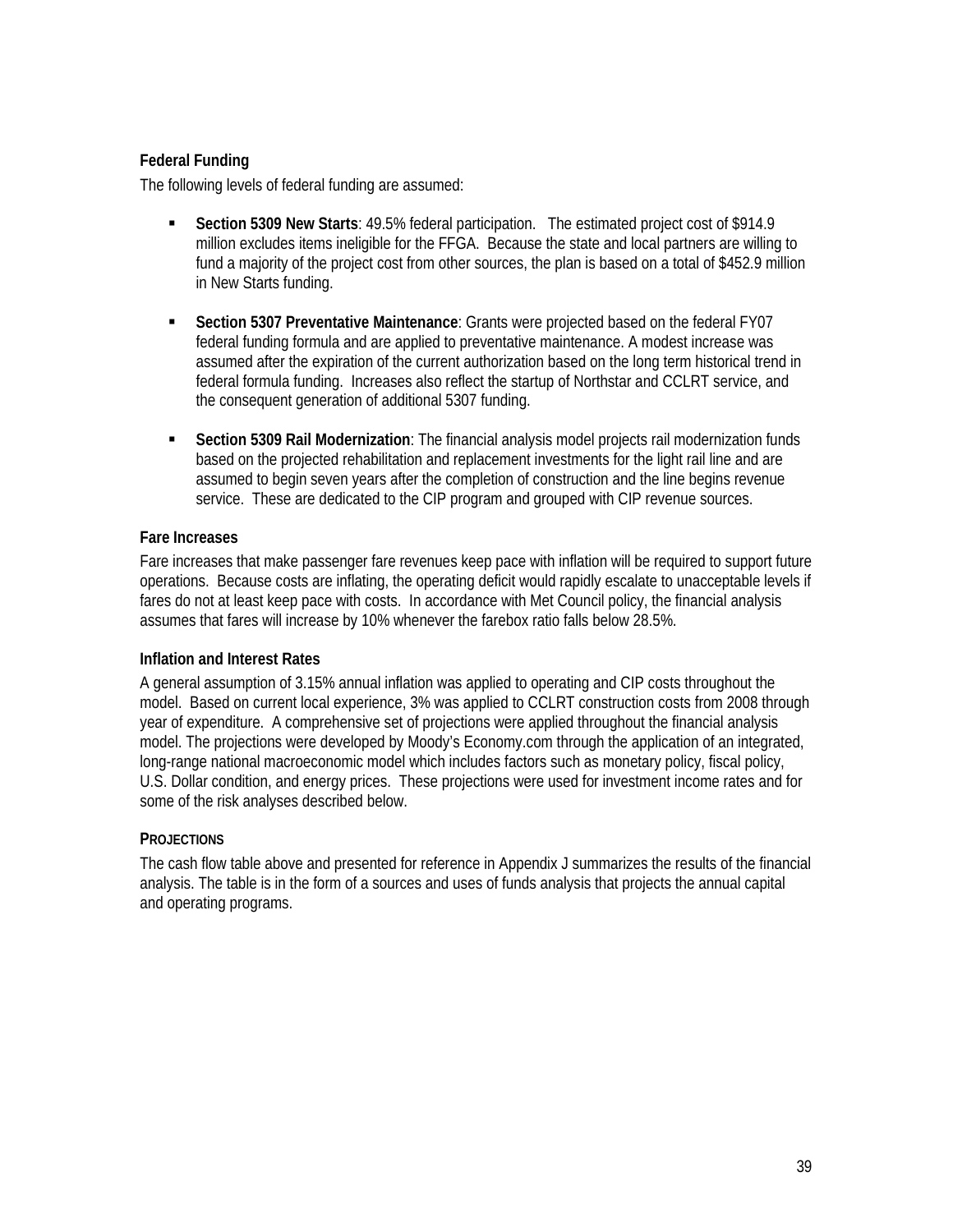### Federal Funding

The following levels of federal funding are assumed:

- **Section 5309 New Starts**: 49.5% federal participation. The estimated project cost of $914.9 million excludes items ineligible for the FFGA. Because the state and local partners are willing to fund a majority of the project cost from other sources, the plan is based on a total of $452.9 million in New Starts funding.

- **Section 5307 Preventative Maintenance**: Grants were projected based on the federal FY07 federal funding formula and are applied to preventative maintenance. A modest increase was assumed after the expiration of the current authorization based on the long term historical trend in federal formula funding. Increases also reflect the startup of Northstar and CCLRT service, and the consequent generation of additional 5307 funding.

- **Section 5309 Rail Modernization**: The financial analysis model projects rail modernization funds based on the projected rehabilitation and replacement investments for the light rail line and are assumed to begin seven years after the completion of construction and the line begins revenue service. These are dedicated to the CIP program and grouped with CIP revenue sources.

### Fare Increases

Fare increases that make passenger fare revenues keep pace with inflation will be required to support future operations. Because costs are inflating, the operating deficit would rapidly escalate to unacceptable levels if fares do not at least keep pace with costs. In accordance with Met Council policy, the financial analysis assumes that fares will increase by 10% whenever the farebox ratio falls below 28.5%.

### Inflation and Interest Rates

A general assumption of 3.15% annual inflation was applied to operating and CIP costs throughout the model. Based on current local experience, 3% was applied to CCLRT construction costs from 2008 through year of expenditure. A comprehensive set of projections were applied throughout the financial analysis model. The projections were developed by Moody's Economy.com through the application of an integrated, long-range national macroeconomic model which includes factors such as monetary policy, fiscal policy, U.S. Dollar condition, and energy prices. These projections were used for investment income rates and for some of the risk analyses described below.

## PROJECTIONS

The cash flow table above and presented for reference in Appendix J summarizes the results of the financial analysis. The table is in the form of a sources and uses of funds analysis that projects the annual capital and operating programs.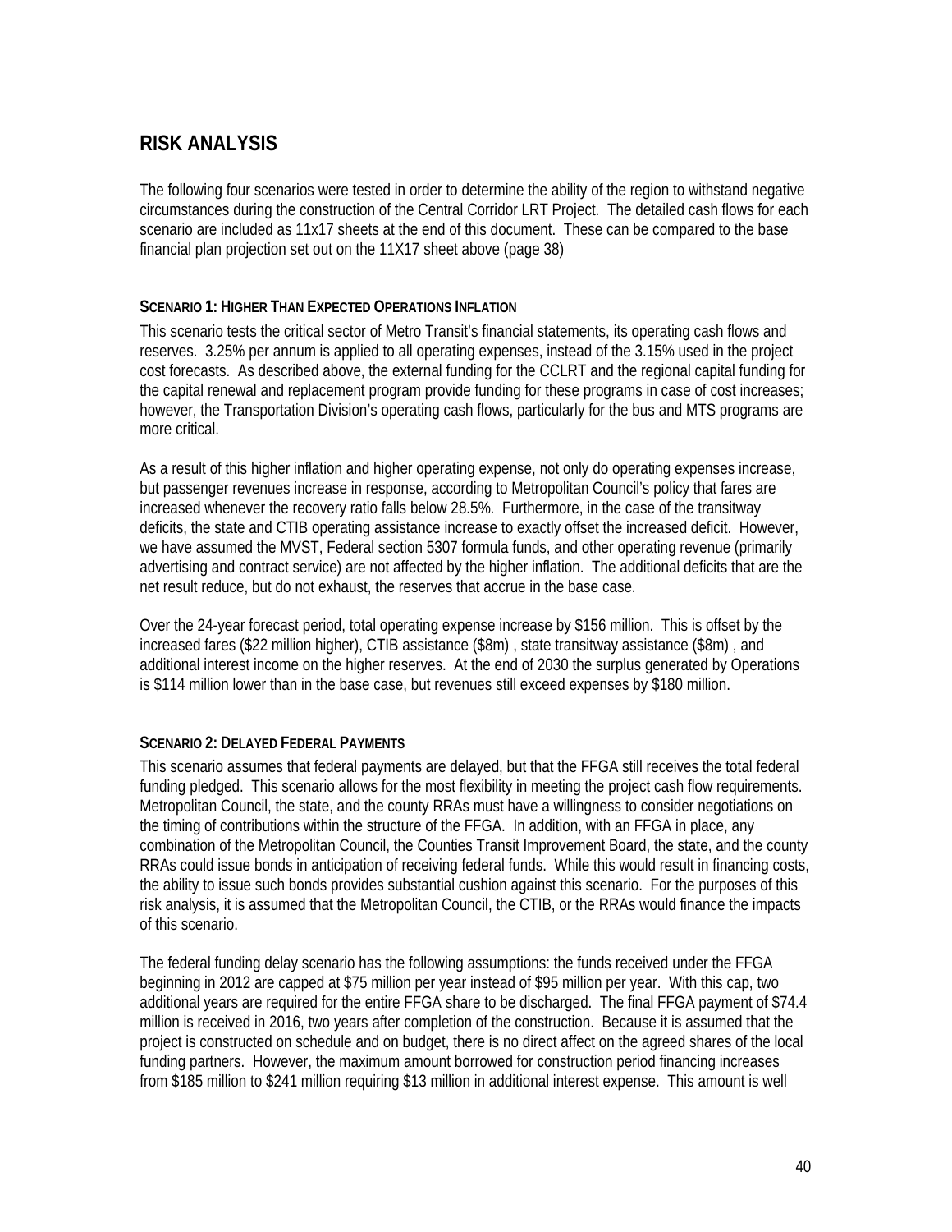## RISK ANALYSIS

The following four scenarios were tested in order to determine the ability of the region to withstand negative circumstances during the construction of the Central Corridor LRT Project. The detailed cash flows for each scenario are included as 11x17 sheets at the end of this document. These can be compared to the base financial plan projection set out on the 11X17 sheet above (page 38)

### SCENARIO 1: HIGHER THAN EXPECTED OPERATIONS INFLATION

This scenario tests the critical sector of Metro Transit's financial statements, its operating cash flows and reserves. 3.25% per annum is applied to all operating expenses, instead of the 3.15% used in the project cost forecasts. As described above, the external funding for the CCLRT and the regional capital funding for the capital renewal and replacement program provide funding for these programs in case of cost increases; however, the Transportation Division's operating cash flows, particularly for the bus and MTS programs are more critical.

As a result of this higher inflation and higher operating expense, not only do operating expenses increase, but passenger revenues increase in response, according to Metropolitan Council's policy that fares are increased whenever the recovery ratio falls below 28.5%. Furthermore, in the case of the transitway deficits, the state and CTIB operating assistance increase to exactly offset the increased deficit. However, we have assumed the MVST, Federal section 5307 formula funds, and other operating revenue (primarily advertising and contract service) are not affected by the higher inflation. The additional deficits that are the net result reduce, but do not exhaust, the reserves that accrue in the base case.

Over the 24-year forecast period, total operating expense increase by $156 million. This is offset by the increased fares ($22 million higher), CTIB assistance ($8m) , state transitway assistance ($8m) , and additional interest income on the higher reserves. At the end of 2030 the surplus generated by Operations is $114 million lower than in the base case, but revenues still exceed expenses by $180 million.

### SCENARIO 2: DELAYED FEDERAL PAYMENTS

This scenario assumes that federal payments are delayed, but that the FFGA still receives the total federal funding pledged. This scenario allows for the most flexibility in meeting the project cash flow requirements. Metropolitan Council, the state, and the county RRAs must have a willingness to consider negotiations on the timing of contributions within the structure of the FFGA. In addition, with an FFGA in place, any combination of the Metropolitan Council, the Counties Transit Improvement Board, the state, and the county RRAs could issue bonds in anticipation of receiving federal funds. While this would result in financing costs, the ability to issue such bonds provides substantial cushion against this scenario. For the purposes of this risk analysis, it is assumed that the Metropolitan Council, the CTIB, or the RRAs would finance the impacts of this scenario.

The federal funding delay scenario has the following assumptions: the funds received under the FFGA beginning in 2012 are capped at $75 million per year instead of $95 million per year. With this cap, two additional years are required for the entire FFGA share to be discharged. The final FFGA payment of $74.4 million is received in 2016, two years after completion of the construction. Because it is assumed that the project is constructed on schedule and on budget, there is no direct affect on the agreed shares of the local funding partners. However, the maximum amount borrowed for construction period financing increases from $185 million to $241 million requiring $13 million in additional interest expense. This amount is well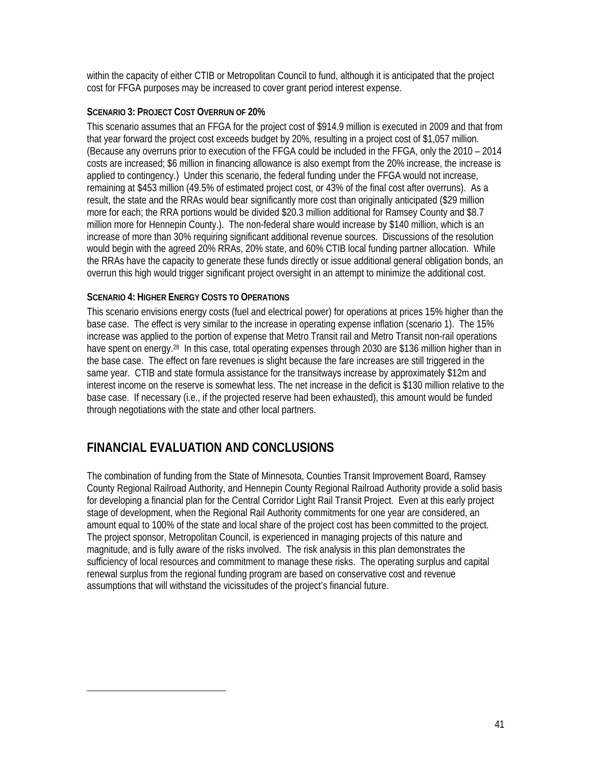within the capacity of either CTIB or Metropolitan Council to fund, although it is anticipated that the project cost for FFGA purposes may be increased to cover grant period interest expense.

#### SCENARIO 3: PROJECT COST OVERRUN OF 20%

This scenario assumes that an FFGA for the project cost of $914.9 million is executed in 2009 and that from that year forward the project cost exceeds budget by 20%, resulting in a project cost of $1,057 million. (Because any overruns prior to execution of the FFGA could be included in the FFGA, only the 2010 – 2014 costs are increased; $6 million in financing allowance is also exempt from the 20% increase, the increase is applied to contingency.) Under this scenario, the federal funding under the FFGA would not increase, remaining at $453 million (49.5% of estimated project cost, or 43% of the final cost after overruns). As a result, the state and the RRAs would bear significantly more cost than originally anticipated ($29 million more for each; the RRA portions would be divided $20.3 million additional for Ramsey County and $8.7 million more for Hennepin County.). The non-federal share would increase by $140 million, which is an increase of more than 30% requiring significant additional revenue sources. Discussions of the resolution would begin with the agreed 20% RRAs, 20% state, and 60% CTIB local funding partner allocation. While the RRAs have the capacity to generate these funds directly or issue additional general obligation bonds, an overrun this high would trigger significant project oversight in an attempt to minimize the additional cost.

#### SCENARIO 4: HIGHER ENERGY COSTS TO OPERATIONS

This scenario envisions energy costs (fuel and electrical power) for operations at prices 15% higher than the base case. The effect is very similar to the increase in operating expense inflation (scenario 1). The 15% increase was applied to the portion of expense that Metro Transit rail and Metro Transit non-rail operations have spent on energy.[28] In this case, total operating expenses through 2030 are $136 million higher than in the base case. The effect on fare revenues is slight because the fare increases are still triggered in the same year. CTIB and state formula assistance for the transitways increase by approximately $12m and interest income on the reserve is somewhat less. The net increase in the deficit is $130 million relative to the base case. If necessary (i.e., if the projected reserve had been exhausted), this amount would be funded through negotiations with the state and other local partners.

## FINANCIAL EVALUATION AND CONCLUSIONS

The combination of funding from the State of Minnesota, Counties Transit Improvement Board, Ramsey County Regional Railroad Authority, and Hennepin County Regional Railroad Authority provide a solid basis for developing a financial plan for the Central Corridor Light Rail Transit Project. Even at this early project stage of development, when the Regional Rail Authority commitments for one year are considered, an amount equal to 100% of the state and local share of the project cost has been committed to the project. The project sponsor, Metropolitan Council, is experienced in managing projects of this nature and magnitude, and is fully aware of the risks involved. The risk analysis in this plan demonstrates the sufficiency of local resources and commitment to manage these risks. The operating surplus and capital renewal surplus from the regional funding program are based on conservative cost and revenue assumptions that will withstand the vicissitudes of the project's financial future.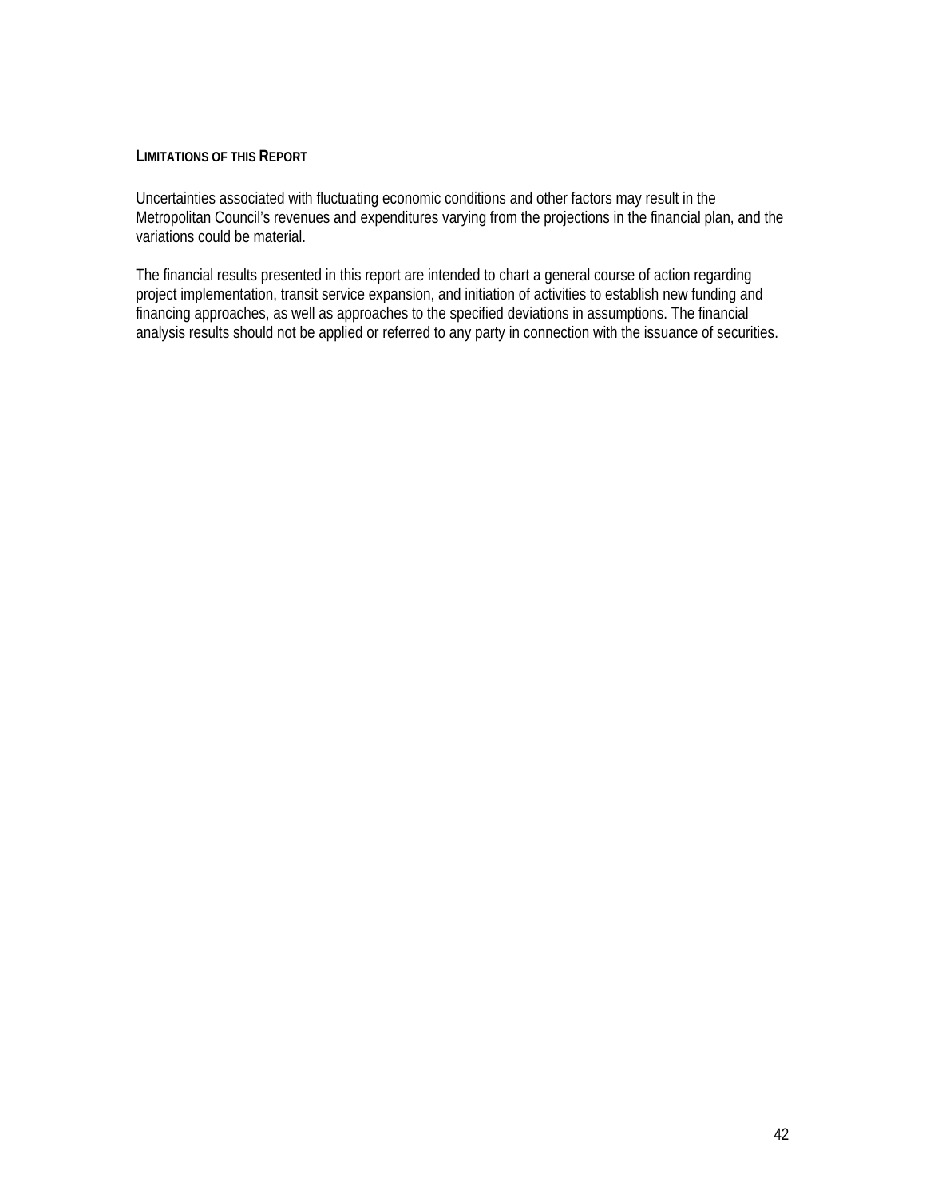### LIMITATIONS OF THIS REPORT

Uncertainties associated with fluctuating economic conditions and other factors may result in the Metropolitan Council's revenues and expenditures varying from the projections in the financial plan, and the variations could be material.

The financial results presented in this report are intended to chart a general course of action regarding project implementation, transit service expansion, and initiation of activities to establish new funding and financing approaches, as well as approaches to the specified deviations in assumptions. The financial analysis results should not be applied or referred to any party in connection with the issuance of securities.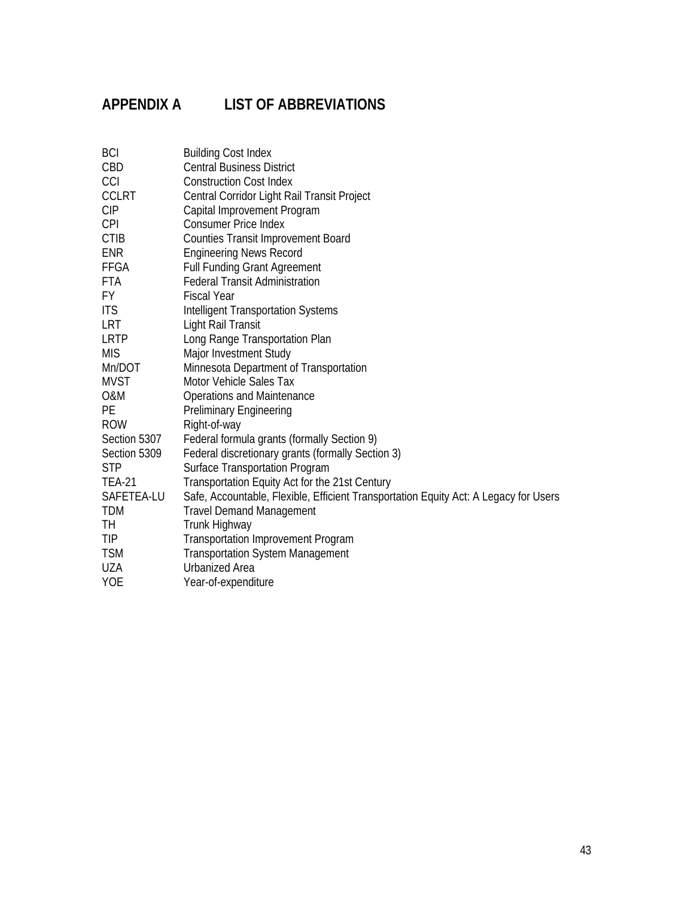# APPENDIX A LIST OF ABBREVIATIONS

| | |
|---|---|
| BCI | Building Cost Index |
| CBD | Central Business District |
| CCI | Construction Cost Index |
| CCLRT | Central Corridor Light Rail Transit Project |
| CIP | Capital Improvement Program |
| CPI | Consumer Price Index |
| CTIB | Counties Transit Improvement Board |
| ENR | Engineering News Record |
| FFGA | Full Funding Grant Agreement |
| FTA | Federal Transit Administration |
| FY | Fiscal Year |
| ITS | Intelligent Transportation Systems |
| LRT | Light Rail Transit |
| LRTP | Long Range Transportation Plan |
| MIS | Major Investment Study |
| Mn/DOT | Minnesota Department of Transportation |
| MVST | Motor Vehicle Sales Tax |
| O&M | Operations and Maintenance |
| PE | Preliminary Engineering |
| ROW | Right-of-way |
| Section 5307 | Federal formula grants (formally Section 9) |
| Section 5309 | Federal discretionary grants (formally Section 3) |
| STP | Surface Transportation Program |
| TEA-21 | Transportation Equity Act for the 21st Century |
| SAFETEA-LU | Safe, Accountable, Flexible, Efficient Transportation Equity Act: A Legacy for Users |
| TDM | Travel Demand Management |
| TH | Trunk Highway |
| TIP | Transportation Improvement Program |
| TSM | Transportation System Management |
| UZA | Urbanized Area |
| YOE | Year-of-expenditure |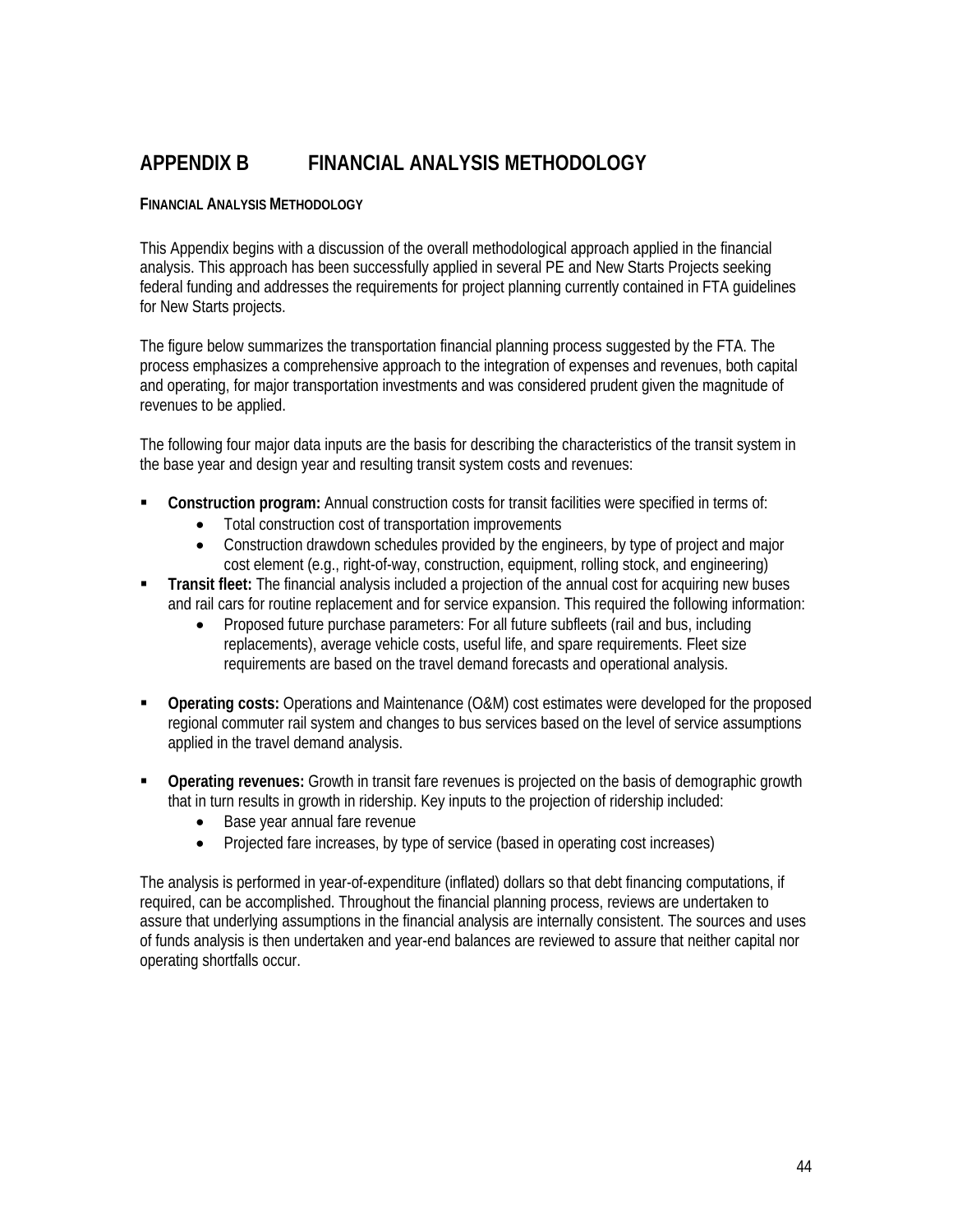# APPENDIX B FINANCIAL ANALYSIS METHODOLOGY

**FINANCIAL ANALYSIS METHODOLOGY**

This Appendix begins with a discussion of the overall methodological approach applied in the financial analysis. This approach has been successfully applied in several PE and New Starts Projects seeking federal funding and addresses the requirements for project planning currently contained in FTA guidelines for New Starts projects.

The figure below summarizes the transportation financial planning process suggested by the FTA. The process emphasizes a comprehensive approach to the integration of expenses and revenues, both capital and operating, for major transportation investments and was considered prudent given the magnitude of revenues to be applied.

The following four major data inputs are the basis for describing the characteristics of the transit system in the base year and design year and resulting transit system costs and revenues:

- **Construction program:** Annual construction costs for transit facilities were specified in terms of:
  - Total construction cost of transportation improvements
  - Construction drawdown schedules provided by the engineers, by type of project and major cost element (e.g., right-of-way, construction, equipment, rolling stock, and engineering)
- **Transit fleet:** The financial analysis included a projection of the annual cost for acquiring new buses and rail cars for routine replacement and for service expansion. This required the following information:
  - Proposed future purchase parameters: For all future subfleets (rail and bus, including replacements), average vehicle costs, useful life, and spare requirements. Fleet size requirements are based on the travel demand forecasts and operational analysis.
- **Operating costs:** Operations and Maintenance (O&M) cost estimates were developed for the proposed regional commuter rail system and changes to bus services based on the level of service assumptions applied in the travel demand analysis.
- **Operating revenues:** Growth in transit fare revenues is projected on the basis of demographic growth that in turn results in growth in ridership. Key inputs to the projection of ridership included:
  - Base year annual fare revenue
  - Projected fare increases, by type of service (based in operating cost increases)

The analysis is performed in year-of-expenditure (inflated) dollars so that debt financing computations, if required, can be accomplished. Throughout the financial planning process, reviews are undertaken to assure that underlying assumptions in the financial analysis are internally consistent. The sources and uses of funds analysis is then undertaken and year-end balances are reviewed to assure that neither capital nor operating shortfalls occur.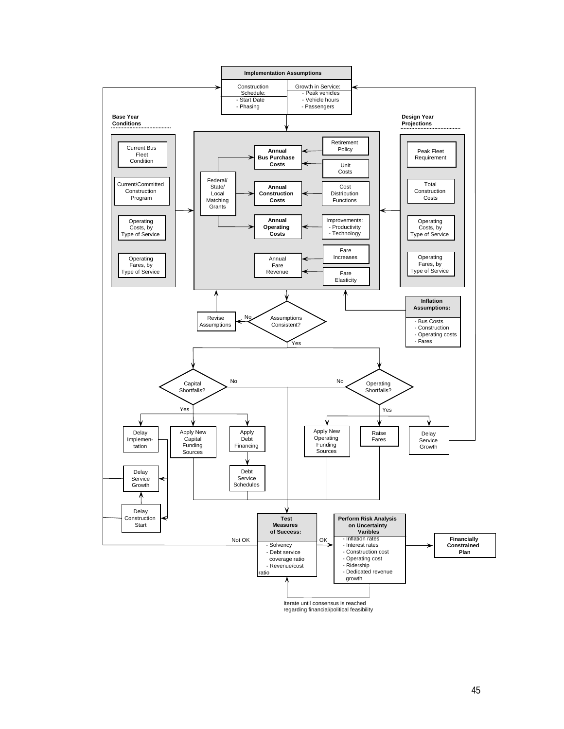**Implementation Assumptions**

Construction Schedule:
- Start Date
- Phasing

Growth in Service:
- Peak vehicles
- Vehicle hours
- Passengers

**Base Year Conditions**

- Current Bus Fleet Condition
- Current/Committed Construction Program
- Operating Costs, by Type of Service
- Operating Fares, by Type of Service

Federal/ State/ Local Matching Grants

**Annual Bus Purchase Costs** ← Retirement Policy; Unit Costs

**Annual Construction Costs** ← Cost Distribution Functions

**Annual Operating Costs** ← Improvements:
- Productivity
- Technology

Annual Fare Revenue ← Fare Increases; Fare Elasticity

**Design Year Projections**

- Peak Fleet Requirement
- Total Construction Costs
- Operating Costs, by Type of Service
- Operating Fares, by Type of Service

**Inflation Assumptions:**
- Bus Costs
- Construction
- Operating costs
- Fares

Assumptions Consistent? — No → Revise Assumptions; Yes →

Capital Shortfalls? — No; Yes →
- Delay Implementation
- Apply New Capital Funding Sources
- Apply Debt Financing → Debt Service Schedules
- Delay Service Growth
- Delay Construction Start

Operating Shortfalls? — No; Yes →
- Apply New Operating Funding Sources
- Raise Fares
- Delay Service Growth

**Test Measures of Success:**
- Solvency
- Debt service coverage ratio
- Revenue/cost ratio

Not OK / OK

**Perform Risk Analysis on Uncertainty Varibles**
- Inflation rates
- Interest rates
- Construction cost
- Operating cost
- Ridership
- Dedicated revenue growth

**Financially Constrained Plan**

Iterate until consensus is reached regarding financial/political feasibility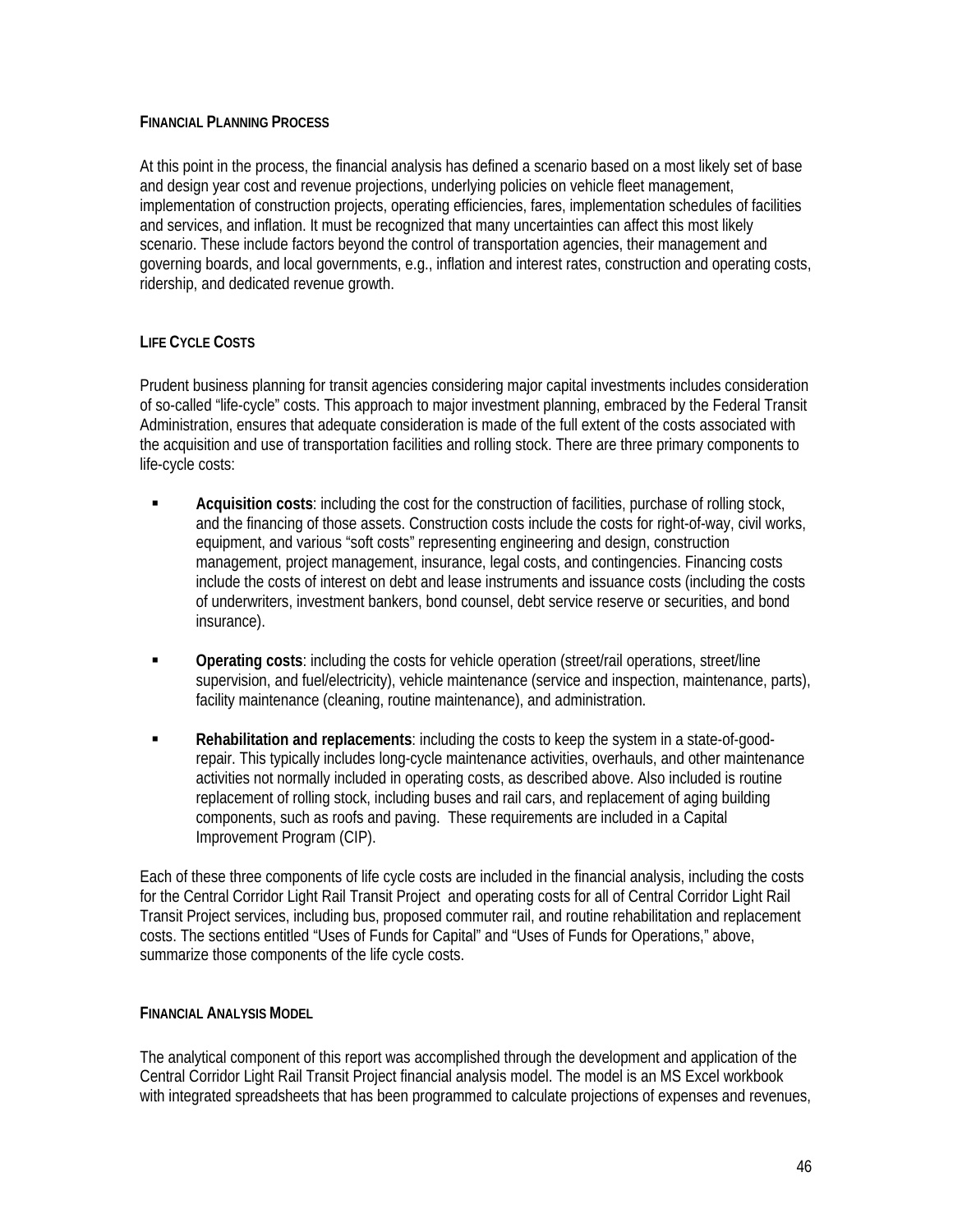### Financial Planning Process

At this point in the process, the financial analysis has defined a scenario based on a most likely set of base and design year cost and revenue projections, underlying policies on vehicle fleet management, implementation of construction projects, operating efficiencies, fares, implementation schedules of facilities and services, and inflation. It must be recognized that many uncertainties can affect this most likely scenario. These include factors beyond the control of transportation agencies, their management and governing boards, and local governments, e.g., inflation and interest rates, construction and operating costs, ridership, and dedicated revenue growth.

### Life Cycle Costs

Prudent business planning for transit agencies considering major capital investments includes consideration of so-called "life-cycle" costs. This approach to major investment planning, embraced by the Federal Transit Administration, ensures that adequate consideration is made of the full extent of the costs associated with the acquisition and use of transportation facilities and rolling stock. There are three primary components to life-cycle costs:

- **Acquisition costs**: including the cost for the construction of facilities, purchase of rolling stock, and the financing of those assets. Construction costs include the costs for right-of-way, civil works, equipment, and various "soft costs" representing engineering and design, construction management, project management, insurance, legal costs, and contingencies. Financing costs include the costs of interest on debt and lease instruments and issuance costs (including the costs of underwriters, investment bankers, bond counsel, debt service reserve or securities, and bond insurance).

- **Operating costs**: including the costs for vehicle operation (street/rail operations, street/line supervision, and fuel/electricity), vehicle maintenance (service and inspection, maintenance, parts), facility maintenance (cleaning, routine maintenance), and administration.

- **Rehabilitation and replacements**: including the costs to keep the system in a state-of-good-repair. This typically includes long-cycle maintenance activities, overhauls, and other maintenance activities not normally included in operating costs, as described above. Also included is routine replacement of rolling stock, including buses and rail cars, and replacement of aging building components, such as roofs and paving. These requirements are included in a Capital Improvement Program (CIP).

Each of these three components of life cycle costs are included in the financial analysis, including the costs for the Central Corridor Light Rail Transit Project and operating costs for all of Central Corridor Light Rail Transit Project services, including bus, proposed commuter rail, and routine rehabilitation and replacement costs. The sections entitled "Uses of Funds for Capital" and "Uses of Funds for Operations," above, summarize those components of the life cycle costs.

### Financial Analysis Model

The analytical component of this report was accomplished through the development and application of the Central Corridor Light Rail Transit Project financial analysis model. The model is an MS Excel workbook with integrated spreadsheets that has been programmed to calculate projections of expenses and revenues,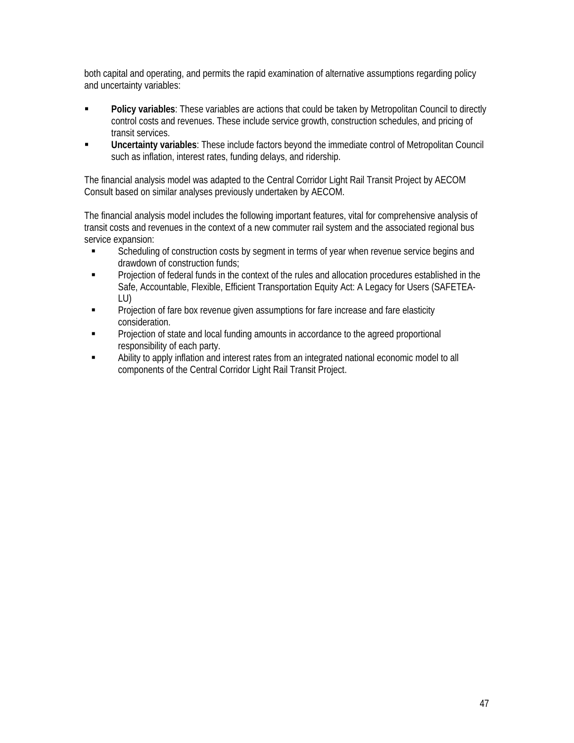both capital and operating, and permits the rapid examination of alternative assumptions regarding policy and uncertainty variables:

- **Policy variables**: These variables are actions that could be taken by Metropolitan Council to directly control costs and revenues. These include service growth, construction schedules, and pricing of transit services.
- **Uncertainty variables**: These include factors beyond the immediate control of Metropolitan Council such as inflation, interest rates, funding delays, and ridership.

The financial analysis model was adapted to the Central Corridor Light Rail Transit Project by AECOM Consult based on similar analyses previously undertaken by AECOM.

The financial analysis model includes the following important features, vital for comprehensive analysis of transit costs and revenues in the context of a new commuter rail system and the associated regional bus service expansion:

- Scheduling of construction costs by segment in terms of year when revenue service begins and drawdown of construction funds;
- Projection of federal funds in the context of the rules and allocation procedures established in the Safe, Accountable, Flexible, Efficient Transportation Equity Act: A Legacy for Users (SAFETEA-LU)
- Projection of fare box revenue given assumptions for fare increase and fare elasticity consideration.
- Projection of state and local funding amounts in accordance to the agreed proportional responsibility of each party.
- Ability to apply inflation and interest rates from an integrated national economic model to all components of the Central Corridor Light Rail Transit Project.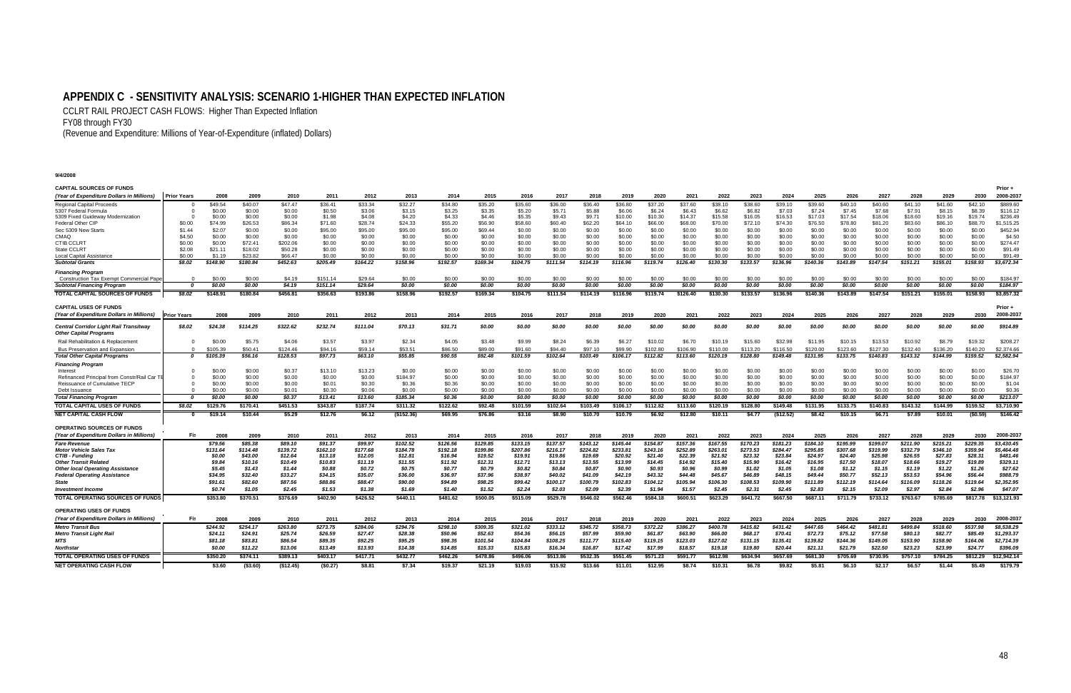# APPENDIX C - SENSITIVITY ANALYSIS: SCENARIO 1-HIGHER THAN EXPECTED INFLATION

CCLRT RAIL PROJECT CASH FLOWS: Higher Than Expected Inflation
FY08 through FY30
(Revenue and Expenditure: Millions of Year-of-Expenditure (inflated) Dollars)

9/4/2008

| CAPITAL SOURCES OF FUNDS | | | | | | | | | | | | | | | | | | | | | | | | | Prior + |
|---|---|---|---|---|---|---|---|---|---|---|---|---|---|---|---|---|---|---|---|---|---|---|---|---|---|
| *(Year of Expenditure Dollars in Millions)* | Prior Years | 2008 | 2009 | 2010 | 2011 | 2012 | 2013 | 2014 | 2015 | 2016 | 2017 | 2018 | 2019 | 2020 | 2021 | 2022 | 2023 | 2024 | 2025 | 2026 | 2027 | 2028 | 2029 | 2030 | 2008-2037 |
| Regional Capital Proceeds | 0 | $49.54 | $40.07 | $47.47 | $36.41 | $33.34 | $32.27 | $34.80 | $35.20 | $35.60 | $36.00 | $36.40 | $36.80 | $37.20 | $37.60 | $38.10 | $38.60 | $39.10 | $39.60 | $40.10 | $40.60 | $41.10 | $41.60 | $42.10 | $889.60 |
| 5307 Federal Formula | 0 | $0.00 | $0.00 | $0.00 | $0.50 | $3.06 | $3.15 | $3.25 | $3.35 | $5.20 | $5.71 | $5.88 | $6.06 | $6.24 | $6.43 | $6.62 | $6.82 | $7.03 | $7.24 | $7.45 | $7.68 | $7.91 | $8.15 | $8.39 | $116.12 |
| 5309 Fixed Guideway Modernization | 0 | $0.00 | $0.00 | $0.00 | $1.98 | $4.08 | $4.20 | $4.33 | $4.46 | $5.35 | $9.43 | $9.71 | $10.00 | $10.30 | $14.37 | $15.58 | $16.05 | $16.53 | $17.03 | $17.54 | $18.06 | $18.60 | $19.16 | $19.74 | $236.49 |
| Federal Other CIP | $0.00 | $74.99 | $26.53 | $86.34 | $71.60 | $28.74 | $24.33 | $55.20 | $56.90 | $58.60 | $60.40 | $62.20 | $64.10 | $66.00 | $68.00 | $70.00 | $72.10 | $74.30 | $76.50 | $78.80 | $81.20 | $83.60 | $86.10 | $88.70 | $1,515.25 |
| Sec 5309 New Starts | $1.44 | $2.07 | $0.00 | $0.00 | $95.00 | $95.00 | $95.00 | $95.00 | $69.44 | $0.00 | $0.00 | $0.00 | $0.00 | $0.00 | $0.00 | $0.00 | $0.00 | $0.00 | $0.00 | $0.00 | $0.00 | $0.00 | $0.00 | $0.00 | $452.94 |
| CMAQ | $4.50 | $0.00 | $0.00 | $0.00 | $0.00 | $0.00 | $0.00 | $0.00 | $0.00 | $0.00 | $0.00 | $0.00 | $0.00 | $0.00 | $0.00 | $0.00 | $0.00 | $0.00 | $0.00 | $0.00 | $0.00 | $0.00 | $0.00 | $0.00 | $4.50 |
| CTIB CCLRT | $0.00 | $0.00 | $72.41 | $202.06 | $0.00 | $0.00 | $0.00 | $0.00 | $0.00 | $0.00 | $0.00 | $0.00 | $0.00 | $0.00 | $0.00 | $0.00 | $0.00 | $0.00 | $0.00 | $0.00 | $0.00 | $0.00 | $0.00 | $0.00 | $274.47 |
| State CCLRT | $2.08 | $21.11 | $18.02 | $50.28 | $0.00 | $0.00 | $0.00 | $0.00 | $0.00 | $0.00 | $0.00 | $0.00 | $0.00 | $0.00 | $0.00 | $0.00 | $0.00 | $0.00 | $0.00 | $0.00 | $0.00 | $0.00 | $0.00 | $0.00 | $91.49 |
| Local Capital Assistance | $0.00 | $1.19 | $23.82 | $66.47 | $0.00 | $0.00 | $0.00 | $0.00 | $0.00 | $0.00 | $0.00 | $0.00 | $0.00 | $0.00 | $0.00 | $0.00 | $0.00 | $0.00 | $0.00 | $0.00 | $0.00 | $0.00 | $0.00 | $0.00 | $91.49 |
| ***Subtotal Grants*** | *$8.02* | *$148.90* | *$180.84* | *$452.63* | *$205.49* | *$164.22* | *$158.96* | *$192.57* | *$169.34* | *$104.75* | *$111.54* | *$114.19* | *$116.96* | *$119.74* | *$126.40* | *$130.30* | *$133.57* | *$136.96* | *$140.36* | *$143.89* | *$147.54* | *$151.21* | *$155.01* | *$158.93* | *$3,672.34* |
| ***Financing Program*** | | | | | | | | | | | | | | | | | | | | | | | | | |
| Construction Tax Exempt Commercial Pape | 0 | $0.00 | $0.00 | $4.19 | $151.14 | $29.64 | $0.00 | $0.00 | $0.00 | $0.00 | $0.00 | $0.00 | $0.00 | $0.00 | $0.00 | $0.00 | $0.00 | $0.00 | $0.00 | $0.00 | $0.00 | $0.00 | $0.00 | $0.00 | $184.97 |
| ***Subtotal Financing Program*** | *0* | *$0.00* | *$0.00* | *$4.19* | *$151.14* | *$29.64* | *$0.00* | *$0.00* | *$0.00* | *$0.00* | *$0.00* | *$0.00* | *$0.00* | *$0.00* | *$0.00* | *$0.00* | *$0.00* | *$0.00* | *$0.00* | *$0.00* | *$0.00* | *$0.00* | *$0.00* | *$0.00* | *$184.97* |
| **TOTAL CAPITAL SOURCES OF FUNDS** | **$8.02** | **$148.91** | **$180.84** | **$456.81** | **$356.63** | **$193.86** | **$158.96** | **$192.57** | **$169.34** | **$104.75** | **$111.54** | **$114.19** | **$116.96** | **$119.74** | **$126.40** | **$130.30** | **$133.57** | **$136.96** | **$140.36** | **$143.89** | **$147.54** | **$151.21** | **$155.01** | **$158.93** | **$3,857.32** |

| CAPITAL USES OF FUNDS | | | | | | | | | | | | | | | | | | | | | | | | | Prior + |
|---|---|---|---|---|---|---|---|---|---|---|---|---|---|---|---|---|---|---|---|---|---|---|---|---|---|
| *(Year of Expenditure Dollars in Millions)* | Prior Years | 2008 | 2009 | 2010 | 2011 | 2012 | 2013 | 2014 | 2015 | 2016 | 2017 | 2018 | 2019 | 2020 | 2021 | 2022 | 2023 | 2024 | 2025 | 2026 | 2027 | 2028 | 2029 | 2030 | 2008-2037 |
| ***Central Corridor Light Rail Transitway*** | *$8.02* | *$24.38* | *$114.25* | *$322.62* | *$232.74* | *$111.04* | *$70.13* | *$31.71* | *$0.00* | *$0.00* | *$0.00* | *$0.00* | *$0.00* | *$0.00* | *$0.00* | *$0.00* | *$0.00* | *$0.00* | *$0.00* | *$0.00* | *$0.00* | *$0.00* | *$0.00* | *$0.00* | *$914.89* |
| ***Other Capital Programs*** | | | | | | | | | | | | | | | | | | | | | | | | | |
| Rail Rehabilitation & Replacement | 0 | $0.00 | $5.75 | $4.06 | $3.57 | $3.97 | $2.34 | $4.05 | $3.48 | $9.99 | $8.24 | $6.39 | $6.27 | $10.02 | $6.70 | $10.19 | $15.60 | $32.98 | $11.95 | $10.15 | $13.53 | $10.92 | $8.79 | $19.32 | $208.27 |
| Bus Preservation and Expansion | 0 | $105.39 | $50.41 | $124.46 | $94.16 | $59.14 | $53.51 | $86.50 | $89.00 | $91.60 | $94.40 | $97.10 | $99.90 | $102.80 | $106.90 | $110.00 | $113.20 | $116.50 | $120.00 | $123.60 | $127.30 | $132.40 | $136.20 | $140.20 | $2,374.66 |
| ***Total Other Capital Programs*** | *0* | *$105.39* | *$56.16* | *$128.53* | *$97.73* | *$63.10* | *$55.85* | *$90.55* | *$92.48* | *$101.59* | *$102.64* | *$103.49* | *$106.17* | *$112.82* | *$113.60* | *$120.19* | *$128.80* | *$149.48* | *$131.95* | *$133.75* | *$140.83* | *$143.32* | *$144.99* | *$159.52* | *$2,582.94* |
| ***Financing Program*** | | | | | | | | | | | | | | | | | | | | | | | | | |
| Interest | 0 | $0.00 | $0.00 | $0.37 | $13.10 | $13.23 | $0.00 | $0.00 | $0.00 | $0.00 | $0.00 | $0.00 | $0.00 | $0.00 | $0.00 | $0.00 | $0.00 | $0.00 | $0.00 | $0.00 | $0.00 | $0.00 | $0.00 | $0.00 | $26.70 |
| Refinanced Principal from Constr/Rail Car TE | 0 | $0.00 | $0.00 | $0.00 | $0.00 | $0.00 | $184.97 | $0.00 | $0.00 | $0.00 | $0.00 | $0.00 | $0.00 | $0.00 | $0.00 | $0.00 | $0.00 | $0.00 | $0.00 | $0.00 | $0.00 | $0.00 | $0.00 | $0.00 | $184.97 |
| Reissuance of Cumulative TECP | 0 | $0.00 | $0.00 | $0.01 | $0.30 | $0.30 | $0.36 | $0.36 | $0.00 | $0.00 | $0.00 | $0.00 | $0.00 | $0.00 | $0.00 | $0.00 | $0.00 | $0.00 | $0.00 | $0.00 | $0.00 | $0.00 | $0.00 | $0.00 | $1.04 |
| Debt Issuance | 0 | $0.00 | $0.00 | $0.01 | $0.30 | $0.06 | $0.00 | $0.00 | $0.00 | $0.00 | $0.00 | $0.00 | $0.00 | $0.00 | $0.00 | $0.00 | $0.00 | $0.00 | $0.00 | $0.00 | $0.00 | $0.00 | $0.00 | $0.00 | $0.36 |
| ***Total Financing Program*** | *0* | *$0.00* | *$0.00* | *$0.37* | *$13.41* | *$13.60* | *$185.34* | *$0.36* | *$0.00* | *$0.00* | *$0.00* | *$0.00* | *$0.00* | *$0.00* | *$0.00* | *$0.00* | *$0.00* | *$0.00* | *$0.00* | *$0.00* | *$0.00* | *$0.00* | *$0.00* | *$0.00* | *$213.07* |
| **TOTAL CAPITAL USES OF FUNDS** | **$8.02** | **$129.76** | **$170.41** | **$451.53** | **$343.87** | **$187.74** | **$311.32** | **$122.62** | **$92.48** | **$101.59** | **$102.64** | **$103.49** | **$106.17** | **$112.82** | **$113.60** | **$120.19** | **$128.80** | **$149.48** | **$131.95** | **$133.75** | **$140.83** | **$143.32** | **$144.99** | **$159.52** | **$3,710.90** |
| **NET CAPITAL CASH FLOW** | **0** | **$19.14** | **$10.44** | **$5.29** | **$12.76** | **$6.12** | **($152.36)** | **$69.95** | **$76.86** | **$3.16** | **$8.90** | **$10.70** | **$10.79** | **$6.92** | **$12.80** | **$10.11** | **$4.77** | **($12.52)** | **$8.42** | **$10.15** | **$6.71** | **$7.89** | **$10.01** | **($0.59)** | **$146.42** |

| OPERATING SOURCES OF FUNDS | | | | | | | | | | | | | | | | | | | | | | | | | |
|---|---|---|---|---|---|---|---|---|---|---|---|---|---|---|---|---|---|---|---|---|---|---|---|---|---|
| *(Year of Expenditure Dollars in Millions)* | Fi: | 2008 | 2009 | 2010 | 2011 | 2012 | 2013 | 2014 | 2015 | 2016 | 2017 | 2018 | 2019 | 2020 | 2021 | 2022 | 2023 | 2024 | 2025 | 2026 | 2027 | 2028 | 2029 | 2030 | 2008-2037 |
| ***Fare Revenue*** | | *$79.56* | *$85.38* | *$89.10* | *$91.37* | *$99.97* | *$102.52* | *$126.56* | *$129.85* | *$133.15* | *$137.57* | *$143.12* | *$145.44* | *$154.87* | *$157.36* | *$167.55* | *$170.23* | *$181.23* | *$184.10* | *$195.99* | *$199.07* | *$211.90* | *$215.21* | *$229.35* | *$3,430.45* |
| ***Motor Vehicle Sales Tax*** | | *$131.64* | *$114.48* | *$139.72* | *$162.10* | *$177.68* | *$184.78* | *$192.18* | *$199.86* | *$207.86* | *$216.17* | *$224.82* | *$233.81* | *$243.16* | *$252.89* | *$263.01* | *$273.53* | *$284.47* | *$295.85* | *$307.68* | *$319.99* | *$332.79* | *$346.10* | *$359.94* | *$5,464.48* |
| ***CTIB - Funding*** | | *$0.00* | *$43.00* | *$12.64* | *$13.18* | *$12.05* | *$12.81* | *$16.94* | *$19.52* | *$19.91* | *$19.86* | *$19.69* | *$20.92* | *$21.40* | *$22.39* | *$21.92* | *$23.32* | *$23.84* | *$24.97* | *$24.40* | *$25.98* | *$26.55* | *$27.83* | *$28.31* | *$481.46* |
| ***Other Transit Related*** | | *$9.84* | *$10.16* | *$10.49* | *$10.83* | *$11.19* | *$11.55* | *$11.92* | *$12.31* | *$12.71* | *$13.13* | *$13.55* | *$13.99* | *$14.45* | *$14.92* | *$15.40* | *$15.90* | *$16.42* | *$16.95* | *$17.50* | *$18.07* | *$18.66* | *$19.27* | *$19.89* | *$329.11* |
| ***Other local Operating Assistance*** | | *$5.45* | *$1.43* | *$1.44* | *$0.88* | *$0.72* | *$0.75* | *$0.77* | *$0.79* | *$0.82* | *$0.84* | *$0.87* | *$0.90* | *$0.93* | *$0.96* | *$0.99* | *$1.02* | *$1.05* | *$1.08* | *$1.12* | *$1.15* | *$1.19* | *$1.22* | *$1.26* | *$27.62* |
| ***Federal Operating Assistance*** | | *$34.95* | *$32.40* | *$33.27* | *$34.15* | *$35.07* | *$36.00* | *$36.97* | *$37.96* | *$38.97* | *$40.02* | *$41.09* | *$42.19* | *$43.32* | *$44.48* | *$45.67* | *$46.89* | *$48.15* | *$49.44* | *$50.77* | *$52.13* | *$53.53* | *$54.96* | *$56.44* | *$988.79* |
| ***State*** | | *$91.61* | *$82.60* | *$87.56* | *$88.86* | *$88.47* | *$90.00* | *$94.89* | *$98.25* | *$99.42* | *$100.17* | *$100.79* | *$102.83* | *$104.12* | *$105.94* | *$106.30* | *$108.53* | *$109.90* | *$111.89* | *$112.19* | *$114.64* | *$116.09* | *$118.26* | *$119.64* | *$2,352.95* |
| ***Investment Income*** | | *$0.74* | *$1.05* | *$2.45* | *$1.53* | *$1.38* | *$1.69* | *$1.40* | *$1.52* | *$2.24* | *$2.03* | *$2.09* | *$2.39* | *$1.94* | *$1.57* | *$2.45* | *$2.31* | *$2.45* | *$2.83* | *$2.15* | *$2.09* | *$2.97* | *$2.84* | *$2.96* | *$47.07* |
| **TOTAL OPERATING SOURCES OF FUNDS** | | **$353.80** | **$370.51** | **$376.69** | **$402.90** | **$426.52** | **$440.11** | **$481.62** | **$500.05** | **$515.09** | **$529.78** | **$546.02** | **$562.46** | **$584.18** | **$600.51** | **$623.29** | **$641.72** | **$667.50** | **$687.11** | **$711.79** | **$733.12** | **$763.67** | **$785.69** | **$817.78** | **$13,121.93** |

| OPERATING USES OF FUNDS | | | | | | | | | | | | | | | | | | | | | | | | | |
|---|---|---|---|---|---|---|---|---|---|---|---|---|---|---|---|---|---|---|---|---|---|---|---|---|---|
| *(Year of Expenditure Dollars in Millions)* | Fi: | 2008 | 2009 | 2010 | 2011 | 2012 | 2013 | 2014 | 2015 | 2016 | 2017 | 2018 | 2019 | 2020 | 2021 | 2022 | 2023 | 2024 | 2025 | 2026 | 2027 | 2028 | 2029 | 2030 | 2008-2037 |
| ***Metro Transit Bus*** | | *$244.92* | *$254.17* | *$263.80* | *$273.75* | *$284.06* | *$294.76* | *$298.10* | *$309.35* | *$321.02* | *$333.12* | *$345.72* | *$358.73* | *$372.22* | *$386.27* | *$400.78* | *$415.82* | *$431.42* | *$447.65* | *$464.42* | *$481.81* | *$499.84* | *$518.60* | *$537.98* | *$8,538.29* |
| ***Metro Transit Light Rail*** | | *$24.11* | *$24.91* | *$25.74* | *$26.59* | *$27.47* | *$28.38* | *$50.96* | *$52.63* | *$54.36* | *$56.15* | *$57.99* | *$59.90* | *$61.87* | *$63.90* | *$66.00* | *$68.17* | *$70.41* | *$72.73* | *$75.12* | *$77.58* | *$80.13* | *$82.77* | *$85.49* | *$1,293.37* |
| ***MTS*** | | *$81.18* | *$83.81* | *$86.54* | *$89.35* | *$92.25* | *$95.25* | *$98.35* | *$101.54* | *$104.84* | *$108.25* | *$111.77* | *$115.40* | *$119.15* | *$123.03* | *$127.02* | *$131.15* | *$135.41* | *$139.82* | *$144.36* | *$149.05* | *$153.90* | *$158.90* | *$164.06* | *$2,714.39* |
| ***Northstar*** | | *$0.00* | *$11.22* | *$13.06* | *$13.49* | *$13.93* | *$14.38* | *$14.85* | *$15.33* | *$15.83* | *$16.34* | *$16.87* | *$17.42* | *$17.99* | *$18.57* | *$19.18* | *$19.80* | *$20.44* | *$21.11* | *$21.79* | *$22.50* | *$23.23* | *$23.99* | *$24.77* | *$396.09* |
| **TOTAL OPERATING USES OF FUNDS** | | **$350.20** | **$374.11** | **$389.13** | **$403.17** | **$417.71** | **$432.77** | **$462.26** | **$478.86** | **$496.06** | **$513.86** | **$532.35** | **$551.45** | **$571.23** | **$591.77** | **$612.98** | **$634.94** | **$657.69** | **$681.30** | **$705.69** | **$730.95** | **$757.10** | **$784.25** | **$812.29** | **$12,942.14** |
| **NET OPERATING CASH FLOW** | | **$3.60** | **($3.60)** | **($12.45)** | **($0.27)** | **$8.81** | **$7.34** | **$19.37** | **$21.19** | **$19.03** | **$15.92** | **$13.66** | **$11.01** | **$12.95** | **$8.74** | **$10.31** | **$6.78** | **$9.82** | **$5.81** | **$6.10** | **$2.17** | **$6.57** | **$1.44** | **$5.49** | **$179.79** |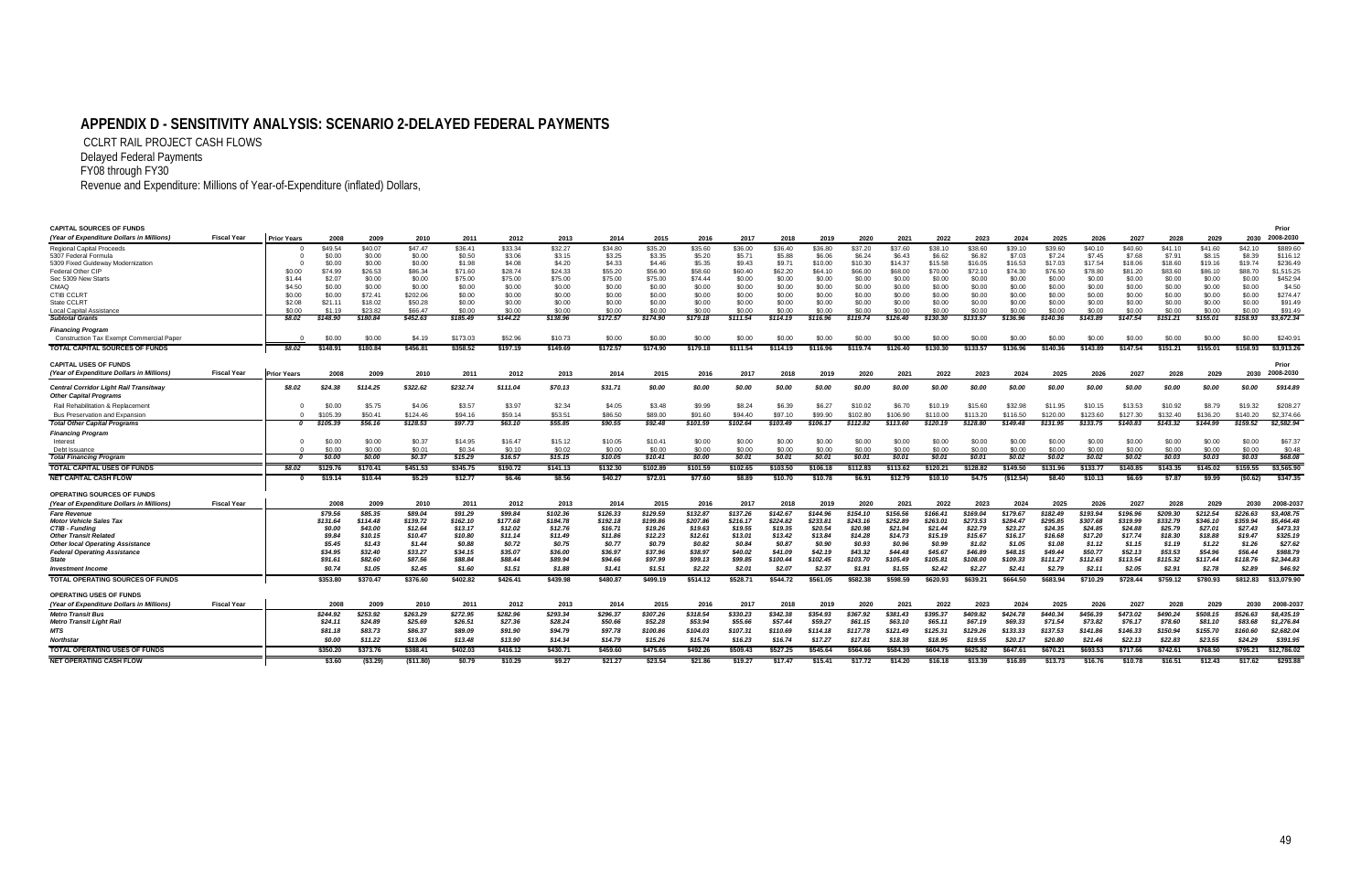# APPENDIX D - SENSITIVITY ANALYSIS: SCENARIO 2-DELAYED FEDERAL PAYMENTS

CCLRT RAIL PROJECT CASH FLOWS
Delayed Federal Payments
FY08 through FY30
Revenue and Expenditure: Millions of Year-of-Expenditure (inflated) Dollars,

| CAPITAL SOURCES OF FUNDS | | | | | | | | | | | | | | | | | | | | | | | | | | Prior |
|---|---|---|---|---|---|---|---|---|---|---|---|---|---|---|---|---|---|---|---|---|---|---|---|---|---|---|
| (Year of Expenditure Dollars in Millions) | Fiscal Year | Prior Years | 2008 | 2009 | 2010 | 2011 | 2012 | 2013 | 2014 | 2015 | 2016 | 2017 | 2018 | 2019 | 2020 | 2021 | 2022 | 2023 | 2024 | 2025 | 2026 | 2027 | 2028 | 2029 | 2030 | 2008-2030 |
| Regional Capital Proceeds | | 0 | $49.54 | $40.07 | $47.47 | $36.41 | $33.34 | $32.27 | $34.80 | $35.20 | $35.60 | $36.00 | $36.40 | $36.80 | $37.20 | $37.60 | $38.10 | $38.60 | $39.10 | $39.60 | $40.10 | $40.60 | $41.10 | $41.60 | $42.10 | $889.60 |
| 5307 Federal Formula | | 0 | $0.00 | $0.00 | $0.00 | $0.50 | $3.06 | $3.15 | $3.25 | $3.35 | $5.20 | $5.71 | $5.88 | $6.06 | $6.24 | $6.43 | $6.62 | $6.82 | $7.03 | $7.24 | $7.45 | $7.68 | $7.91 | $8.15 | $8.39 | $116.12 |
| 5309 Fixed Guideway Modernization | | 0 | $0.00 | $0.00 | $0.00 | $1.98 | $4.08 | $4.20 | $4.33 | $4.46 | $5.35 | $9.43 | $9.71 | $10.00 | $10.30 | $14.37 | $15.58 | $16.05 | $16.53 | $17.03 | $17.54 | $18.06 | $18.60 | $19.16 | $19.74 | $236.49 |
| Federal Other CIP | | $0.00 | $74.99 | $26.53 | $86.34 | $71.60 | $28.74 | $24.33 | $55.20 | $56.90 | $58.60 | $60.40 | $62.20 | $64.10 | $66.00 | $68.00 | $70.00 | $72.10 | $74.30 | $76.50 | $78.80 | $81.20 | $83.60 | $86.10 | $88.70 | $1,515.25 |
| Sec 5309 New Starts | | $1.44 | $2.07 | $0.00 | $0.00 | $75.00 | $75.00 | $75.00 | $75.00 | $75.00 | $74.44 | $0.00 | $0.00 | $0.00 | $0.00 | $0.00 | $0.00 | $0.00 | $0.00 | $0.00 | $0.00 | $0.00 | $0.00 | $0.00 | $0.00 | $452.94 |
| CMAQ | | $4.50 | $0.00 | $0.00 | $0.00 | $0.00 | $0.00 | $0.00 | $0.00 | $0.00 | $0.00 | $0.00 | $0.00 | $0.00 | $0.00 | $0.00 | $0.00 | $0.00 | $0.00 | $0.00 | $0.00 | $0.00 | $0.00 | $0.00 | $0.00 | $4.50 |
| CTIB CCLRT | | $0.00 | $0.00 | $72.41 | $202.06 | $0.00 | $0.00 | $0.00 | $0.00 | $0.00 | $0.00 | $0.00 | $0.00 | $0.00 | $0.00 | $0.00 | $0.00 | $0.00 | $0.00 | $0.00 | $0.00 | $0.00 | $0.00 | $0.00 | $0.00 | $274.47 |
| State CCLRT | | $2.08 | $21.11 | $18.02 | $50.28 | $0.00 | $0.00 | $0.00 | $0.00 | $0.00 | $0.00 | $0.00 | $0.00 | $0.00 | $0.00 | $0.00 | $0.00 | $0.00 | $0.00 | $0.00 | $0.00 | $0.00 | $0.00 | $0.00 | $0.00 | $91.49 |
| Local Capital Assistance | | $0.00 | $1.19 | $23.82 | $66.47 | $0.00 | $0.00 | $0.00 | $0.00 | $0.00 | $0.00 | $0.00 | $0.00 | $0.00 | $0.00 | $0.00 | $0.00 | $0.00 | $0.00 | $0.00 | $0.00 | $0.00 | $0.00 | $0.00 | $0.00 | $91.49 |
| *Subtotal Grants* | | *$8.02* | *$148.90* | *$180.84* | *$452.63* | *$185.49* | *$144.22* | *$138.96* | *$172.57* | *$174.90* | *$179.18* | *$111.54* | *$114.19* | *$116.96* | *$119.74* | *$126.40* | *$130.30* | *$133.57* | *$136.96* | *$140.36* | *$143.89* | *$147.54* | *$151.21* | *$155.01* | *$158.93* | *$3,672.34* |
| ***Financing Program*** | | | | | | | | | | | | | | | | | | | | | | | | | | |
| Construction Tax Exempt Commercial Paper | | 0 | $0.00 | $0.00 | $4.19 | $173.03 | $52.96 | $10.73 | $0.00 | $0.00 | $0.00 | $0.00 | $0.00 | $0.00 | $0.00 | $0.00 | $0.00 | $0.00 | $0.00 | $0.00 | $0.00 | $0.00 | $0.00 | $0.00 | $0.00 | $240.91 |
| **TOTAL CAPITAL SOURCES OF FUNDS** | | **$8.02** | **$148.91** | **$180.84** | **$456.81** | **$358.52** | **$197.19** | **$149.69** | **$172.57** | **$174.90** | **$179.18** | **$111.54** | **$114.19** | **$116.96** | **$119.74** | **$126.40** | **$130.30** | **$133.57** | **$136.96** | **$140.36** | **$143.89** | **$147.54** | **$151.21** | **$155.01** | **$158.93** | **$3,913.26** |

| CAPITAL USES OF FUNDS | | | | | | | | | | | | | | | | | | | | | | | | | | Prior |
|---|---|---|---|---|---|---|---|---|---|---|---|---|---|---|---|---|---|---|---|---|---|---|---|---|---|---|
| (Year of Expenditure Dollars in Millions) | Fiscal Year | Prior Years | 2008 | 2009 | 2010 | 2011 | 2012 | 2013 | 2014 | 2015 | 2016 | 2017 | 2018 | 2019 | 2020 | 2021 | 2022 | 2023 | 2024 | 2025 | 2026 | 2027 | 2028 | 2029 | 2030 | 2008-2030 |
| ***Central Corridor Light Rail Transitway*** | | *$8.02* | *$24.38* | *$114.25* | *$322.62* | *$232.74* | *$111.04* | *$70.13* | *$31.71* | *$0.00* | *$0.00* | *$0.00* | *$0.00* | *$0.00* | *$0.00* | *$0.00* | *$0.00* | *$0.00* | *$0.00* | *$0.00* | *$0.00* | *$0.00* | *$0.00* | *$0.00* | *$0.00* | *$914.89* |
| ***Other Capital Programs*** | | | | | | | | | | | | | | | | | | | | | | | | | | |
| Rail Rehabilitation & Replacement | | 0 | $0.00 | $5.75 | $4.06 | $3.57 | $3.97 | $2.34 | $4.05 | $3.48 | $9.99 | $8.24 | $6.39 | $6.27 | $10.02 | $6.70 | $10.19 | $15.60 | $32.98 | $11.95 | $10.15 | $13.53 | $10.92 | $8.79 | $19.32 | $208.27 |
| Bus Preservation and Expansion | | 0 | $105.39 | $50.41 | $124.46 | $94.16 | $59.14 | $53.51 | $86.50 | $89.00 | $91.60 | $94.40 | $97.10 | $99.90 | $102.80 | $106.90 | $110.00 | $113.20 | $116.50 | $120.00 | $123.60 | $127.30 | $132.40 | $136.20 | $140.20 | $2,374.66 |
| *Total Other Capital Programs* | | *0* | *$105.39* | *$56.16* | *$128.53* | *$97.73* | *$63.10* | *$55.85* | *$90.55* | *$92.48* | *$101.59* | *$102.64* | *$103.49* | *$106.17* | *$112.82* | *$113.60* | *$120.19* | *$128.80* | *$149.48* | *$131.95* | *$133.75* | *$140.83* | *$143.32* | *$144.99* | *$159.52* | *$2,582.94* |
| ***Financing Program*** | | | | | | | | | | | | | | | | | | | | | | | | | | |
| Interest | | 0 | $0.00 | $0.00 | $0.37 | $14.95 | $16.47 | $15.12 | $10.05 | $10.41 | $0.00 | $0.00 | $0.00 | $0.00 | $0.00 | $0.00 | $0.00 | $0.00 | $0.00 | $0.00 | $0.00 | $0.00 | $0.00 | $0.00 | $0.00 | $67.37 |
| Debt Issuance | | 0 | $0.00 | $0.00 | $0.01 | $0.34 | $0.10 | $0.02 | $0.00 | $0.00 | $0.00 | $0.01 | $0.01 | $0.01 | $0.01 | $0.01 | $0.01 | $0.01 | $0.02 | $0.02 | $0.02 | $0.02 | $0.03 | $0.03 | $0.03 | $0.48 |
| *Total Financing Program* | | *0* | *$0.00* | *$0.00* | *$0.37* | *$15.29* | *$16.57* | *$15.15* | *$10.05* | *$10.41* | *$0.00* | *$0.01* | *$0.01* | *$0.01* | *$0.01* | *$0.01* | *$0.01* | *$0.01* | *$0.02* | *$0.02* | *$0.02* | *$0.02* | *$0.03* | *$0.03* | *$0.03* | *$68.08* |
| **TOTAL CAPITAL USES OF FUNDS** | | **$8.02** | **$129.76** | **$170.41** | **$451.53** | **$345.75** | **$190.72** | **$141.13** | **$132.30** | **$102.89** | **$101.59** | **$102.65** | **$103.50** | **$106.18** | **$112.83** | **$113.62** | **$120.21** | **$128.82** | **$149.50** | **$131.96** | **$133.77** | **$140.85** | **$143.35** | **$145.02** | **$159.55** | **$3,565.90** |
| **NET CAPITAL CASH FLOW** | | **0** | **$19.14** | **$10.44** | **$5.29** | **$12.77** | **$6.46** | **$8.56** | **$40.27** | **$72.01** | **$77.60** | **$8.89** | **$10.70** | **$10.78** | **$6.91** | **$12.79** | **$10.10** | **$4.75** | **($12.54)** | **$8.40** | **$10.13** | **$6.69** | **$7.87** | **$9.99** | **($0.62)** | **$347.35** |

| OPERATING SOURCES OF FUNDS | | | | | | | | | | | | | | | | | | | | | | | | | |
|---|---|---|---|---|---|---|---|---|---|---|---|---|---|---|---|---|---|---|---|---|---|---|---|---|---|
| (Year of Expenditure Dollars in Millions) | Fiscal Year | 2008 | 2009 | 2010 | 2011 | 2012 | 2013 | 2014 | 2015 | 2016 | 2017 | 2018 | 2019 | 2020 | 2021 | 2022 | 2023 | 2024 | 2025 | 2026 | 2027 | 2028 | 2029 | 2030 | 2008-2037 |
| *Fare Revenue* | | *$79.56* | *$85.35* | *$89.04* | *$91.29* | *$99.84* | *$102.36* | *$126.33* | *$129.59* | *$132.87* | *$137.26* | *$142.67* | *$144.96* | *$154.10* | *$156.56* | *$166.41* | *$169.04* | *$179.67* | *$182.49* | *$193.94* | *$196.96* | *$209.30* | *$212.54* | *$226.63* | *$3,408.75* |
| *Motor Vehicle Sales Tax* | | *$131.64* | *$114.48* | *$139.72* | *$162.10* | *$177.68* | *$184.78* | *$192.18* | *$199.86* | *$207.86* | *$216.17* | *$224.82* | *$233.81* | *$243.16* | *$252.89* | *$263.01* | *$273.53* | *$284.47* | *$295.85* | *$307.68* | *$319.99* | *$332.79* | *$346.10* | *$359.94* | *$5,464.48* |
| *CTIB - Funding* | | *$0.00* | *$43.00* | *$12.64* | *$13.17* | *$12.02* | *$12.76* | *$16.71* | *$19.26* | *$19.63* | *$19.55* | *$19.35* | *$20.54* | *$20.98* | *$21.94* | *$21.44* | *$22.79* | *$23.27* | *$24.35* | *$24.85* | *$24.88* | *$25.79* | *$27.01* | *$27.43* | *$473.33* |
| *Other Transit Related* | | *$9.84* | *$10.15* | *$10.47* | *$10.80* | *$11.14* | *$11.49* | *$11.86* | *$12.23* | *$12.61* | *$13.01* | *$13.42* | *$13.84* | *$14.28* | *$14.73* | *$15.19* | *$15.67* | *$16.17* | *$16.68* | *$17.20* | *$17.74* | *$18.30* | *$18.88* | *$19.47* | *$325.19* |
| *Other local Operating Assistance* | | *$5.45* | *$1.43* | *$1.44* | *$0.88* | *$0.72* | *$0.75* | *$0.77* | *$0.79* | *$0.82* | *$0.84* | *$0.87* | *$0.90* | *$0.93* | *$0.96* | *$0.99* | *$1.02* | *$1.05* | *$1.08* | *$1.12* | *$1.15* | *$1.19* | *$1.22* | *$1.26* | *$27.62* |
| *Federal Operating Assistance* | | *$34.95* | *$32.40* | *$33.27* | *$34.15* | *$35.07* | *$36.00* | *$36.97* | *$37.96* | *$38.97* | *$40.02* | *$41.09* | *$42.19* | *$43.32* | *$44.48* | *$45.67* | *$46.89* | *$48.15* | *$49.44* | *$50.77* | *$52.13* | *$53.53* | *$54.96* | *$56.44* | *$988.79* |
| *State* | | *$91.61* | *$82.60* | *$87.56* | *$88.84* | *$88.44* | *$89.94* | *$94.66* | *$97.99* | *$99.13* | *$99.85* | *$100.44* | *$102.45* | *$103.70* | *$105.49* | *$105.81* | *$108.00* | *$109.33* | *$111.27* | *$112.63* | *$113.54* | *$115.32* | *$117.44* | *$118.76* | *$2,344.83* |
| *Investment Income* | | *$0.74* | *$1.05* | *$2.45* | *$1.60* | *$1.51* | *$1.88* | *$1.41* | *$1.51* | *$2.22* | *$2.01* | *$2.07* | *$2.37* | *$1.91* | *$1.55* | *$2.42* | *$2.27* | *$2.41* | *$2.79* | *$2.11* | *$2.05* | *$2.91* | *$2.78* | *$2.89* | *$46.92* |
| **TOTAL OPERATING SOURCES OF FUNDS** | | **$353.80** | **$370.47** | **$376.60** | **$402.82** | **$426.41** | **$439.98** | **$480.87** | **$499.19** | **$514.12** | **$528.71** | **$544.72** | **$561.05** | **$582.38** | **$598.59** | **$620.93** | **$639.21** | **$664.50** | **$683.94** | **$710.29** | **$728.44** | **$759.12** | **$780.93** | **$812.83** | **$13,079.90** |

| OPERATING USES OF FUNDS | | | | | | | | | | | | | | | | | | | | | | | | | |
|---|---|---|---|---|---|---|---|---|---|---|---|---|---|---|---|---|---|---|---|---|---|---|---|---|---|
| (Year of Expenditure Dollars in Millions) | Fiscal Year | 2008 | 2009 | 2010 | 2011 | 2012 | 2013 | 2014 | 2015 | 2016 | 2017 | 2018 | 2019 | 2020 | 2021 | 2022 | 2023 | 2024 | 2025 | 2026 | 2027 | 2028 | 2029 | 2030 | 2008-2037 |
| *Metro Transit Bus* | | *$244.92* | *$253.92* | *$263.29* | *$272.95* | *$282.96* | *$293.34* | *$296.37* | *$307.26* | *$318.54* | *$330.23* | *$342.38* | *$354.93* | *$367.92* | *$381.43* | *$395.37* | *$409.82* | *$424.78* | *$440.34* | *$456.39* | *$473.02* | *$490.24* | *$508.15* | *$526.63* | *$8,435.19* |
| *Metro Transit Light Rail* | | *$24.11* | *$24.89* | *$25.69* | *$26.51* | *$27.36* | *$28.24* | *$50.66* | *$52.28* | *$53.94* | *$55.66* | *$57.44* | *$59.27* | *$61.15* | *$63.10* | *$65.11* | *$67.19* | *$69.33* | *$71.54* | *$73.82* | *$76.17* | *$78.60* | *$81.10* | *$83.68* | *$1,276.84* |
| *MTS* | | *$81.18* | *$83.73* | *$86.37* | *$89.09* | *$91.90* | *$94.79* | *$97.78* | *$100.86* | *$104.03* | *$107.31* | *$110.69* | *$114.18* | *$117.78* | *$121.49* | *$125.31* | *$129.26* | *$133.33* | *$137.53* | *$141.86* | *$146.33* | *$150.94* | *$155.70* | *$160.60* | *$2,682.04* |
| *Northstar* | | *$0.00* | *$11.22* | *$13.06* | *$13.48* | *$13.90* | *$14.34* | *$14.79* | *$15.26* | *$15.74* | *$16.23* | *$16.74* | *$17.27* | *$17.81* | *$18.38* | *$18.95* | *$19.55* | *$20.17* | *$20.80* | *$21.46* | *$22.13* | *$22.83* | *$23.55* | *$24.29* | *$391.95* |
| **TOTAL OPERATING USES OF FUNDS** | | **$350.20** | **$373.76** | **$388.41** | **$402.03** | **$416.12** | **$430.71** | **$459.66** | **$475.65** | **$492.26** | **$509.43** | **$527.25** | **$545.64** | **$564.66** | **$584.39** | **$604.75** | **$625.82** | **$647.61** | **$670.21** | **$693.53** | **$717.66** | **$742.61** | **$768.50** | **$795.21** | **$12,786.02** |
| **NET OPERATING CASH FLOW** | | **$3.60** | **($3.29)** | **($11.80)** | **$0.79** | **$10.29** | **$9.27** | **$21.21** | **$23.54** | **$21.86** | **$19.27** | **$17.47** | **$15.41** | **$17.72** | **$14.20** | **$16.18** | **$13.39** | **$16.89** | **$13.73** | **$16.76** | **$10.78** | **$16.51** | **$12.43** | **$17.62** | **$293.88** |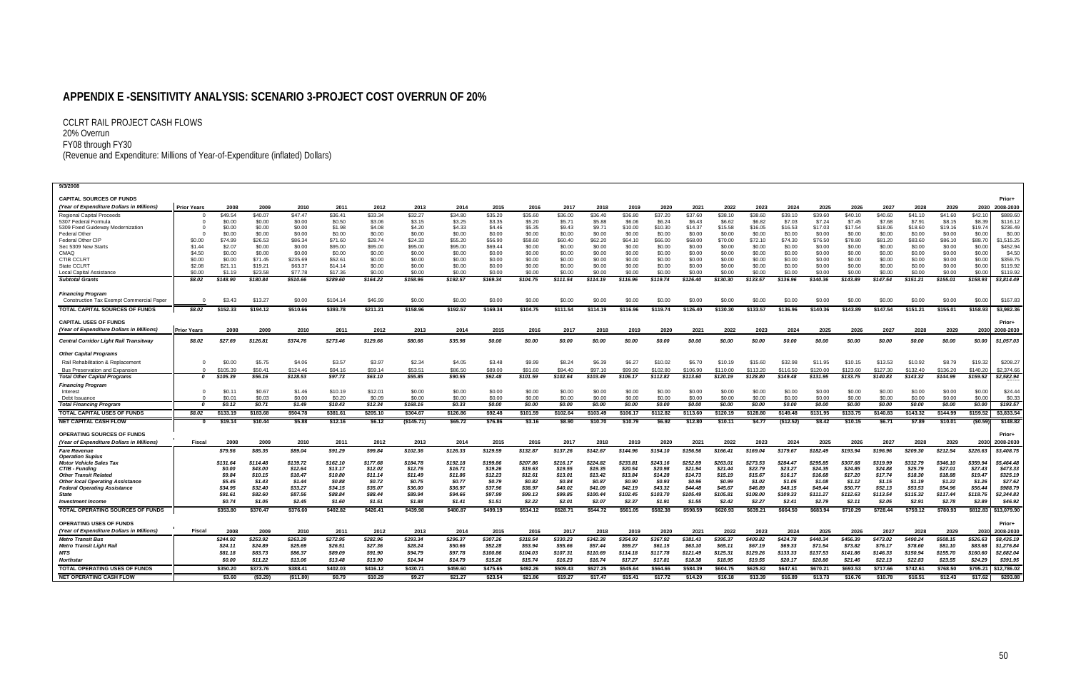# APPENDIX E -SENSITIVITY ANALYSIS: SCENARIO 3-PROJECT COST OVERRUN OF 20%

CCLRT RAIL PROJECT CASH FLOWS
20% Overrun
FY08 through FY30
(Revenue and Expenditure: Millions of Year-of-Expenditure (inflated) Dollars)

9/3/2008

| CAPITAL SOURCES OF FUNDS | | | | | | | | | | | | | | | | | | | | | | | | | Prior+ |
|---|---|---|---|---|---|---|---|---|---|---|---|---|---|---|---|---|---|---|---|---|---|---|---|---|---|
| *(Year of Expenditure Dollars in Millions)* | Prior Years | 2008 | 2009 | 2010 | 2011 | 2012 | 2013 | 2014 | 2015 | 2016 | 2017 | 2018 | 2019 | 2020 | 2021 | 2022 | 2023 | 2024 | 2025 | 2026 | 2027 | 2028 | 2029 | 2030 | 2008-2030 |
| Regional Capital Proceeds | 0 | $49.54 | $40.07 | $47.47 | $36.41 | $33.34 | $32.27 | $34.80 | $35.20 | $35.60 | $36.00 | $36.40 | $36.80 | $37.20 | $37.60 | $38.10 | $38.60 | $39.10 | $39.60 | $40.10 | $40.60 | $41.10 | $41.60 | $42.10 | $889.60 |
| 5307 Federal Formula | 0 | $0.00 | $0.00 | $0.00 | $0.50 | $3.06 | $3.15 | $3.25 | $3.35 | $5.20 | $5.71 | $5.88 | $6.06 | $6.24 | $6.43 | $6.62 | $6.82 | $7.03 | $7.24 | $7.45 | $7.68 | $7.91 | $8.15 | $8.39 | $116.12 |
| 5309 Fixed Guideway Modernization | 0 | $0.00 | $0.00 | $0.00 | $1.98 | $4.08 | $4.20 | $4.33 | $4.46 | $5.35 | $9.43 | $9.71 | $10.00 | $10.30 | $14.37 | $15.58 | $16.05 | $16.53 | $17.03 | $17.54 | $18.06 | $18.60 | $19.16 | $19.74 | $236.49 |
| Federal Other | 0 | $0.00 | $0.00 | $0.00 | $0.00 | $0.00 | $0.00 | $0.00 | $0.00 | $0.00 | $0.00 | $0.00 | $0.00 | $0.00 | $0.00 | $0.00 | $0.00 | $0.00 | $0.00 | $0.00 | $0.00 | $0.00 | $0.00 | $0.00 | $0.00 |
| Federal Other CIP | $0.00 | $74.99 | $26.53 | $86.34 | $71.60 | $28.74 | $24.33 | $55.20 | $56.90 | $58.60 | $60.40 | $62.20 | $64.10 | $66.00 | $68.00 | $70.00 | $72.10 | $74.30 | $76.50 | $78.80 | $81.20 | $83.60 | $86.10 | $88.70 | $1,515.25 |
| Sec 5309 New Starts | $1.44 | $2.07 | $0.00 | $0.00 | $95.00 | $95.00 | $95.00 | $95.00 | $69.44 | $0.00 | $0.00 | $0.00 | $0.00 | $0.00 | $0.00 | $0.00 | $0.00 | $0.00 | $0.00 | $0.00 | $0.00 | $0.00 | $0.00 | $0.00 | $452.94 |
| CMAQ | $4.50 | $0.00 | $0.00 | $0.00 | $0.00 | $0.00 | $0.00 | $0.00 | $0.00 | $0.00 | $0.00 | $0.00 | $0.00 | $0.00 | $0.00 | $0.00 | $0.00 | $0.00 | $0.00 | $0.00 | $0.00 | $0.00 | $0.00 | $0.00 | $4.50 |
| CTIB CCLRT | $0.00 | $0.00 | $71.45 | $235.69 | $52.61 | $0.00 | $0.00 | $0.00 | $0.00 | $0.00 | $0.00 | $0.00 | $0.00 | $0.00 | $0.00 | $0.00 | $0.00 | $0.00 | $0.00 | $0.00 | $0.00 | $0.00 | $0.00 | $0.00 | $359.75 |
| State CCLRT | $2.08 | $21.11 | $19.21 | $63.37 | $14.14 | $0.00 | $0.00 | $0.00 | $0.00 | $0.00 | $0.00 | $0.00 | $0.00 | $0.00 | $0.00 | $0.00 | $0.00 | $0.00 | $0.00 | $0.00 | $0.00 | $0.00 | $0.00 | $0.00 | $119.92 |
| Local Capital Assistance | $0.00 | $1.19 | $23.58 | $77.78 | $17.36 | $0.00 | $0.00 | $0.00 | $0.00 | $0.00 | $0.00 | $0.00 | $0.00 | $0.00 | $0.00 | $0.00 | $0.00 | $0.00 | $0.00 | $0.00 | $0.00 | $0.00 | $0.00 | $0.00 | $119.92 |
| ***Subtotal Grants*** | ***$8.02*** | ***$148.90*** | ***$180.84*** | ***$510.66*** | ***$289.60*** | ***$164.22*** | ***$158.96*** | ***$192.57*** | ***$169.34*** | ***$104.75*** | ***$111.54*** | ***$114.19*** | ***$116.96*** | ***$119.74*** | ***$126.40*** | ***$130.30*** | ***$133.57*** | ***$136.96*** | ***$140.36*** | ***$143.89*** | ***$147.54*** | ***$151.21*** | ***$155.01*** | ***$158.93*** | ***$3,814.49*** |
| ***Financing Program*** | | | | | | | | | | | | | | | | | | | | | | | | | |
| Construction Tax Exempt Commercial Paper | 0 | $3.43 | $13.27 | $0.00 | $104.14 | $46.99 | $0.00 | $0.00 | $0.00 | $0.00 | $0.00 | $0.00 | $0.00 | $0.00 | $0.00 | $0.00 | $0.00 | $0.00 | $0.00 | $0.00 | $0.00 | $0.00 | $0.00 | $0.00 | $167.83 |
| **TOTAL CAPITAL SOURCES OF FUNDS** | **$8.02** | **$152.33** | **$194.12** | **$510.66** | **$393.78** | **$211.21** | **$158.96** | **$192.57** | **$169.34** | **$104.75** | **$111.54** | **$114.19** | **$116.96** | **$119.74** | **$126.40** | **$130.30** | **$133.57** | **$136.96** | **$140.36** | **$143.89** | **$147.54** | **$151.21** | **$155.01** | **$158.93** | **$3,982.36** |

| CAPITAL USES OF FUNDS | | | | | | | | | | | | | | | | | | | | | | | | | Prior+ |
|---|---|---|---|---|---|---|---|---|---|---|---|---|---|---|---|---|---|---|---|---|---|---|---|---|---|
| *(Year of Expenditure Dollars in Millions)* | Prior Years | 2008 | 2009 | 2010 | 2011 | 2012 | 2013 | 2014 | 2015 | 2016 | 2017 | 2018 | 2019 | 2020 | 2021 | 2022 | 2023 | 2024 | 2025 | 2026 | 2027 | 2028 | 2029 | 2030 | 2008-2030 |
| ***Central Corridor Light Rail Transitway*** | ***$8.02*** | ***$27.69*** | ***$126.81*** | ***$374.76*** | ***$273.46*** | ***$129.66*** | ***$80.66*** | ***$35.98*** | ***$0.00*** | ***$0.00*** | ***$0.00*** | ***$0.00*** | ***$0.00*** | ***$0.00*** | ***$0.00*** | ***$0.00*** | ***$0.00*** | ***$0.00*** | ***$0.00*** | ***$0.00*** | ***$0.00*** | ***$0.00*** | ***$0.00*** | ***$0.00*** | ***$1,057.03*** |
| ***Other Capital Programs*** | | | | | | | | | | | | | | | | | | | | | | | | | |
| Rail Rehabilitation & Replacement | 0 | $0.00 | $5.75 | $4.06 | $3.57 | $3.97 | $2.34 | $4.05 | $3.48 | $9.99 | $8.24 | $6.39 | $6.27 | $10.02 | $6.70 | $10.19 | $15.60 | $32.98 | $11.95 | $10.15 | $13.53 | $10.92 | $8.79 | $19.32 | $208.27 |
| Bus Preservation and Expansion | 0 | $105.39 | $50.41 | $124.46 | $94.16 | $59.14 | $53.51 | $86.50 | $89.00 | $91.60 | $94.40 | $97.10 | $99.90 | $102.80 | $106.90 | $110.00 | $113.20 | $116.50 | $120.00 | $123.60 | $127.30 | $132.40 | $136.20 | $140.20 | $2,374.66 |
| ***Total Other Capital Programs*** | ***0*** | ***$105.39*** | ***$56.16*** | ***$128.53*** | ***$97.73*** | ***$63.10*** | ***$55.85*** | ***$90.55*** | ***$92.48*** | ***$101.59*** | ***$102.64*** | ***$103.49*** | ***$106.17*** | ***$112.82*** | ***$113.60*** | ***$120.19*** | ***$128.80*** | ***$149.48*** | ***$131.95*** | ***$133.75*** | ***$140.83*** | ***$143.32*** | ***$144.99*** | ***$159.52*** | ***$2,582.94*** |
| ***Financing Program*** | | | | | | | | | | | | | | | | | | | | | | | | | |
| Interest | 0 | $0.11 | $0.67 | $1.46 | $10.19 | $12.01 | $0.00 | $0.00 | $0.00 | $0.00 | $0.00 | $0.00 | $0.00 | $0.00 | $0.00 | $0.00 | $0.00 | $0.00 | $0.00 | $0.00 | $0.00 | $0.00 | $0.00 | $0.00 | $24.44 |
| Debt Issuance | 0 | $0.01 | $0.03 | $0.00 | $0.20 | $0.09 | $0.00 | $0.00 | $0.00 | $0.00 | $0.00 | $0.00 | $0.00 | $0.00 | $0.00 | $0.00 | $0.00 | $0.00 | $0.00 | $0.00 | $0.00 | $0.00 | $0.00 | $0.00 | $0.33 |
| ***Total Financing Program*** | ***0*** | ***$0.12*** | ***$0.71*** | ***$1.49*** | ***$10.43*** | ***$12.34*** | ***$168.16*** | ***$0.33*** | ***$0.00*** | ***$0.00*** | ***$0.00*** | ***$0.00*** | ***$0.00*** | ***$0.00*** | ***$0.00*** | ***$0.00*** | ***$0.00*** | ***$0.00*** | ***$0.00*** | ***$0.00*** | ***$0.00*** | ***$0.00*** | ***$0.00*** | ***$0.00*** | ***$193.57*** |
| **TOTAL CAPITAL USES OF FUNDS** | **$8.02** | **$133.19** | **$183.68** | **$504.78** | **$381.61** | **$205.10** | **$304.67** | **$126.86** | **$92.48** | **$101.59** | **$102.64** | **$103.49** | **$106.17** | **$112.82** | **$113.60** | **$120.19** | **$128.80** | **$149.48** | **$131.95** | **$133.75** | **$140.83** | **$143.32** | **$144.99** | **$159.52** | **$3,833.54** |
| **NET CAPITAL CASH FLOW** | **0** | **$19.14** | **$10.44** | **$5.88** | **$12.16** | **$6.12** | **($145.71)** | **$65.72** | **$76.86** | **$3.16** | **$8.90** | **$10.70** | **$10.79** | **$6.92** | **$12.80** | **$10.11** | **$4.77** | **($12.52)** | **$8.42** | **$10.15** | **$6.71** | **$7.89** | **$10.01** | **($0.59)** | **$148.82** |

| OPERATING SOURCES OF FUNDS | | | | | | | | | | | | | | | | | | | | | | | | | Prior+ |
|---|---|---|---|---|---|---|---|---|---|---|---|---|---|---|---|---|---|---|---|---|---|---|---|---|---|
| *(Year of Expenditure Dollars in Millions)* | Fiscal | 2008 | 2009 | 2010 | 2011 | 2012 | 2013 | 2014 | 2015 | 2016 | 2017 | 2018 | 2019 | 2020 | 2021 | 2022 | 2023 | 2024 | 2025 | 2026 | 2027 | 2028 | 2029 | 2030 | 2008-2030 |
| ***Fare Revenue*** | | ***$79.56*** | ***$85.35*** | ***$89.04*** | ***$91.29*** | ***$99.84*** | ***$102.36*** | ***$126.33*** | ***$129.59*** | ***$132.87*** | ***$137.26*** | ***$142.67*** | ***$144.96*** | ***$154.10*** | ***$156.56*** | ***$166.41*** | ***$169.04*** | ***$179.67*** | ***$182.49*** | ***$193.94*** | ***$196.96*** | ***$209.30*** | ***$212.54*** | ***$226.63*** | ***$3,408.75*** |
| ***Operation Suplus*** | | | | | | | | | | | | | | | | | | | | | | | | | |
| ***Motor Vehicle Sales Tax*** | | ***$131.64*** | ***$114.48*** | ***$139.72*** | ***$162.10*** | ***$177.68*** | ***$184.78*** | ***$192.18*** | ***$199.86*** | ***$207.86*** | ***$216.17*** | ***$224.82*** | ***$233.81*** | ***$243.16*** | ***$252.89*** | ***$263.01*** | ***$273.53*** | ***$284.47*** | ***$295.85*** | ***$307.68*** | ***$319.99*** | ***$332.79*** | ***$346.10*** | ***$359.94*** | ***$5,464.48*** |
| ***CTIB - Funding*** | | ***$0.00*** | ***$43.00*** | ***$12.64*** | ***$13.17*** | ***$12.02*** | ***$12.76*** | ***$16.71*** | ***$19.26*** | ***$19.63*** | ***$19.55*** | ***$19.35*** | ***$20.54*** | ***$20.98*** | ***$21.94*** | ***$21.44*** | ***$22.79*** | ***$23.27*** | ***$24.35*** | ***$24.85*** | ***$24.88*** | ***$25.79*** | ***$27.01*** | ***$27.43*** | ***$473.33*** |
| ***Other Transit Related*** | | ***$9.84*** | ***$10.15*** | ***$10.47*** | ***$10.80*** | ***$11.14*** | ***$11.49*** | ***$11.86*** | ***$12.23*** | ***$12.61*** | ***$13.01*** | ***$13.42*** | ***$13.84*** | ***$14.28*** | ***$14.73*** | ***$15.19*** | ***$15.67*** | ***$16.17*** | ***$16.68*** | ***$17.20*** | ***$17.74*** | ***$18.30*** | ***$18.88*** | ***$19.47*** | ***$325.19*** |
| ***Other local Operating Assistance*** | | ***$5.45*** | ***$1.43*** | ***$1.44*** | ***$0.88*** | ***$0.72*** | ***$0.75*** | ***$0.77*** | ***$0.79*** | ***$0.82*** | ***$0.84*** | ***$0.87*** | ***$0.90*** | ***$0.93*** | ***$0.96*** | ***$0.99*** | ***$1.02*** | ***$1.05*** | ***$1.08*** | ***$1.12*** | ***$1.15*** | ***$1.19*** | ***$1.22*** | ***$1.26*** | ***$27.62*** |
| ***Federal Operating Assistance*** | | ***$34.95*** | ***$32.40*** | ***$33.27*** | ***$34.15*** | ***$35.07*** | ***$36.00*** | ***$36.97*** | ***$37.96*** | ***$38.97*** | ***$40.02*** | ***$41.09*** | ***$42.19*** | ***$43.32*** | ***$44.48*** | ***$45.67*** | ***$46.89*** | ***$48.15*** | ***$49.44*** | ***$50.77*** | ***$52.13*** | ***$53.53*** | ***$54.96*** | ***$56.44*** | ***$988.79*** |
| ***State*** | | ***$91.61*** | ***$82.60*** | ***$87.56*** | ***$88.84*** | ***$88.44*** | ***$89.94*** | ***$94.66*** | ***$97.99*** | ***$99.13*** | ***$99.85*** | ***$100.44*** | ***$102.45*** | ***$103.70*** | ***$105.49*** | ***$105.81*** | ***$108.00*** | ***$109.33*** | ***$111.27*** | ***$112.63*** | ***$113.54*** | ***$115.32*** | ***$117.44*** | ***$118.76*** | ***$2,344.83*** |
| ***Investment Income*** | | ***$0.74*** | ***$1.05*** | ***$2.45*** | ***$1.60*** | ***$1.51*** | ***$1.88*** | ***$1.41*** | ***$1.51*** | ***$2.22*** | ***$2.01*** | ***$2.07*** | ***$2.37*** | ***$1.91*** | ***$1.55*** | ***$2.42*** | ***$2.27*** | ***$2.41*** | ***$2.79*** | ***$2.11*** | ***$2.05*** | ***$2.91*** | ***$2.81*** | ***$2.89*** | ***$46.92*** |
| **TOTAL OPERATING SOURCES OF FUNDS** | | **$353.80** | **$370.47** | **$376.60** | **$402.82** | **$426.41** | **$439.98** | **$480.87** | **$499.19** | **$514.12** | **$528.71** | **$544.72** | **$561.05** | **$582.38** | **$598.59** | **$620.93** | **$639.21** | **$664.50** | **$683.94** | **$710.29** | **$728.44** | **$759.12** | **$780.93** | **$812.83** | **$13,079.90** |

| OPERATING USES OF FUNDS | | | | | | | | | | | | | | | | | | | | | | | | | Prior+ |
|---|---|---|---|---|---|---|---|---|---|---|---|---|---|---|---|---|---|---|---|---|---|---|---|---|---|
| *(Year of Expenditure Dollars in Millions)* | Fiscal | 2008 | 2009 | 2010 | 2011 | 2012 | 2013 | 2014 | 2015 | 2016 | 2017 | 2018 | 2019 | 2020 | 2021 | 2022 | 2023 | 2024 | 2025 | 2026 | 2027 | 2028 | 2029 | 2030 | 2008-2030 |
| ***Metro Transit Bus*** | | ***$244.92*** | ***$253.92*** | ***$263.29*** | ***$272.95*** | ***$282.96*** | ***$293.34*** | ***$296.37*** | ***$307.26*** | ***$318.54*** | ***$330.23*** | ***$342.38*** | ***$354.93*** | ***$367.92*** | ***$381.43*** | ***$395.37*** | ***$409.82*** | ***$424.78*** | ***$440.34*** | ***$456.39*** | ***$473.02*** | ***$490.24*** | ***$508.15*** | ***$526.63*** | ***$8,435.19*** |
| ***Metro Transit Light Rail*** | | ***$24.11*** | ***$24.89*** | ***$25.69*** | ***$26.51*** | ***$27.36*** | ***$28.24*** | ***$50.66*** | ***$52.28*** | ***$53.94*** | ***$55.66*** | ***$57.44*** | ***$59.27*** | ***$61.15*** | ***$63.10*** | ***$65.11*** | ***$67.19*** | ***$69.33*** | ***$71.54*** | ***$73.82*** | ***$76.17*** | ***$78.60*** | ***$81.10*** | ***$83.68*** | ***$1,276.84*** |
| ***MTS*** | | ***$81.18*** | ***$83.73*** | ***$86.37*** | ***$89.09*** | ***$91.90*** | ***$94.79*** | ***$97.78*** | ***$100.86*** | ***$104.03*** | ***$107.31*** | ***$110.69*** | ***$114.18*** | ***$117.78*** | ***$121.49*** | ***$125.31*** | ***$129.26*** | ***$133.33*** | ***$137.53*** | ***$141.86*** | ***$146.33*** | ***$150.94*** | ***$155.70*** | ***$160.60*** | ***$2,682.04*** |
| ***Northstar*** | | ***$0.00*** | ***$11.22*** | ***$13.06*** | ***$13.48*** | ***$13.90*** | ***$14.34*** | ***$14.79*** | ***$15.26*** | ***$15.74*** | ***$16.23*** | ***$16.74*** | ***$17.27*** | ***$17.81*** | ***$18.38*** | ***$18.95*** | ***$19.55*** | ***$20.17*** | ***$20.80*** | ***$21.46*** | ***$22.13*** | ***$22.83*** | ***$23.55*** | ***$24.29*** | ***$391.95*** |
| **TOTAL OPERATING USES OF FUNDS** | | **$350.20** | **$373.76** | **$388.41** | **$402.03** | **$416.12** | **$430.71** | **$459.60** | **$475.65** | **$492.26** | **$509.43** | **$527.25** | **$545.64** | **$564.66** | **$584.39** | **$604.75** | **$625.82** | **$647.61** | **$670.21** | **$693.53** | **$717.66** | **$742.61** | **$768.50** | **$795.21** | **$12,786.02** |
| **NET OPERATING CASH FLOW** | | **$3.60** | **($3.29)** | **($11.80)** | **$0.79** | **$10.29** | **$9.27** | **$21.27** | **$23.54** | **$21.86** | **$19.27** | **$17.47** | **$15.41** | **$17.72** | **$14.20** | **$16.18** | **$13.39** | **$16.89** | **$13.73** | **$16.76** | **$10.78** | **$16.51** | **$12.43** | **$17.62** | **$293.88** |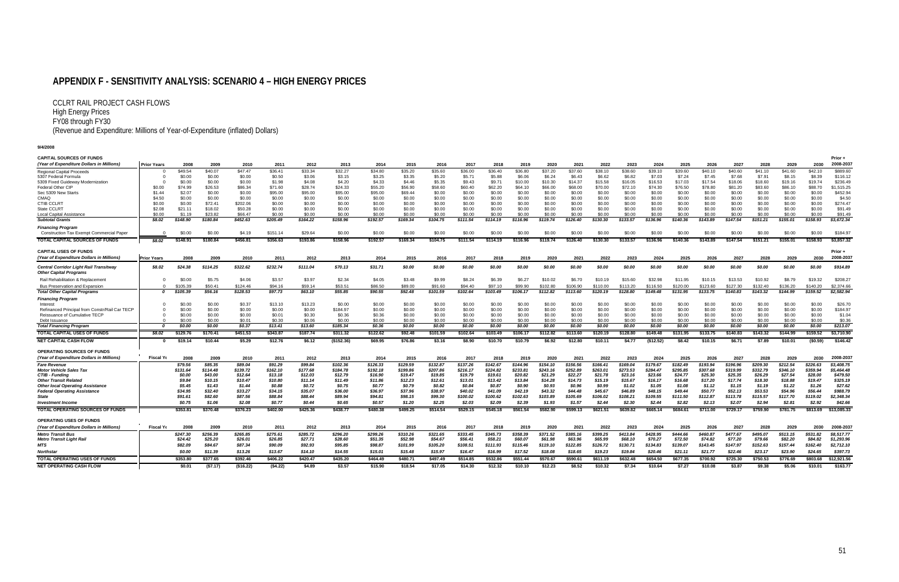# APPENDIX F - SENSITIVITY ANALYSIS: SCENARIO 4 – HIGH ENERGY PRICES

CCLRT RAIL PROJECT CASH FLOWS
High Energy Prices
FY08 through FY30
(Revenue and Expenditure: Millions of Year-of-Expenditure (inflated) Dollars)

9/4/2008

| CAPITAL SOURCES OF FUNDS *(Year of Expenditure Dollars in Millions)* | Prior Years | 2008 | 2009 | 2010 | 2011 | 2012 | 2013 | 2014 | 2015 | 2016 | 2017 | 2018 | 2019 | 2020 | 2021 | 2022 | 2023 | 2024 | 2025 | 2026 | 2027 | 2028 | 2029 | 2030 | Prior + 2008-2037 |
|---|---|---|---|---|---|---|---|---|---|---|---|---|---|---|---|---|---|---|---|---|---|---|---|---|---|
| Regional Capital Proceeds | 0 | $49.54 | $40.07 | $47.47 | $36.41 | $33.34 | $32.27 | $34.80 | $35.20 | $35.60 | $36.00 | $36.40 | $36.80 | $37.20 | $37.60 | $38.10 | $38.60 | $39.10 | $39.60 | $40.10 | $40.60 | $41.10 | $41.60 | $42.10 | $889.60 |
| 5307 Federal Formula | 0 | $0.00 | $0.00 | $0.00 | $0.50 | $3.06 | $3.15 | $3.25 | $3.35 | $5.20 | $5.71 | $5.88 | $6.06 | $6.24 | $6.43 | $6.62 | $6.82 | $7.03 | $7.24 | $7.45 | $7.68 | $7.91 | $8.15 | $8.39 | $116.12 |
| 5309 Fixed Guideway Modernization | 0 | $0.00 | $0.00 | $0.00 | $1.98 | $4.08 | $4.20 | $4.33 | $4.46 | $5.35 | $9.43 | $9.71 | $10.00 | $10.30 | $14.37 | $15.58 | $16.05 | $16.53 | $17.03 | $17.54 | $18.06 | $18.60 | $19.16 | $19.74 | $236.49 |
| Federal Other CIP | $0.00 | $74.99 | $26.53 | $86.34 | $71.60 | $28.74 | $24.33 | $55.20 | $56.90 | $58.60 | $60.40 | $62.20 | $64.10 | $66.00 | $68.00 | $70.00 | $72.10 | $74.30 | $76.50 | $78.80 | $81.20 | $83.60 | $86.10 | $88.70 | $1,515.25 |
| Sec 5309 New Starts | $1.44 | $2.07 | $0.00 | $0.00 | $95.00 | $95.00 | $95.00 | $95.00 | $69.44 | $0.00 | $0.00 | $0.00 | $0.00 | $0.00 | $0.00 | $0.00 | $0.00 | $0.00 | $0.00 | $0.00 | $0.00 | $0.00 | $0.00 | $0.00 | $452.94 |
| CMAQ | $4.50 | $0.00 | $0.00 | $0.00 | $0.00 | $0.00 | $0.00 | $0.00 | $0.00 | $0.00 | $0.00 | $0.00 | $0.00 | $0.00 | $0.00 | $0.00 | $0.00 | $0.00 | $0.00 | $0.00 | $0.00 | $0.00 | $0.00 | $0.00 | $4.50 |
| CTIB CCLRT | $0.00 | $0.00 | $72.41 | $202.06 | $0.00 | $0.00 | $0.00 | $0.00 | $0.00 | $0.00 | $0.00 | $0.00 | $0.00 | $0.00 | $0.00 | $0.00 | $0.00 | $0.00 | $0.00 | $0.00 | $0.00 | $0.00 | $0.00 | $0.00 | $274.47 |
| State CCLRT | $2.08 | $21.11 | $18.02 | $50.28 | $0.00 | $0.00 | $0.00 | $0.00 | $0.00 | $0.00 | $0.00 | $0.00 | $0.00 | $0.00 | $0.00 | $0.00 | $0.00 | $0.00 | $0.00 | $0.00 | $0.00 | $0.00 | $0.00 | $0.00 | $91.49 |
| Local Capital Assistance | $0.00 | $1.19 | $23.82 | $66.47 | $0.00 | $0.00 | $0.00 | $0.00 | $0.00 | $0.00 | $0.00 | $0.00 | $0.00 | $0.00 | $0.00 | $0.00 | $0.00 | $0.00 | $0.00 | $0.00 | $0.00 | $0.00 | $0.00 | $0.00 | $91.49 |
| ***Subtotal Grants*** | *$8.02* | *$148.90* | *$180.84* | *$452.63* | *$205.49* | *$164.22* | *$158.96* | *$192.57* | *$169.34* | *$104.75* | *$111.54* | *$114.19* | *$116.96* | *$119.74* | *$126.40* | *$130.30* | *$133.57* | *$136.96* | *$140.36* | *$143.89* | *$147.54* | *$151.21* | *$155.01* | *$158.93* | *$3,672.34* |
| ***Financing Program*** | | | | | | | | | | | | | | | | | | | | | | | | | |
| Construction Tax Exempt Commercial Paper | 0 | $0.00 | $0.00 | $4.19 | $151.14 | $29.64 | $0.00 | $0.00 | $0.00 | $0.00 | $0.00 | $0.00 | $0.00 | $0.00 | $0.00 | $0.00 | $0.00 | $0.00 | $0.00 | $0.00 | $0.00 | $0.00 | $0.00 | $0.00 | $184.97 |
| **TOTAL CAPITAL SOURCES OF FUNDS** | $8.02 | $148.91 | $180.84 | $456.81 | $356.63 | $193.86 | $158.96 | $192.57 | $169.34 | $104.75 | $111.54 | $114.19 | $116.96 | $119.74 | $126.40 | $130.30 | $133.57 | $136.96 | $140.36 | $143.89 | $147.54 | $151.21 | $155.01 | $158.93 | $3,857.32 |

| CAPITAL USES OF FUNDS *(Year of Expenditure Dollars in Millions)* | Prior Years | 2008 | 2009 | 2010 | 2011 | 2012 | 2013 | 2014 | 2015 | 2016 | 2017 | 2018 | 2019 | 2020 | 2021 | 2022 | 2023 | 2024 | 2025 | 2026 | 2027 | 2028 | 2029 | 2030 | Prior + 2008-2037 |
|---|---|---|---|---|---|---|---|---|---|---|---|---|---|---|---|---|---|---|---|---|---|---|---|---|---|
| ***Central Corridor Light Rail Transitway*** | *$8.02* | *$24.38* | *$114.25* | *$322.62* | *$232.74* | *$111.04* | *$70.13* | *$31.71* | *$0.00* | *$0.00* | *$0.00* | *$0.00* | *$0.00* | *$0.00* | *$0.00* | *$0.00* | *$0.00* | *$0.00* | *$0.00* | *$0.00* | *$0.00* | *$0.00* | *$0.00* | *$0.00* | *$914.89* |
| ***Other Capital Programs*** | | | | | | | | | | | | | | | | | | | | | | | | | |
| Rail Rehabilitation & Replacement | 0 | $0.00 | $5.75 | $4.06 | $3.57 | $3.97 | $2.34 | $4.05 | $3.48 | $9.99 | $8.24 | $6.39 | $6.27 | $10.02 | $6.70 | $10.19 | $15.60 | $32.98 | $11.95 | $10.15 | $13.53 | $10.92 | $8.79 | $19.32 | $208.27 |
| Bus Preservation and Expansion | 0 | $105.39 | $50.41 | $124.46 | $94.16 | $59.14 | $53.51 | $86.50 | $89.00 | $91.60 | $94.40 | $97.10 | $99.90 | $102.80 | $106.90 | $110.00 | $113.20 | $116.50 | $120.00 | $123.60 | $127.30 | $132.40 | $136.20 | $140.20 | $2,374.66 |
| ***Total Other Capital Programs*** | *0* | *$105.39* | *$56.16* | *$128.53* | *$97.73* | *$63.10* | *$55.85* | *$90.55* | *$92.48* | *$101.59* | *$102.64* | *$103.49* | *$106.17* | *$112.82* | *$113.60* | *$120.19* | *$128.80* | *$149.48* | *$131.95* | *$133.75* | *$140.83* | *$143.32* | *$144.99* | *$159.52* | *$2,582.94* |
| ***Financing Program*** | | | | | | | | | | | | | | | | | | | | | | | | | |
| Interest | 0 | $0.00 | $0.00 | $0.37 | $13.10 | $13.23 | $0.00 | $0.00 | $0.00 | $0.00 | $0.00 | $0.00 | $0.00 | $0.00 | $0.00 | $0.00 | $0.00 | $0.00 | $0.00 | $0.00 | $0.00 | $0.00 | $0.00 | $0.00 | $26.70 |
| Refinanced Principal from Constr/Rail Car TECP | 0 | $0.00 | $0.00 | $0.00 | $0.00 | $0.00 | $184.97 | $0.00 | $0.00 | $0.00 | $0.00 | $0.00 | $0.00 | $0.00 | $0.00 | $0.00 | $0.00 | $0.00 | $0.00 | $0.00 | $0.00 | $0.00 | $0.00 | $0.00 | $184.97 |
| Reissuance of Cumulative TECP | 0 | $0.00 | $0.00 | $0.00 | $0.01 | $0.30 | $0.36 | $0.36 | $0.00 | $0.00 | $0.00 | $0.00 | $0.00 | $0.00 | $0.00 | $0.00 | $0.00 | $0.00 | $0.00 | $0.00 | $0.00 | $0.00 | $0.00 | $0.00 | $1.04 |
| Debt Issuance | 0 | $0.00 | $0.00 | $0.01 | $0.30 | $0.06 | $0.00 | $0.00 | $0.00 | $0.00 | $0.00 | $0.00 | $0.00 | $0.00 | $0.00 | $0.00 | $0.00 | $0.00 | $0.00 | $0.00 | $0.00 | $0.00 | $0.00 | $0.00 | $0.36 |
| ***Total Financing Program*** | *0* | *$0.00* | *$0.00* | *$0.37* | *$13.41* | *$13.60* | *$185.34* | *$0.36* | *$0.00* | *$0.00* | *$0.00* | *$0.00* | *$0.00* | *$0.00* | *$0.00* | *$0.00* | *$0.00* | *$0.00* | *$0.00* | *$0.00* | *$0.00* | *$0.00* | *$0.00* | *$0.00* | *$213.07* |
| **TOTAL CAPITAL USES OF FUNDS** | $8.02 | $129.76 | $170.41 | $451.53 | $343.87 | $187.74 | $311.32 | $122.62 | $92.48 | $101.59 | $102.64 | $103.49 | $106.17 | $112.82 | $113.60 | $120.19 | $128.80 | $149.48 | $131.95 | $133.75 | $140.83 | $143.32 | $144.99 | $159.52 | $3,710.90 |
| **NET CAPITAL CASH FLOW** | 0 | $19.14 | $10.44 | $5.29 | $12.76 | $6.12 | ($152.36) | $69.95 | $76.86 | $3.16 | $8.90 | $10.70 | $10.79 | $6.92 | $12.80 | $10.11 | $4.77 | ($12.52) | $8.42 | $10.15 | $6.71 | $7.89 | $10.01 | ($0.59) | $146.42 |

| OPERATING SOURCES OF FUNDS *(Year of Expenditure Dollars in Millions)* | Fiscal Ye | 2008 | 2009 | 2010 | 2011 | 2012 | 2013 | 2014 | 2015 | 2016 | 2017 | 2018 | 2019 | 2020 | 2021 | 2022 | 2023 | 2024 | 2025 | 2026 | 2027 | 2028 | 2029 | 2030 | 2008-2037 |
|---|---|---|---|---|---|---|---|---|---|---|---|---|---|---|---|---|---|---|---|---|---|---|---|---|---|
| ***Fare Revenue*** | | *$79.56* | *$85.35* | *$89.04* | *$91.29* | *$99.84* | *$102.36* | *$126.33* | *$129.59* | *$132.87* | *$137.26* | *$142.67* | *$144.96* | *$154.10* | *$156.56* | *$166.41* | *$169.04* | *$179.67* | *$182.49* | *$193.94* | *$196.96* | *$209.30* | *$212.54* | *$226.63* | *$3,408.75* |
| ***Motor Vehicle Sales Tax*** | | *$131.64* | *$114.48* | *$139.72* | *$162.10* | *$177.68* | *$184.78* | *$192.18* | *$199.86* | *$207.86* | *$216.17* | *$224.82* | *$233.81* | *$243.16* | *$252.89* | *$263.01* | *$273.53* | *$284.47* | *$295.85* | *$307.68* | *$319.99* | *$332.79* | *$346.10* | *$359.94* | *$5,464.48* |
| ***CTIB - Funding*** | | *$0.00* | *$43.00* | *$12.64* | *$13.18* | *$12.03* | *$12.79* | *$16.90* | *$19.47* | *$19.85* | *$19.79* | *$19.61* | *$20.82* | *$21.29* | *$22.27* | *$21.78* | *$23.16* | *$23.66* | *$24.77* | *$25.30* | *$25.35* | *$26.29* | *$27.54* | *$28.00* | *$479.50* |
| ***Other Transit Related*** | | *$9.84* | *$10.15* | *$10.47* | *$10.80* | *$11.14* | *$11.49* | *$11.86* | *$12.23* | *$12.61* | *$13.01* | *$13.42* | *$13.84* | *$14.28* | *$14.73* | *$15.19* | *$15.67* | *$16.17* | *$16.68* | *$17.20* | *$17.74* | *$18.30* | *$18.88* | *$19.47* | *$325.19* |
| ***Other local Operating Assistance*** | | *$5.45* | *$1.43* | *$1.44* | *$0.88* | *$0.72* | *$0.75* | *$0.77* | *$0.79* | *$0.82* | *$0.84* | *$0.87* | *$0.90* | *$0.93* | *$0.96* | *$0.99* | *$1.02* | *$1.05* | *$1.08* | *$1.12* | *$1.15* | *$1.19* | *$1.22* | *$1.26* | *$27.62* |
| ***Federal Operating Assistance*** | | *$34.95* | *$32.40* | *$33.27* | *$34.15* | *$35.07* | *$36.00* | *$36.97* | *$37.96* | *$38.97* | *$40.02* | *$41.09* | *$42.19* | *$43.32* | *$44.48* | *$45.67* | *$46.89* | *$48.15* | *$49.44* | *$50.77* | *$52.13* | *$53.53* | *$54.96* | *$56.44* | *$988.79* |
| ***State*** | | *$91.61* | *$82.60* | *$87.56* | *$88.84* | *$88.44* | *$89.94* | *$94.81* | *$98.15* | *$99.30* | *$100.02* | *$100.62* | *$102.63* | *$103.89* | *$105.69* | *$106.02* | *$108.21* | *$109.55* | *$111.50* | *$112.87* | *$113.78* | *$115.57* | *$117.70* | *$119.02* | *$2,348.34* |
| ***Investment Income*** | | *$0.75* | *$1.06* | *$2.08* | *$0.77* | *$0.44* | *$0.65* | *$0.57* | *$1.20* | *$2.25* | *$2.03* | *$2.09* | *$2.39* | *$1.93* | *$1.57* | *$2.44* | *$2.30* | *$2.44* | *$2.82* | *$2.13* | *$2.07* | *$2.94* | *$2.81* | *$2.92* | *$42.66* |
| **TOTAL OPERATING SOURCES OF FUNDS** | | $353.81 | $370.48 | $376.23 | $402.00 | $425.36 | $438.77 | $480.38 | $499.25 | $514.54 | $529.15 | $545.18 | $561.54 | $582.90 | $599.13 | $621.51 | $639.82 | $665.14 | $684.61 | $711.00 | $729.17 | $759.90 | $781.75 | $813.69 | $13,085.33 |

| OPERATING USES OF FUNDS *(Year of Expenditure Dollars in Millions)* | Fiscal Ye | 2008 | 2009 | 2010 | 2011 | 2012 | 2013 | 2014 | 2015 | 2016 | 2017 | 2018 | 2019 | 2020 | 2021 | 2022 | 2023 | 2024 | 2025 | 2026 | 2027 | 2028 | 2029 | 2030 | 2008-2037 |
|---|---|---|---|---|---|---|---|---|---|---|---|---|---|---|---|---|---|---|---|---|---|---|---|---|---|
| ***Metro Transit Bus*** | | *$247.30* | *$256.39* | *$265.85* | *$275.61* | *$285.72* | *$296.20* | *$299.26* | *$310.26* | *$321.65* | *$333.45* | *$345.73* | *$358.39* | *$371.52* | *$385.16* | *$399.25* | *$413.84* | *$428.95* | *$444.66* | *$460.87* | *$477.67* | *$495.07* | *$513.15* | *$531.82* | *$8,517.77* |
| ***Metro Transit Light Rail*** | | *$24.42* | *$25.20* | *$26.01* | *$26.85* | *$27.71* | *$28.60* | *$51.35* | *$52.98* | *$54.67* | *$56.41* | *$58.21* | *$60.07* | *$61.98* | *$63.96* | *$65.99* | *$68.10* | *$70.27* | *$72.50* | *$74.82* | *$77.20* | *$79.66* | *$82.20* | *$84.82* | *$1,293.96* |
| ***MTS*** | | *$82.09* | *$84.67* | *$87.34* | *$90.09* | *$92.93* | *$95.85* | *$98.87* | *$101.99* | *$105.20* | *$108.51* | *$111.93* | *$115.46* | *$119.10* | *$122.85* | *$126.72* | *$130.71* | *$134.83* | *$139.07* | *$143.45* | *$147.97* | *$152.63* | *$157.44* | *$162.40* | *$2,712.10* |
| ***Northstar*** | | *$0.00* | *$11.39* | *$13.26* | *$13.67* | *$14.10* | *$14.55* | *$15.01* | *$15.48* | *$15.97* | *$16.47* | *$16.99* | *$17.52* | *$18.08* | *$18.65* | *$19.23* | *$19.84* | *$20.46* | *$21.11* | *$21.77* | *$22.46* | *$23.17* | *$23.90* | *$24.65* | *$397.73* |
| **TOTAL OPERATING USES OF FUNDS** | | $353.80 | $377.65 | $392.46 | $406.22 | $420.47 | $435.20 | $464.49 | $480.71 | $497.49 | $514.85 | $532.86 | $551.44 | $570.67 | $590.61 | $611.19 | $632.48 | $654.50 | $677.35 | $700.92 | $725.30 | $750.53 | $776.69 | $803.68 | $12,921.56 |
| **NET OPERATING CASH FLOW** | | $0.01 | ($7.17) | ($16.22) | ($4.22) | $4.89 | $3.57 | $15.90 | $18.54 | $17.05 | $14.30 | $12.32 | $10.10 | $12.23 | $8.52 | $10.32 | $7.34 | $10.64 | $7.27 | $10.08 | $3.87 | $9.38 | $5.06 | $10.01 | $163.77 |